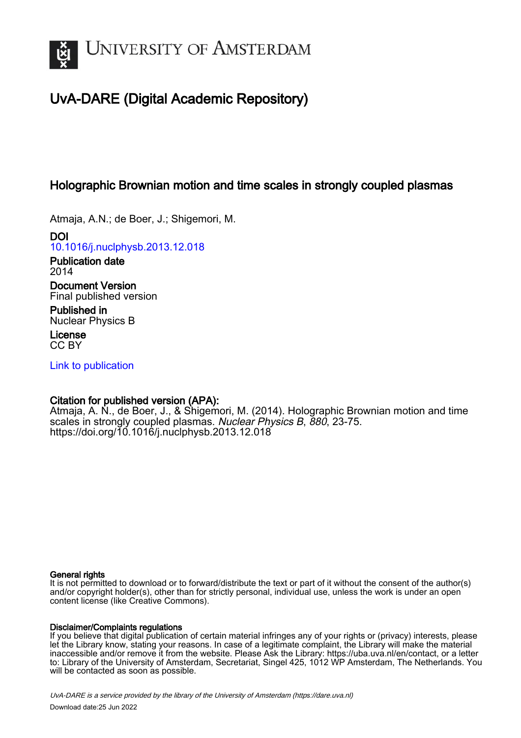UNIVERSITY OF AMSTERDAM

# UvA-DARE (Digital Academic Repository)

## Holographic Brownian motion and time scales in strongly coupled plasmas

Atmaja, A.N.; de Boer, J.; Shigemori, M.

**DOI**
10.1016/j.nuclphysb.2013.12.018

**Publication date**
2014

**Document Version**
Final published version

**Published in**
Nuclear Physics B

**License**
CC BY

Link to publication

**Citation for published version (APA):**
Atmaja, A. N., de Boer, J., & Shigemori, M. (2014). Holographic Brownian motion and time scales in strongly coupled plasmas. *Nuclear Physics B*, *880*, 23-75. https://doi.org/10.1016/j.nuclphysb.2013.12.018

**General rights**
It is not permitted to download or to forward/distribute the text or part of it without the consent of the author(s) and/or copyright holder(s), other than for strictly personal, individual use, unless the work is under an open content license (like Creative Commons).

**Disclaimer/Complaints regulations**
If you believe that digital publication of certain material infringes any of your rights or (privacy) interests, please let the Library know, stating your reasons. In case of a legitimate complaint, the Library will make the material inaccessible and/or remove it from the website. Please Ask the Library: https://uba.uva.nl/en/contact, or a letter to: Library of the University of Amsterdam, Secretariat, Singel 425, 1012 WP Amsterdam, The Netherlands. You will be contacted as soon as possible.

*UvA-DARE is a service provided by the library of the University of Amsterdam (https://dare.uva.nl)*

Download date:25 Jun 2022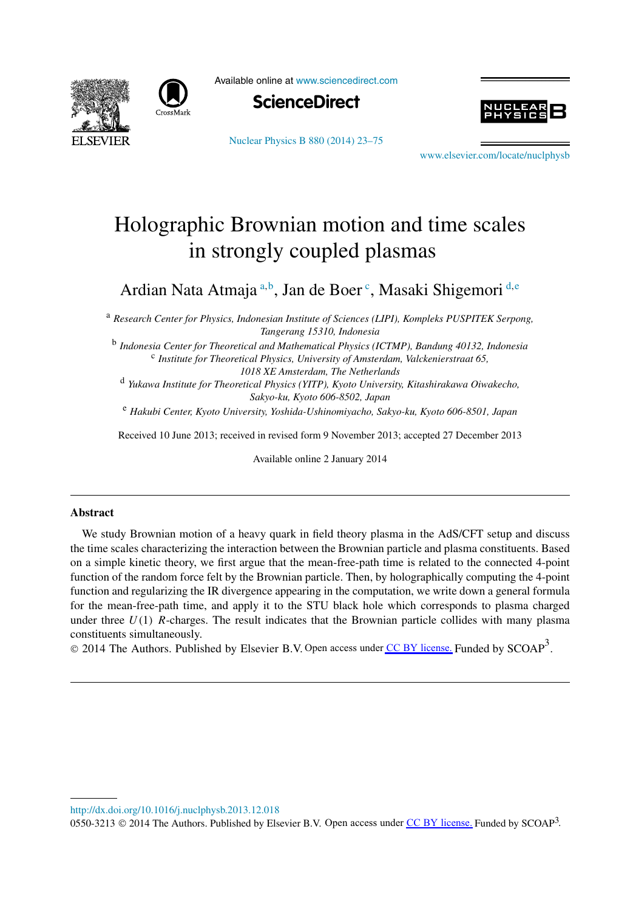# Holographic Brownian motion and time scales in strongly coupled plasmas

Ardian Nata Atmaja [a,b], Jan de Boer [c], Masaki Shigemori [d,e]

[a] *Research Center for Physics, Indonesian Institute of Sciences (LIPI), Kompleks PUSPITEK Serpong, Tangerang 15310, Indonesia*

[b] *Indonesia Center for Theoretical and Mathematical Physics (ICTMP), Bandung 40132, Indonesia*

[c] *Institute for Theoretical Physics, University of Amsterdam, Valckenierstraat 65, 1018 XE Amsterdam, The Netherlands*

[d] *Yukawa Institute for Theoretical Physics (YITP), Kyoto University, Kitashirakawa Oiwakecho, Sakyo-ku, Kyoto 606-8502, Japan*

[e] *Hakubi Center, Kyoto University, Yoshida-Ushinomiyacho, Sakyo-ku, Kyoto 606-8501, Japan*

Received 10 June 2013; received in revised form 9 November 2013; accepted 27 December 2013

Available online 2 January 2014

## Abstract

We study Brownian motion of a heavy quark in field theory plasma in the AdS/CFT setup and discuss the time scales characterizing the interaction between the Brownian particle and plasma constituents. Based on a simple kinetic theory, we first argue that the mean-free-path time is related to the connected 4-point function of the random force felt by the Brownian particle. Then, by holographically computing the 4-point function and regularizing the IR divergence appearing in the computation, we write down a general formula for the mean-free-path time, and apply it to the STU black hole which corresponds to plasma charged under three $U(1)$ $R$-charges. The result indicates that the Brownian particle collides with many plasma constituents simultaneously.

© 2014 The Authors. Published by Elsevier B.V. Open access under CC BY license. Funded by SCOAP[3].

http://dx.doi.org/10.1016/j.nuclphysb.2013.12.018

0550-3213 © 2014 The Authors. Published by Elsevier B.V. Open access under CC BY license. Funded by SCOAP[3].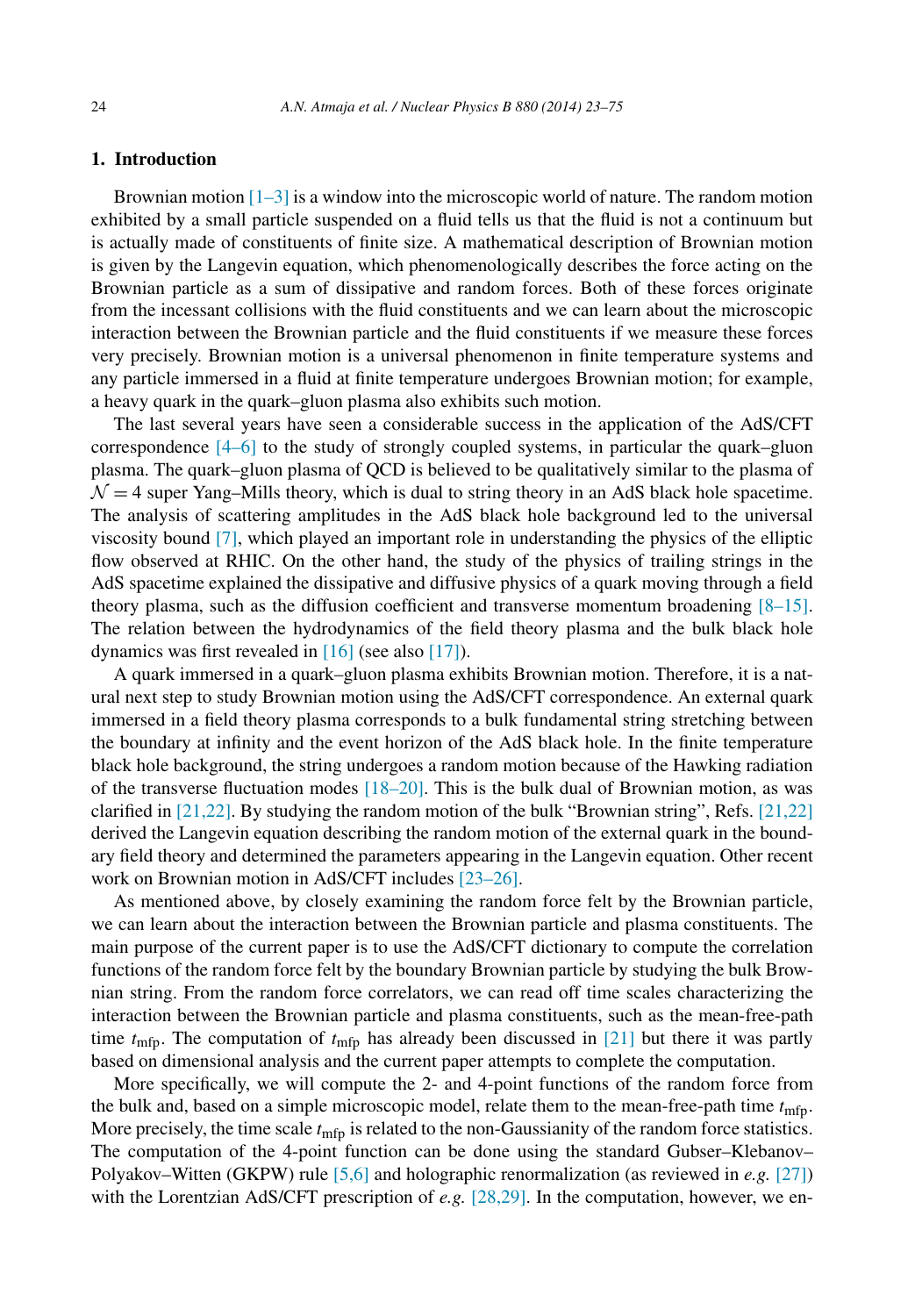## 1. Introduction

Brownian motion [1–3] is a window into the microscopic world of nature. The random motion exhibited by a small particle suspended on a fluid tells us that the fluid is not a continuum but is actually made of constituents of finite size. A mathematical description of Brownian motion is given by the Langevin equation, which phenomenologically describes the force acting on the Brownian particle as a sum of dissipative and random forces. Both of these forces originate from the incessant collisions with the fluid constituents and we can learn about the microscopic interaction between the Brownian particle and the fluid constituents if we measure these forces very precisely. Brownian motion is a universal phenomenon in finite temperature systems and any particle immersed in a fluid at finite temperature undergoes Brownian motion; for example, a heavy quark in the quark–gluon plasma also exhibits such motion.

The last several years have seen a considerable success in the application of the AdS/CFT correspondence [4–6] to the study of strongly coupled systems, in particular the quark–gluon plasma. The quark–gluon plasma of QCD is believed to be qualitatively similar to the plasma of $\mathcal{N} = 4$ super Yang–Mills theory, which is dual to string theory in an AdS black hole spacetime. The analysis of scattering amplitudes in the AdS black hole background led to the universal viscosity bound [7], which played an important role in understanding the physics of the elliptic flow observed at RHIC. On the other hand, the study of the physics of trailing strings in the AdS spacetime explained the dissipative and diffusive physics of a quark moving through a field theory plasma, such as the diffusion coefficient and transverse momentum broadening [8–15]. The relation between the hydrodynamics of the field theory plasma and the bulk black hole dynamics was first revealed in [16] (see also [17]).

A quark immersed in a quark–gluon plasma exhibits Brownian motion. Therefore, it is a natural next step to study Brownian motion using the AdS/CFT correspondence. An external quark immersed in a field theory plasma corresponds to a bulk fundamental string stretching between the boundary at infinity and the event horizon of the AdS black hole. In the finite temperature black hole background, the string undergoes a random motion because of the Hawking radiation of the transverse fluctuation modes [18–20]. This is the bulk dual of Brownian motion, as was clarified in [21,22]. By studying the random motion of the bulk "Brownian string", Refs. [21,22] derived the Langevin equation describing the random motion of the external quark in the boundary field theory and determined the parameters appearing in the Langevin equation. Other recent work on Brownian motion in AdS/CFT includes [23–26].

As mentioned above, by closely examining the random force felt by the Brownian particle, we can learn about the interaction between the Brownian particle and plasma constituents. The main purpose of the current paper is to use the AdS/CFT dictionary to compute the correlation functions of the random force felt by the boundary Brownian particle by studying the bulk Brownian string. From the random force correlators, we can read off time scales characterizing the interaction between the Brownian particle and plasma constituents, such as the mean-free-path time $t_{\text{mfp}}$. The computation of $t_{\text{mfp}}$ has already been discussed in [21] but there it was partly based on dimensional analysis and the current paper attempts to complete the computation.

More specifically, we will compute the 2- and 4-point functions of the random force from the bulk and, based on a simple microscopic model, relate them to the mean-free-path time $t_{\text{mfp}}$. More precisely, the time scale $t_{\text{mfp}}$ is related to the non-Gaussianity of the random force statistics. The computation of the 4-point function can be done using the standard Gubser–Klebanov–Polyakov–Witten (GKPW) rule [5,6] and holographic renormalization (as reviewed in *e.g.* [27]) with the Lorentzian AdS/CFT prescription of *e.g.* [28,29]. In the computation, however, we en-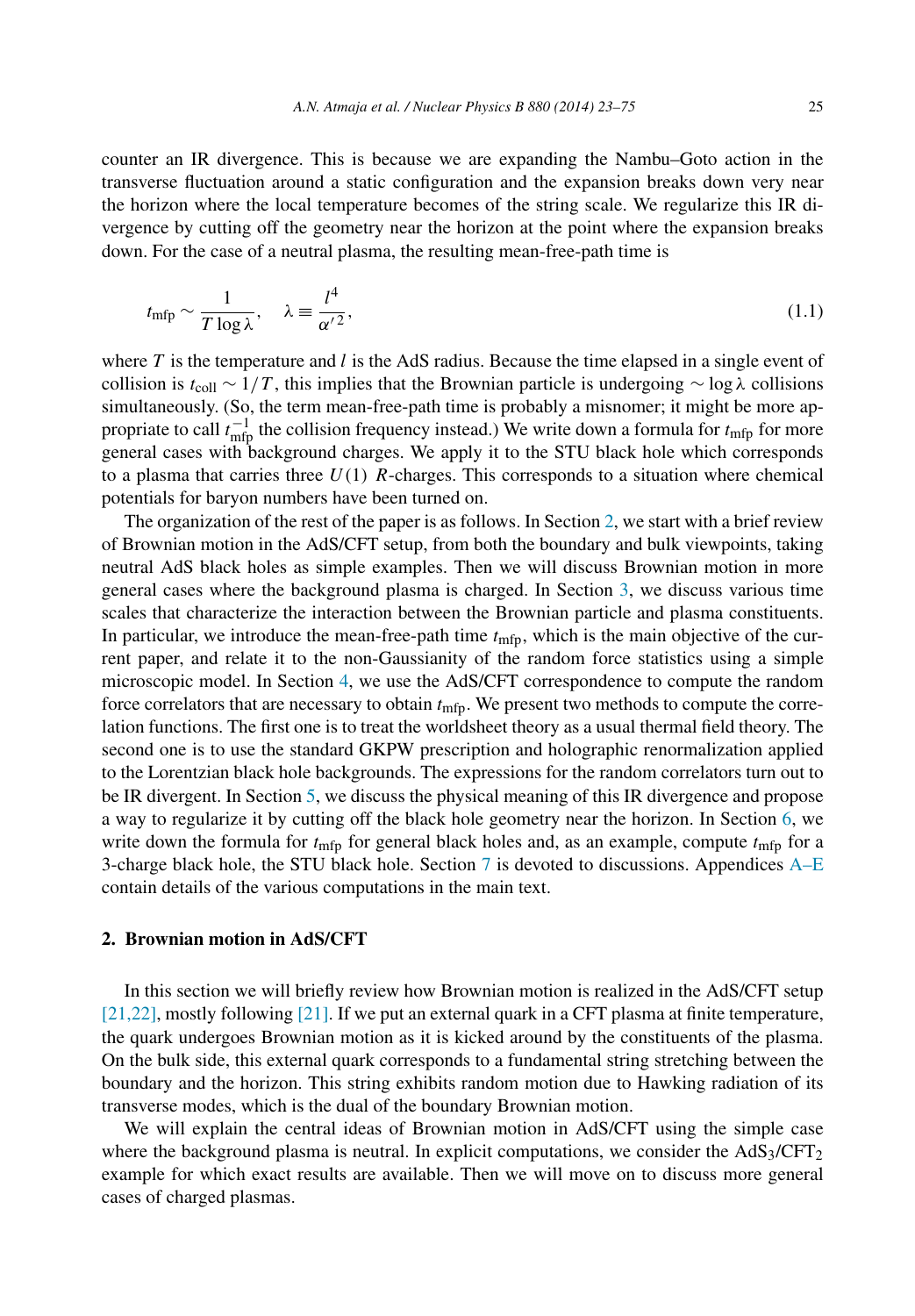counter an IR divergence. This is because we are expanding the Nambu–Goto action in the transverse fluctuation around a static configuration and the expansion breaks down very near the horizon where the local temperature becomes of the string scale. We regularize this IR divergence by cutting off the geometry near the horizon at the point where the expansion breaks down. For the case of a neutral plasma, the resulting mean-free-path time is

$$t_{\mathrm{mfp}} \sim \frac{1}{T \log \lambda}, \quad \lambda \equiv \frac{l^4}{\alpha'^2}, \tag{1.1}$$

where $T$ is the temperature and $l$ is the AdS radius. Because the time elapsed in a single event of collision is $t_{\mathrm{coll}} \sim 1/T$, this implies that the Brownian particle is undergoing $\sim \log \lambda$ collisions simultaneously. (So, the term mean-free-path time is probably a misnomer; it might be more appropriate to call $t_{\mathrm{mfp}}^{-1}$ the collision frequency instead.) We write down a formula for $t_{\mathrm{mfp}}$ for more general cases with background charges. We apply it to the STU black hole which corresponds to a plasma that carries three $U(1)$ $R$-charges. This corresponds to a situation where chemical potentials for baryon numbers have been turned on.

The organization of the rest of the paper is as follows. In Section 2, we start with a brief review of Brownian motion in the AdS/CFT setup, from both the boundary and bulk viewpoints, taking neutral AdS black holes as simple examples. Then we will discuss Brownian motion in more general cases where the background plasma is charged. In Section 3, we discuss various time scales that characterize the interaction between the Brownian particle and plasma constituents. In particular, we introduce the mean-free-path time $t_{\mathrm{mfp}}$, which is the main objective of the current paper, and relate it to the non-Gaussianity of the random force statistics using a simple microscopic model. In Section 4, we use the AdS/CFT correspondence to compute the random force correlators that are necessary to obtain $t_{\mathrm{mfp}}$. We present two methods to compute the correlation functions. The first one is to treat the worldsheet theory as a usual thermal field theory. The second one is to use the standard GKPW prescription and holographic renormalization applied to the Lorentzian black hole backgrounds. The expressions for the random correlators turn out to be IR divergent. In Section 5, we discuss the physical meaning of this IR divergence and propose a way to regularize it by cutting off the black hole geometry near the horizon. In Section 6, we write down the formula for $t_{\mathrm{mfp}}$ for general black holes and, as an example, compute $t_{\mathrm{mfp}}$ for a 3-charge black hole, the STU black hole. Section 7 is devoted to discussions. Appendices A–E contain details of the various computations in the main text.

## 2. Brownian motion in AdS/CFT

In this section we will briefly review how Brownian motion is realized in the AdS/CFT setup [21,22], mostly following [21]. If we put an external quark in a CFT plasma at finite temperature, the quark undergoes Brownian motion as it is kicked around by the constituents of the plasma. On the bulk side, this external quark corresponds to a fundamental string stretching between the boundary and the horizon. This string exhibits random motion due to Hawking radiation of its transverse modes, which is the dual of the boundary Brownian motion.

We will explain the central ideas of Brownian motion in AdS/CFT using the simple case where the background plasma is neutral. In explicit computations, we consider the $\mathrm{AdS}_3/\mathrm{CFT}_2$ example for which exact results are available. Then we will move on to discuss more general cases of charged plasmas.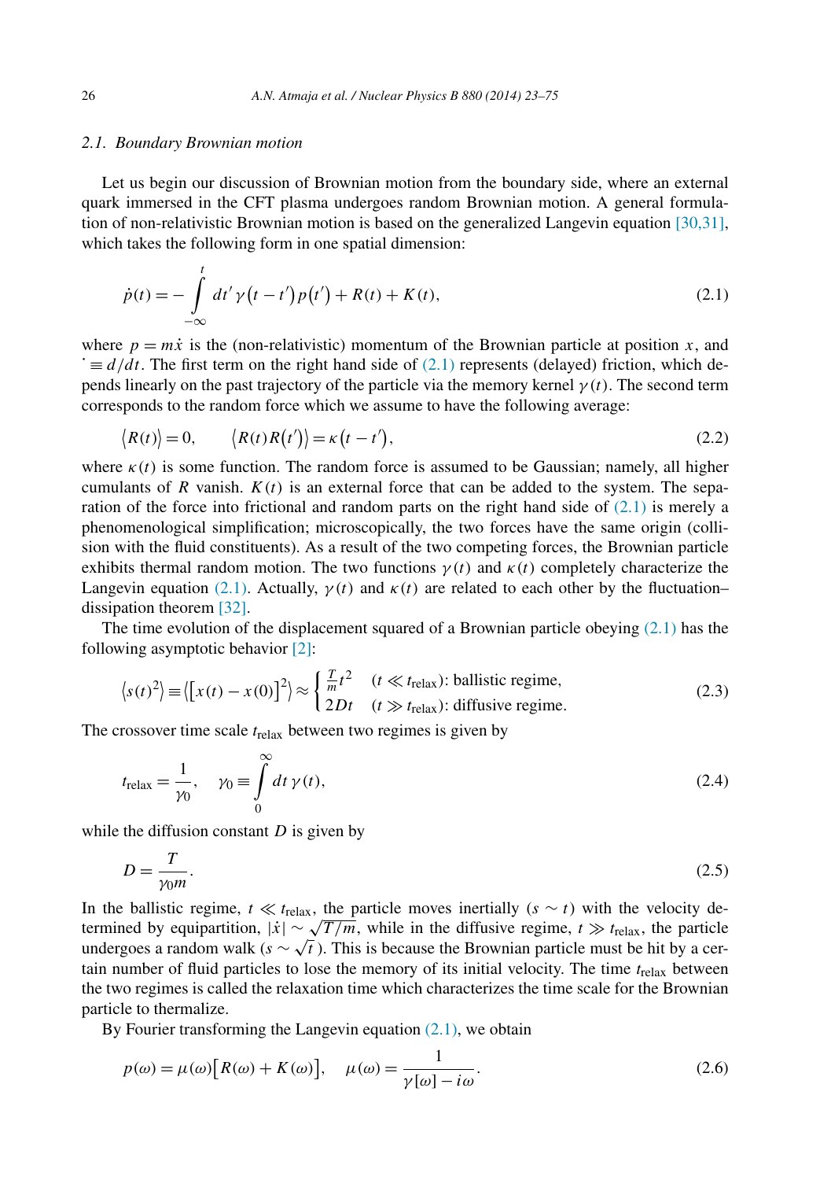### 2.1. Boundary Brownian motion

Let us begin our discussion of Brownian motion from the boundary side, where an external quark immersed in the CFT plasma undergoes random Brownian motion. A general formulation of non-relativistic Brownian motion is based on the generalized Langevin equation [30,31], which takes the following form in one spatial dimension:

$$\dot{p}(t) = -\int_{-\infty}^{t} dt'\, \gamma(t-t')\, p(t') + R(t) + K(t), \tag{2.1}$$

where $p = m\dot{x}$ is the (non-relativistic) momentum of the Brownian particle at position $x$, and $\dot{} \equiv d/dt$. The first term on the right hand side of (2.1) represents (delayed) friction, which depends linearly on the past trajectory of the particle via the memory kernel $\gamma(t)$. The second term corresponds to the random force which we assume to have the following average:

$$\langle R(t) \rangle = 0, \qquad \langle R(t)R(t') \rangle = \kappa(t-t'), \tag{2.2}$$

where $\kappa(t)$ is some function. The random force is assumed to be Gaussian; namely, all higher cumulants of $R$ vanish. $K(t)$ is an external force that can be added to the system. The separation of the force into frictional and random parts on the right hand side of (2.1) is merely a phenomenological simplification; microscopically, the two forces have the same origin (collision with the fluid constituents). As a result of the two competing forces, the Brownian particle exhibits thermal random motion. The two functions $\gamma(t)$ and $\kappa(t)$ completely characterize the Langevin equation (2.1). Actually, $\gamma(t)$ and $\kappa(t)$ are related to each other by the fluctuation–dissipation theorem [32].

The time evolution of the displacement squared of a Brownian particle obeying (2.1) has the following asymptotic behavior [2]:

$$\langle s(t)^2 \rangle \equiv \langle [x(t) - x(0)]^2 \rangle \approx \begin{cases} \frac{T}{m} t^2 & (t \ll t_{\text{relax}})\text{: ballistic regime,} \\ 2Dt & (t \gg t_{\text{relax}})\text{: diffusive regime.} \end{cases} \tag{2.3}$$

The crossover time scale $t_{\text{relax}}$ between two regimes is given by

$$t_{\text{relax}} = \frac{1}{\gamma_0}, \qquad \gamma_0 \equiv \int_0^{\infty} dt\, \gamma(t), \tag{2.4}$$

while the diffusion constant $D$ is given by

$$D = \frac{T}{\gamma_0 m}. \tag{2.5}$$

In the ballistic regime, $t \ll t_{\text{relax}}$, the particle moves inertially ($s \sim t$) with the velocity determined by equipartition, $|\dot{x}| \sim \sqrt{T/m}$, while in the diffusive regime, $t \gg t_{\text{relax}}$, the particle undergoes a random walk ($s \sim \sqrt{t}$). This is because the Brownian particle must be hit by a certain number of fluid particles to lose the memory of its initial velocity. The time $t_{\text{relax}}$ between the two regimes is called the relaxation time which characterizes the time scale for the Brownian particle to thermalize.

By Fourier transforming the Langevin equation (2.1), we obtain

$$p(\omega) = \mu(\omega)\big[R(\omega) + K(\omega)\big], \qquad \mu(\omega) = \frac{1}{\gamma[\omega] - i\omega}. \tag{2.6}$$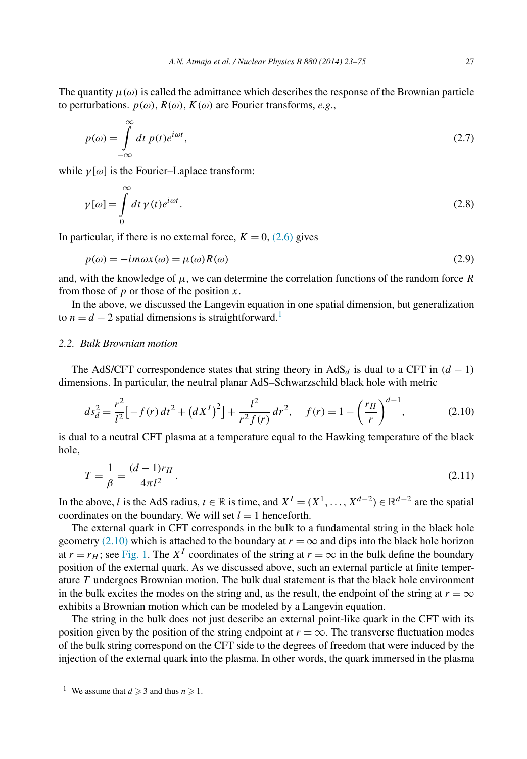The quantity $\mu(\omega)$ is called the admittance which describes the response of the Brownian particle to perturbations. $p(\omega)$, $R(\omega)$, $K(\omega)$ are Fourier transforms, *e.g.*,

$$p(\omega) = \int_{-\infty}^{\infty} dt\ p(t) e^{i\omega t}, \tag{2.7}$$

while $\gamma[\omega]$ is the Fourier–Laplace transform:

$$\gamma[\omega] = \int_{0}^{\infty} dt\, \gamma(t) e^{i\omega t}. \tag{2.8}$$

In particular, if there is no external force, $K = 0$, (2.6) gives

$$p(\omega) = -im\omega x(\omega) = \mu(\omega) R(\omega) \tag{2.9}$$

and, with the knowledge of $\mu$, we can determine the correlation functions of the random force $R$ from those of $p$ or those of the position $x$.

In the above, we discussed the Langevin equation in one spatial dimension, but generalization to $n = d - 2$ spatial dimensions is straightforward.[1]

### 2.2. Bulk Brownian motion

The AdS/CFT correspondence states that string theory in $AdS_d$ is dual to a CFT in $(d-1)$ dimensions. In particular, the neutral planar AdS–Schwarzschild black hole with metric

$$ds_d^2 = \frac{r^2}{l^2}\left[-f(r)\, dt^2 + \left(dX^I\right)^2\right] + \frac{l^2}{r^2 f(r)}\, dr^2, \quad f(r) = 1 - \left(\frac{r_H}{r}\right)^{d-1}, \tag{2.10}$$

is dual to a neutral CFT plasma at a temperature equal to the Hawking temperature of the black hole,

$$T = \frac{1}{\beta} = \frac{(d-1) r_H}{4\pi l^2}. \tag{2.11}$$

In the above, $l$ is the AdS radius, $t \in \mathbb{R}$ is time, and $X^I = (X^1, \dots, X^{d-2}) \in \mathbb{R}^{d-2}$ are the spatial coordinates on the boundary. We will set $l = 1$ henceforth.

The external quark in CFT corresponds in the bulk to a fundamental string in the black hole geometry (2.10) which is attached to the boundary at $r = \infty$ and dips into the black hole horizon at $r = r_H$; see Fig. 1. The $X^I$ coordinates of the string at $r = \infty$ in the bulk define the boundary position of the external quark. As we discussed above, such an external particle at finite temperature $T$ undergoes Brownian motion. The bulk dual statement is that the black hole environment in the bulk excites the modes on the string and, as the result, the endpoint of the string at $r = \infty$ exhibits a Brownian motion which can be modeled by a Langevin equation.

The string in the bulk does not just describe an external point-like quark in the CFT with its position given by the position of the string endpoint at $r = \infty$. The transverse fluctuation modes of the bulk string correspond on the CFT side to the degrees of freedom that were induced by the injection of the external quark into the plasma. In other words, the quark immersed in the plasma

[1] We assume that $d \geqslant 3$ and thus $n \geqslant 1$.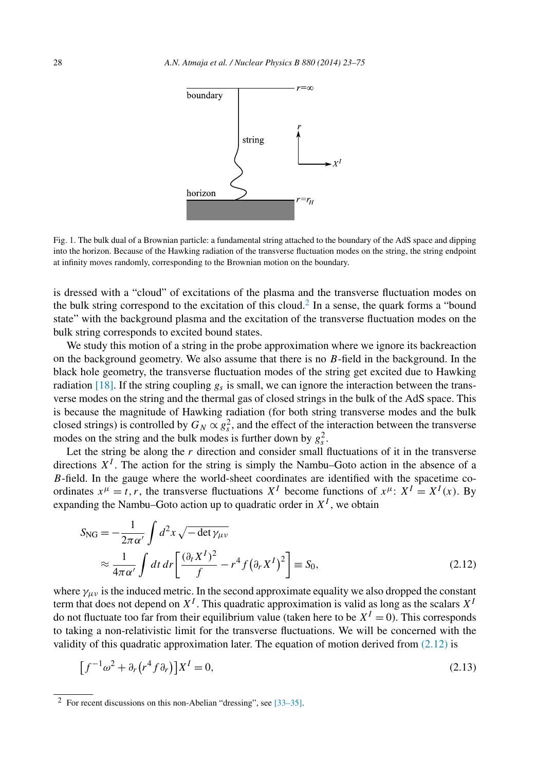Fig. 1. The bulk dual of a Brownian particle: a fundamental string attached to the boundary of the AdS space and dipping into the horizon. Because of the Hawking radiation of the transverse fluctuation modes on the string, the string endpoint at infinity moves randomly, corresponding to the Brownian motion on the boundary.

is dressed with a "cloud" of excitations of the plasma and the transverse fluctuation modes on the bulk string correspond to the excitation of this cloud.[2] In a sense, the quark forms a "bound state" with the background plasma and the excitation of the transverse fluctuation modes on the bulk string corresponds to excited bound states.

We study this motion of a string in the probe approximation where we ignore its backreaction on the background geometry. We also assume that there is no $B$-field in the background. In the black hole geometry, the transverse fluctuation modes of the string get excited due to Hawking radiation [18]. If the string coupling $g_s$ is small, we can ignore the interaction between the transverse modes on the string and the thermal gas of closed strings in the bulk of the AdS space. This is because the magnitude of Hawking radiation (for both string transverse modes and the bulk closed strings) is controlled by $G_N \propto g_s^2$, and the effect of the interaction between the transverse modes on the string and the bulk modes is further down by $g_s^2$.

Let the string be along the $r$ direction and consider small fluctuations of it in the transverse directions $X^I$. The action for the string is simply the Nambu–Goto action in the absence of a $B$-field. In the gauge where the world-sheet coordinates are identified with the spacetime coordinates $x^\mu = t, r$, the transverse fluctuations $X^I$ become functions of $x^\mu$: $X^I = X^I(x)$. By expanding the Nambu–Goto action up to quadratic order in $X^I$, we obtain

$$
\begin{aligned}
S_{\rm NG} &= -\frac{1}{2\pi\alpha'}\int d^2x\,\sqrt{-\det\gamma_{\mu\nu}} \\
&\approx \frac{1}{4\pi\alpha'}\int dt\,dr\left[\frac{(\partial_t X^I)^2}{f} - r^4 f\left(\partial_r X^I\right)^2\right] \equiv S_0,
\end{aligned}
\tag{2.12}
$$

where $\gamma_{\mu\nu}$ is the induced metric. In the second approximate equality we also dropped the constant term that does not depend on $X^I$. This quadratic approximation is valid as long as the scalars $X^I$ do not fluctuate too far from their equilibrium value (taken here to be $X^I = 0$). This corresponds to taking a non-relativistic limit for the transverse fluctuations. We will be concerned with the validity of this quadratic approximation later. The equation of motion derived from (2.12) is

$$
\left[f^{-1}\omega^2 + \partial_r\left(r^4 f\partial_r\right)\right]X^I = 0,
\tag{2.13}
$$

[2] For recent discussions on this non-Abelian "dressing", see [33–35].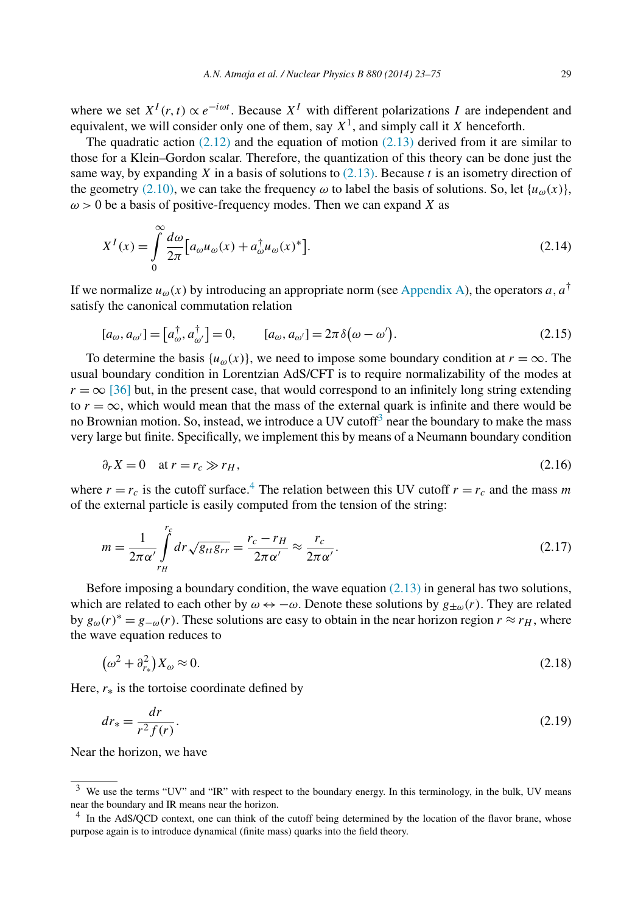where we set $X^I(r,t) \propto e^{-i\omega t}$. Because $X^I$ with different polarizations $I$ are independent and equivalent, we will consider only one of them, say $X^1$, and simply call it $X$ henceforth.

The quadratic action (2.12) and the equation of motion (2.13) derived from it are similar to those for a Klein–Gordon scalar. Therefore, the quantization of this theory can be done just the same way, by expanding $X$ in a basis of solutions to (2.13). Because $t$ is an isometry direction of the geometry (2.10), we can take the frequency $\omega$ to label the basis of solutions. So, let $\{u_\omega(x)\}$, $\omega > 0$ be a basis of positive-frequency modes. Then we can expand $X$ as

$$X^I(x) = \int_0^\infty \frac{d\omega}{2\pi}\left[a_\omega u_\omega(x) + a_\omega^\dagger u_\omega(x)^*\right]. \tag{2.14}$$

If we normalize $u_\omega(x)$ by introducing an appropriate norm (see Appendix A), the operators $a, a^\dagger$ satisfy the canonical commutation relation

$$[a_\omega, a_{\omega'}] = \left[a_\omega^\dagger, a_{\omega'}^\dagger\right] = 0, \qquad [a_\omega, a_{\omega'}] = 2\pi\delta\left(\omega - \omega'\right). \tag{2.15}$$

To determine the basis $\{u_\omega(x)\}$, we need to impose some boundary condition at $r = \infty$. The usual boundary condition in Lorentzian AdS/CFT is to require normalizability of the modes at $r = \infty$ [36] but, in the present case, that would correspond to an infinitely long string extending to $r = \infty$, which would mean that the mass of the external quark is infinite and there would be no Brownian motion. So, instead, we introduce a UV cutoff[3] near the boundary to make the mass very large but finite. Specifically, we implement this by means of a Neumann boundary condition

$$\partial_r X = 0 \quad \text{at } r = r_c \gg r_H, \tag{2.16}$$

where $r = r_c$ is the cutoff surface.[4] The relation between this UV cutoff $r = r_c$ and the mass $m$ of the external particle is easily computed from the tension of the string:

$$m = \frac{1}{2\pi\alpha'}\int_{r_H}^{r_c} dr\sqrt{g_{tt}g_{rr}} = \frac{r_c - r_H}{2\pi\alpha'} \approx \frac{r_c}{2\pi\alpha'}. \tag{2.17}$$

Before imposing a boundary condition, the wave equation (2.13) in general has two solutions, which are related to each other by $\omega \leftrightarrow -\omega$. Denote these solutions by $g_{\pm\omega}(r)$. They are related by $g_\omega(r)^* = g_{-\omega}(r)$. These solutions are easy to obtain in the near horizon region $r \approx r_H$, where the wave equation reduces to

$$\left(\omega^2 + \partial_{r_*}^2\right)X_\omega \approx 0. \tag{2.18}$$

Here, $r_*$ is the tortoise coordinate defined by

$$dr_* = \frac{dr}{r^2 f(r)}. \tag{2.19}$$

Near the horizon, we have

---

[3] We use the terms "UV" and "IR" with respect to the boundary energy. In this terminology, in the bulk, UV means near the boundary and IR means near the horizon.

[4] In the AdS/QCD context, one can think of the cutoff being determined by the location of the flavor brane, whose purpose again is to introduce dynamical (finite mass) quarks into the field theory.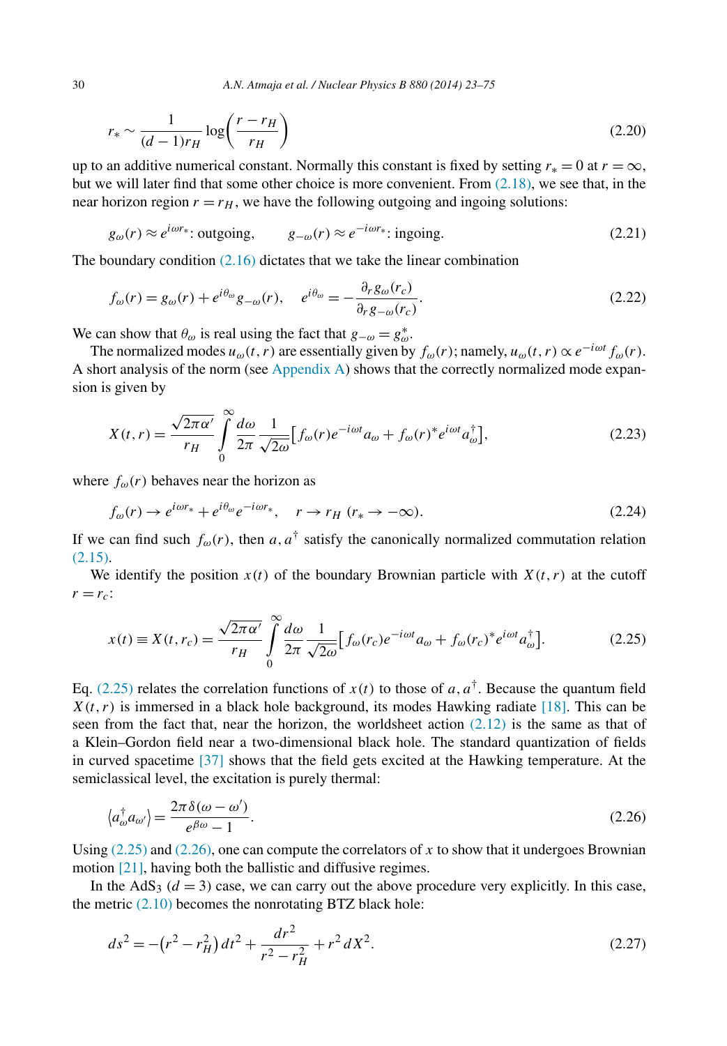$$r_* \sim \frac{1}{(d-1)r_H} \log\left(\frac{r-r_H}{r_H}\right) \tag{2.20}$$

up to an additive numerical constant. Normally this constant is fixed by setting $r_* = 0$ at $r = \infty$, but we will later find that some other choice is more convenient. From (2.18), we see that, in the near horizon region $r = r_H$, we have the following outgoing and ingoing solutions:

$$g_\omega(r) \approx e^{i\omega r_*}: \text{outgoing}, \qquad g_{-\omega}(r) \approx e^{-i\omega r_*}: \text{ingoing}. \tag{2.21}$$

The boundary condition (2.16) dictates that we take the linear combination

$$f_\omega(r) = g_\omega(r) + e^{i\theta_\omega} g_{-\omega}(r), \qquad e^{i\theta_\omega} = -\frac{\partial_r g_\omega(r_c)}{\partial_r g_{-\omega}(r_c)}. \tag{2.22}$$

We can show that $\theta_\omega$ is real using the fact that $g_{-\omega} = g_\omega^*$.

The normalized modes $u_\omega(t, r)$ are essentially given by $f_\omega(r)$; namely, $u_\omega(t, r) \propto e^{-i\omega t} f_\omega(r)$. A short analysis of the norm (see Appendix A) shows that the correctly normalized mode expansion is given by

$$X(t, r) = \frac{\sqrt{2\pi\alpha'}}{r_H} \int_0^\infty \frac{d\omega}{2\pi} \frac{1}{\sqrt{2\omega}} \left[ f_\omega(r) e^{-i\omega t} a_\omega + f_\omega(r)^* e^{i\omega t} a_\omega^\dagger \right], \tag{2.23}$$

where $f_\omega(r)$ behaves near the horizon as

$$f_\omega(r) \to e^{i\omega r_*} + e^{i\theta_\omega} e^{-i\omega r_*}, \qquad r \to r_H \ (r_* \to -\infty). \tag{2.24}$$

If we can find such $f_\omega(r)$, then $a, a^\dagger$ satisfy the canonically normalized commutation relation (2.15).

We identify the position $x(t)$ of the boundary Brownian particle with $X(t, r)$ at the cutoff $r = r_c$:

$$x(t) \equiv X(t, r_c) = \frac{\sqrt{2\pi\alpha'}}{r_H} \int_0^\infty \frac{d\omega}{2\pi} \frac{1}{\sqrt{2\omega}} \left[ f_\omega(r_c) e^{-i\omega t} a_\omega + f_\omega(r_c)^* e^{i\omega t} a_\omega^\dagger \right]. \tag{2.25}$$

Eq. (2.25) relates the correlation functions of $x(t)$ to those of $a, a^\dagger$. Because the quantum field $X(t, r)$ is immersed in a black hole background, its modes Hawking radiate [18]. This can be seen from the fact that, near the horizon, the worldsheet action (2.12) is the same as that of a Klein–Gordon field near a two-dimensional black hole. The standard quantization of fields in curved spacetime [37] shows that the field gets excited at the Hawking temperature. At the semiclassical level, the excitation is purely thermal:

$$\langle a_\omega^\dagger a_{\omega'} \rangle = \frac{2\pi\delta(\omega - \omega')}{e^{\beta\omega} - 1}. \tag{2.26}$$

Using (2.25) and (2.26), one can compute the correlators of $x$ to show that it undergoes Brownian motion [21], having both the ballistic and diffusive regimes.

In the $AdS_3$ ($d = 3$) case, we can carry out the above procedure very explicitly. In this case, the metric (2.10) becomes the nonrotating BTZ black hole:

$$ds^2 = -\left(r^2 - r_H^2\right) dt^2 + \frac{dr^2}{r^2 - r_H^2} + r^2 dX^2. \tag{2.27}$$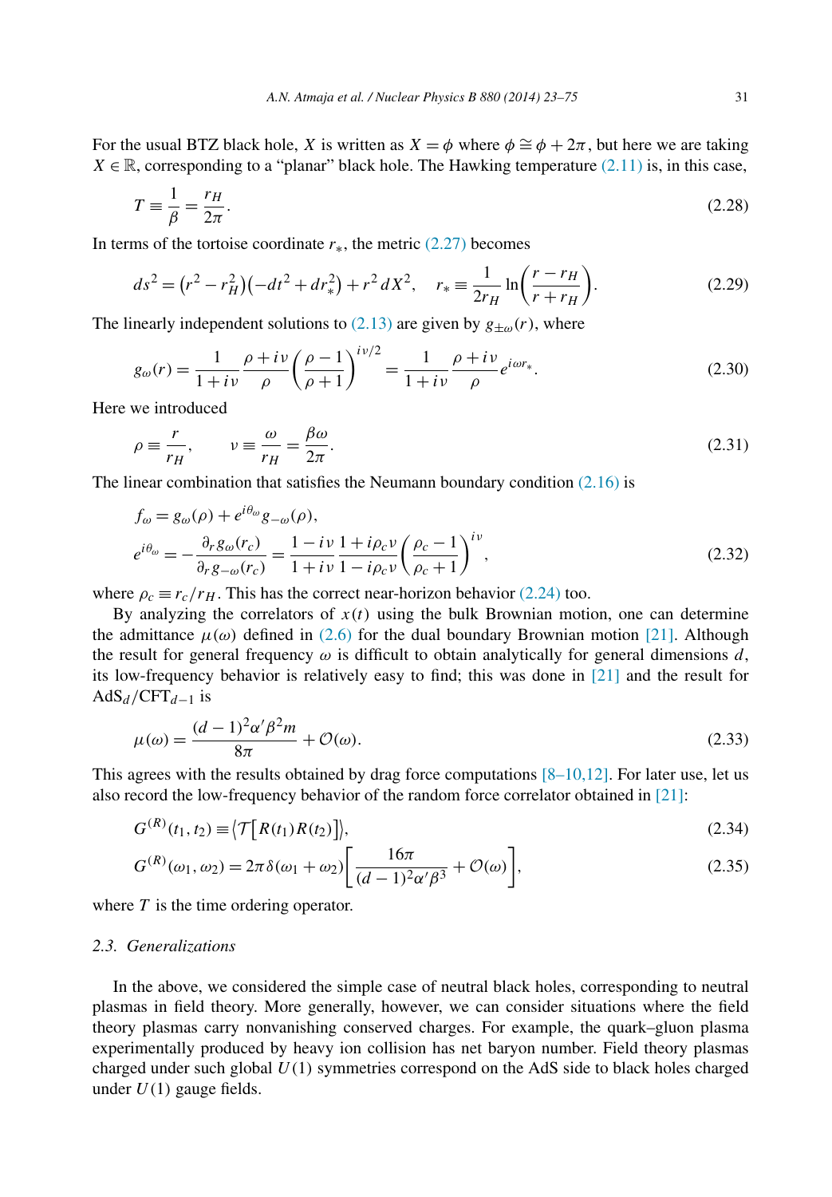For the usual BTZ black hole, $X$ is written as $X = \phi$ where $\phi \cong \phi + 2\pi$, but here we are taking $X \in \mathbb{R}$, corresponding to a "planar" black hole. The Hawking temperature (2.11) is, in this case,

$$T \equiv \frac{1}{\beta} = \frac{r_H}{2\pi}. \tag{2.28}$$

In terms of the tortoise coordinate $r_*$, the metric (2.27) becomes

$$ds^2 = \left(r^2 - r_H^2\right)\left(-dt^2 + dr_*^2\right) + r^2\, dX^2, \quad r_* \equiv \frac{1}{2r_H} \ln\left(\frac{r - r_H}{r + r_H}\right). \tag{2.29}$$

The linearly independent solutions to (2.13) are given by $g_{\pm\omega}(r)$, where

$$g_\omega(r) = \frac{1}{1 + i\nu} \frac{\rho + i\nu}{\rho} \left(\frac{\rho - 1}{\rho + 1}\right)^{i\nu/2} = \frac{1}{1 + i\nu} \frac{\rho + i\nu}{\rho} e^{i\omega r_*}. \tag{2.30}$$

Here we introduced

$$\rho \equiv \frac{r}{r_H}, \qquad \nu \equiv \frac{\omega}{r_H} = \frac{\beta\omega}{2\pi}. \tag{2.31}$$

The linear combination that satisfies the Neumann boundary condition (2.16) is

$$\begin{aligned} f_\omega &= g_\omega(\rho) + e^{i\theta_\omega} g_{-\omega}(\rho), \\ e^{i\theta_\omega} &= -\frac{\partial_r g_\omega(r_c)}{\partial_r g_{-\omega}(r_c)} = \frac{1 - i\nu}{1 + i\nu} \frac{1 + i\rho_c \nu}{1 - i\rho_c \nu} \left(\frac{\rho_c - 1}{\rho_c + 1}\right)^{i\nu}, \end{aligned} \tag{2.32}$$

where $\rho_c \equiv r_c / r_H$. This has the correct near-horizon behavior (2.24) too.

By analyzing the correlators of $x(t)$ using the bulk Brownian motion, one can determine the admittance $\mu(\omega)$ defined in (2.6) for the dual boundary Brownian motion [21]. Although the result for general frequency $\omega$ is difficult to obtain analytically for general dimensions $d$, its low-frequency behavior is relatively easy to find; this was done in [21] and the result for $\mathrm{AdS}_d/\mathrm{CFT}_{d-1}$ is

$$\mu(\omega) = \frac{(d-1)^2 \alpha' \beta^2 m}{8\pi} + \mathcal{O}(\omega). \tag{2.33}$$

This agrees with the results obtained by drag force computations [8–10,12]. For later use, let us also record the low-frequency behavior of the random force correlator obtained in [21]:

$$G^{(R)}(t_1, t_2) \equiv \left\langle \mathcal{T}\left[R(t_1) R(t_2)\right]\right\rangle, \tag{2.34}$$

$$G^{(R)}(\omega_1, \omega_2) = 2\pi\delta(\omega_1 + \omega_2)\left[\frac{16\pi}{(d-1)^2 \alpha' \beta^3} + \mathcal{O}(\omega)\right], \tag{2.35}$$

where $T$ is the time ordering operator.

### 2.3. Generalizations

In the above, we considered the simple case of neutral black holes, corresponding to neutral plasmas in field theory. More generally, however, we can consider situations where the field theory plasmas carry nonvanishing conserved charges. For example, the quark–gluon plasma experimentally produced by heavy ion collision has net baryon number. Field theory plasmas charged under such global $U(1)$ symmetries correspond on the AdS side to black holes charged under $U(1)$ gauge fields.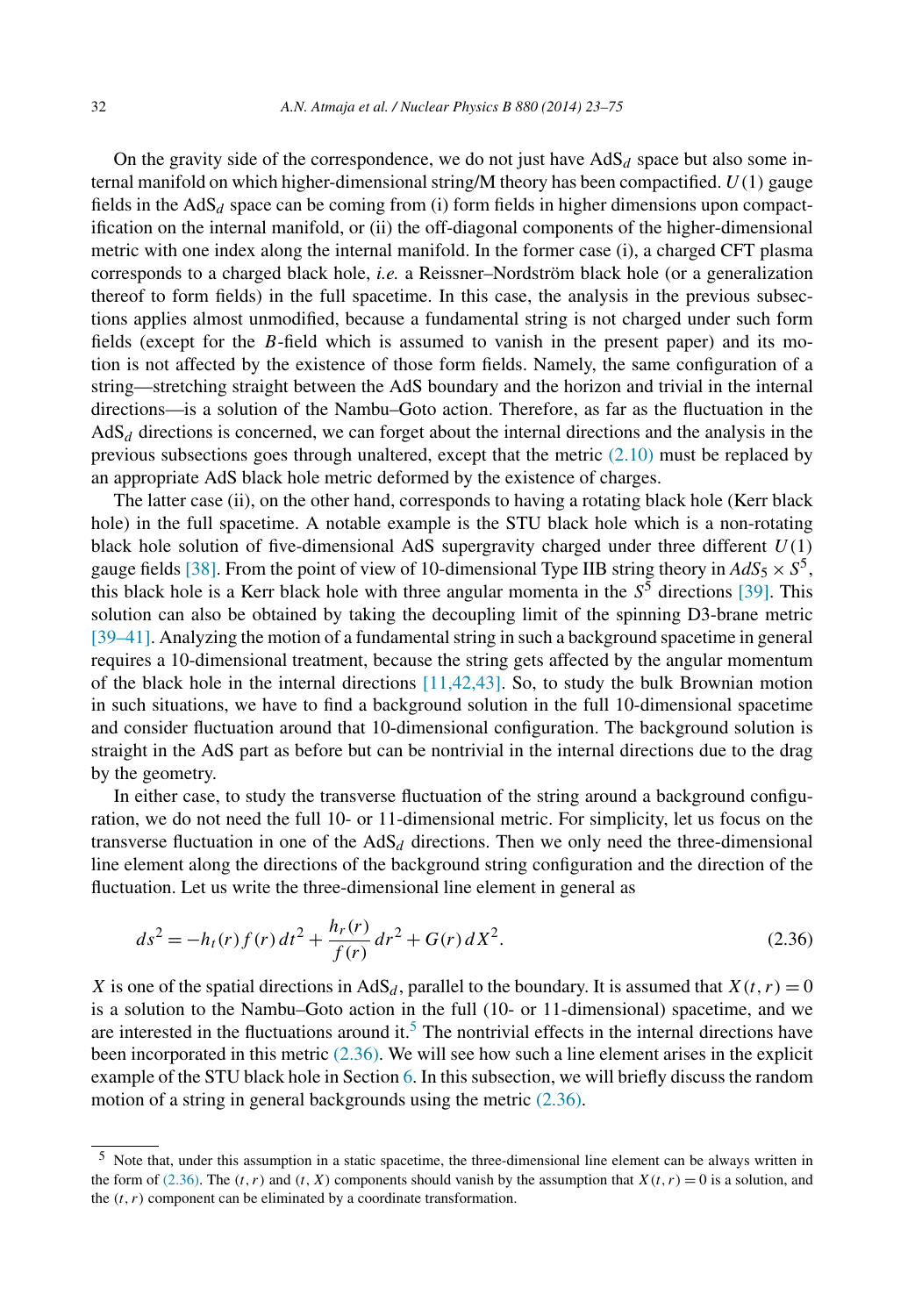On the gravity side of the correspondence, we do not just have $\mathrm{AdS}_d$ space but also some internal manifold on which higher-dimensional string/M theory has been compactified. $U(1)$ gauge fields in the $\mathrm{AdS}_d$ space can be coming from (i) form fields in higher dimensions upon compactification on the internal manifold, or (ii) the off-diagonal components of the higher-dimensional metric with one index along the internal manifold. In the former case (i), a charged CFT plasma corresponds to a charged black hole, *i.e.* a Reissner–Nordström black hole (or a generalization thereof to form fields) in the full spacetime. In this case, the analysis in the previous subsections applies almost unmodified, because a fundamental string is not charged under such form fields (except for the $B$-field which is assumed to vanish in the present paper) and its motion is not affected by the existence of those form fields. Namely, the same configuration of a string—stretching straight between the AdS boundary and the horizon and trivial in the internal directions—is a solution of the Nambu–Goto action. Therefore, as far as the fluctuation in the $\mathrm{AdS}_d$ directions is concerned, we can forget about the internal directions and the analysis in the previous subsections goes through unaltered, except that the metric (2.10) must be replaced by an appropriate AdS black hole metric deformed by the existence of charges.

The latter case (ii), on the other hand, corresponds to having a rotating black hole (Kerr black hole) in the full spacetime. A notable example is the STU black hole which is a non-rotating black hole solution of five-dimensional AdS supergravity charged under three different $U(1)$ gauge fields [38]. From the point of view of 10-dimensional Type IIB string theory in $AdS_5 \times S^5$, this black hole is a Kerr black hole with three angular momenta in the $S^5$ directions [39]. This solution can also be obtained by taking the decoupling limit of the spinning D3-brane metric [39–41]. Analyzing the motion of a fundamental string in such a background spacetime in general requires a 10-dimensional treatment, because the string gets affected by the angular momentum of the black hole in the internal directions [11,42,43]. So, to study the bulk Brownian motion in such situations, we have to find a background solution in the full 10-dimensional spacetime and consider fluctuation around that 10-dimensional configuration. The background solution is straight in the AdS part as before but can be nontrivial in the internal directions due to the drag by the geometry.

In either case, to study the transverse fluctuation of the string around a background configuration, we do not need the full 10- or 11-dimensional metric. For simplicity, let us focus on the transverse fluctuation in one of the $\mathrm{AdS}_d$ directions. Then we only need the three-dimensional line element along the directions of the background string configuration and the direction of the fluctuation. Let us write the three-dimensional line element in general as

$$ds^2 = -h_t(r) f(r)\, dt^2 + \frac{h_r(r)}{f(r)}\, dr^2 + G(r)\, dX^2. \tag{2.36}$$

$X$ is one of the spatial directions in $\mathrm{AdS}_d$, parallel to the boundary. It is assumed that $X(t,r) = 0$ is a solution to the Nambu–Goto action in the full (10- or 11-dimensional) spacetime, and we are interested in the fluctuations around it.[5] The nontrivial effects in the internal directions have been incorporated in this metric (2.36). We will see how such a line element arises in the explicit example of the STU black hole in Section 6. In this subsection, we will briefly discuss the random motion of a string in general backgrounds using the metric (2.36).

[5] Note that, under this assumption in a static spacetime, the three-dimensional line element can be always written in the form of (2.36). The $(t,r)$ and $(t,X)$ components should vanish by the assumption that $X(t,r) = 0$ is a solution, and the $(t,r)$ component can be eliminated by a coordinate transformation.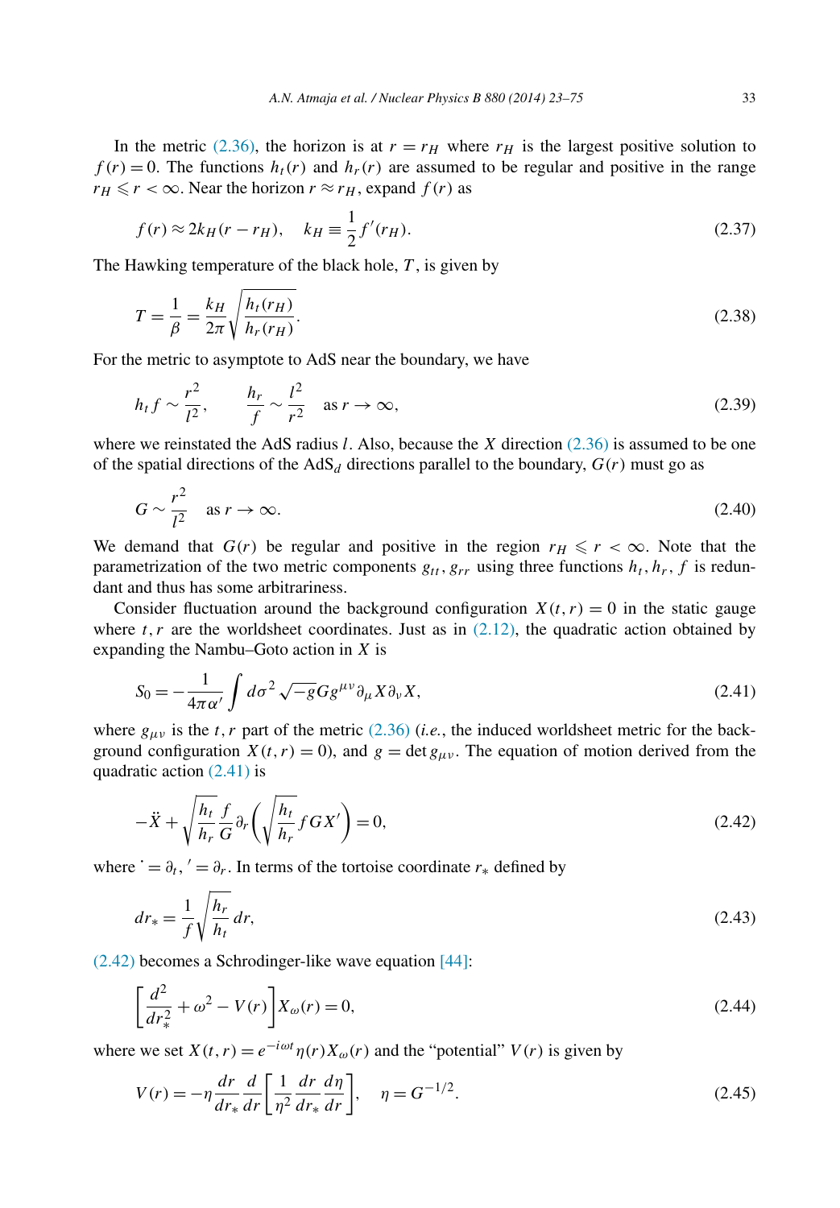In the metric (2.36), the horizon is at $r = r_H$ where $r_H$ is the largest positive solution to $f(r) = 0$. The functions $h_t(r)$ and $h_r(r)$ are assumed to be regular and positive in the range $r_H \leqslant r < \infty$. Near the horizon $r \approx r_H$, expand $f(r)$ as

$$f(r) \approx 2k_H(r - r_H), \quad k_H \equiv \frac{1}{2} f'(r_H). \tag{2.37}$$

The Hawking temperature of the black hole, $T$, is given by

$$T = \frac{1}{\beta} = \frac{k_H}{2\pi}\sqrt{\frac{h_t(r_H)}{h_r(r_H)}}. \tag{2.38}$$

For the metric to asymptote to AdS near the boundary, we have

$$h_t f \sim \frac{r^2}{l^2}, \qquad \frac{h_r}{f} \sim \frac{l^2}{r^2} \quad \text{as } r \to \infty, \tag{2.39}$$

where we reinstated the AdS radius $l$. Also, because the $X$ direction (2.36) is assumed to be one of the spatial directions of the AdS$_d$ directions parallel to the boundary, $G(r)$ must go as

$$G \sim \frac{r^2}{l^2} \quad \text{as } r \to \infty. \tag{2.40}$$

We demand that $G(r)$ be regular and positive in the region $r_H \leqslant r < \infty$. Note that the parametrization of the two metric components $g_{tt}, g_{rr}$ using three functions $h_t, h_r, f$ is redundant and thus has some arbitrariness.

Consider fluctuation around the background configuration $X(t,r) = 0$ in the static gauge where $t, r$ are the worldsheet coordinates. Just as in (2.12), the quadratic action obtained by expanding the Nambu–Goto action in $X$ is

$$S_0 = -\frac{1}{4\pi\alpha'}\int d\sigma^2 \sqrt{-g}\, G g^{\mu\nu}\partial_\mu X \partial_\nu X, \tag{2.41}$$

where $g_{\mu\nu}$ is the $t, r$ part of the metric (2.36) (*i.e.*, the induced worldsheet metric for the background configuration $X(t,r) = 0$), and $g = \det g_{\mu\nu}$. The equation of motion derived from the quadratic action (2.41) is

$$-\ddot{X} + \sqrt{\frac{h_t}{h_r}}\frac{f}{G}\partial_r\left(\sqrt{\frac{h_t}{h_r}} f G X'\right) = 0, \tag{2.42}$$

where $\dot{} = \partial_t$, $' = \partial_r$. In terms of the tortoise coordinate $r_*$ defined by

$$dr_* = \frac{1}{f}\sqrt{\frac{h_r}{h_t}}\, dr, \tag{2.43}$$

(2.42) becomes a Schrodinger-like wave equation [44]:

$$\left[\frac{d^2}{dr_*^2} + \omega^2 - V(r)\right] X_\omega(r) = 0, \tag{2.44}$$

where we set $X(t,r) = e^{-i\omega t}\eta(r) X_\omega(r)$ and the "potential" $V(r)$ is given by

$$V(r) = -\eta \frac{dr}{dr_*}\frac{d}{dr}\left[\frac{1}{\eta^2}\frac{dr}{dr_*}\frac{d\eta}{dr}\right], \quad \eta = G^{-1/2}. \tag{2.45}$$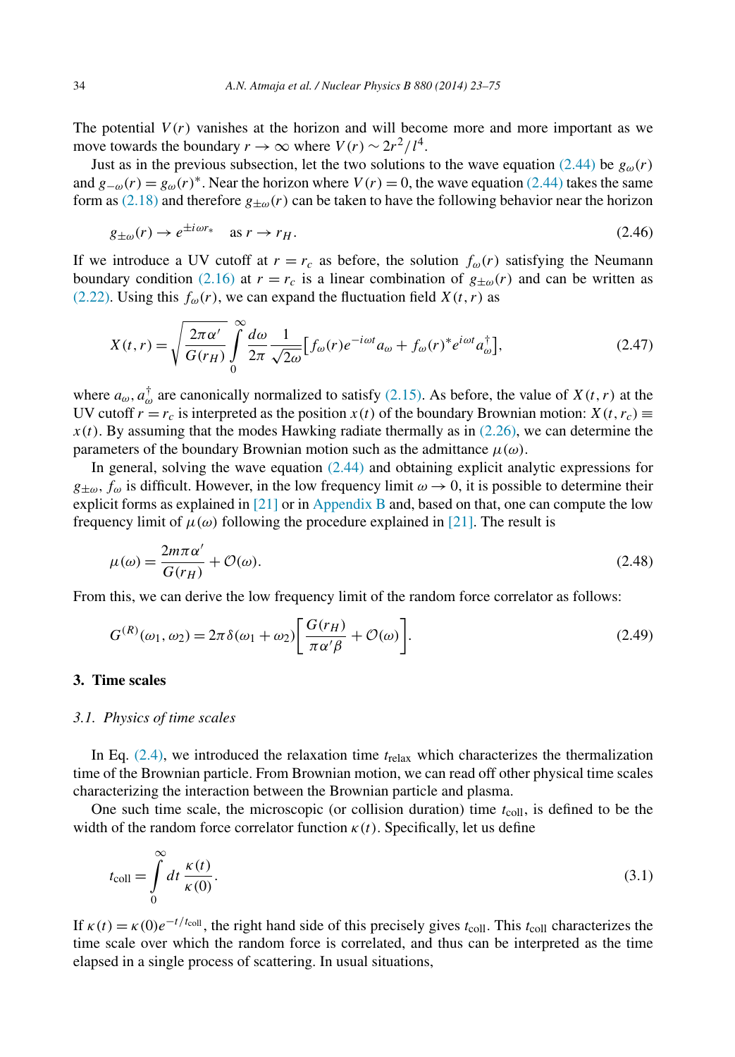The potential $V(r)$ vanishes at the horizon and will become more and more important as we move towards the boundary $r \to \infty$ where $V(r) \sim 2r^2/l^4$.

Just as in the previous subsection, let the two solutions to the wave equation (2.44) be $g_\omega(r)$ and $g_{-\omega}(r) = g_\omega(r)^*$. Near the horizon where $V(r) = 0$, the wave equation (2.44) takes the same form as (2.18) and therefore $g_{\pm\omega}(r)$ can be taken to have the following behavior near the horizon

$$g_{\pm\omega}(r) \to e^{\pm i\omega r_*} \quad \text{as } r \to r_H. \tag{2.46}$$

If we introduce a UV cutoff at $r = r_c$ as before, the solution $f_\omega(r)$ satisfying the Neumann boundary condition (2.16) at $r = r_c$ is a linear combination of $g_{\pm\omega}(r)$ and can be written as (2.22). Using this $f_\omega(r)$, we can expand the fluctuation field $X(t,r)$ as

$$X(t,r) = \sqrt{\frac{2\pi\alpha'}{G(r_H)}} \int_0^\infty \frac{d\omega}{2\pi} \frac{1}{\sqrt{2\omega}} \left[ f_\omega(r) e^{-i\omega t} a_\omega + f_\omega(r)^* e^{i\omega t} a_\omega^\dagger \right], \tag{2.47}$$

where $a_\omega, a_\omega^\dagger$ are canonically normalized to satisfy (2.15). As before, the value of $X(t,r)$ at the UV cutoff $r = r_c$ is interpreted as the position $x(t)$ of the boundary Brownian motion: $X(t, r_c) \equiv x(t)$. By assuming that the modes Hawking radiate thermally as in (2.26), we can determine the parameters of the boundary Brownian motion such as the admittance $\mu(\omega)$.

In general, solving the wave equation (2.44) and obtaining explicit analytic expressions for $g_{\pm\omega}$, $f_\omega$ is difficult. However, in the low frequency limit $\omega \to 0$, it is possible to determine their explicit forms as explained in [21] or in Appendix B and, based on that, one can compute the low frequency limit of $\mu(\omega)$ following the procedure explained in [21]. The result is

$$\mu(\omega) = \frac{2m\pi\alpha'}{G(r_H)} + \mathcal{O}(\omega). \tag{2.48}$$

From this, we can derive the low frequency limit of the random force correlator as follows:

$$G^{(R)}(\omega_1, \omega_2) = 2\pi\delta(\omega_1 + \omega_2) \left[ \frac{G(r_H)}{\pi\alpha'\beta} + \mathcal{O}(\omega) \right]. \tag{2.49}$$

## 3. Time scales

### 3.1. Physics of time scales

In Eq. (2.4), we introduced the relaxation time $t_{\text{relax}}$ which characterizes the thermalization time of the Brownian particle. From Brownian motion, we can read off other physical time scales characterizing the interaction between the Brownian particle and plasma.

One such time scale, the microscopic (or collision duration) time $t_{\text{coll}}$, is defined to be the width of the random force correlator function $\kappa(t)$. Specifically, let us define

$$t_{\text{coll}} = \int_0^\infty dt \, \frac{\kappa(t)}{\kappa(0)}. \tag{3.1}$$

If $\kappa(t) = \kappa(0) e^{-t/t_{\text{coll}}}$, the right hand side of this precisely gives $t_{\text{coll}}$. This $t_{\text{coll}}$ characterizes the time scale over which the random force is correlated, and thus can be interpreted as the time elapsed in a single process of scattering. In usual situations,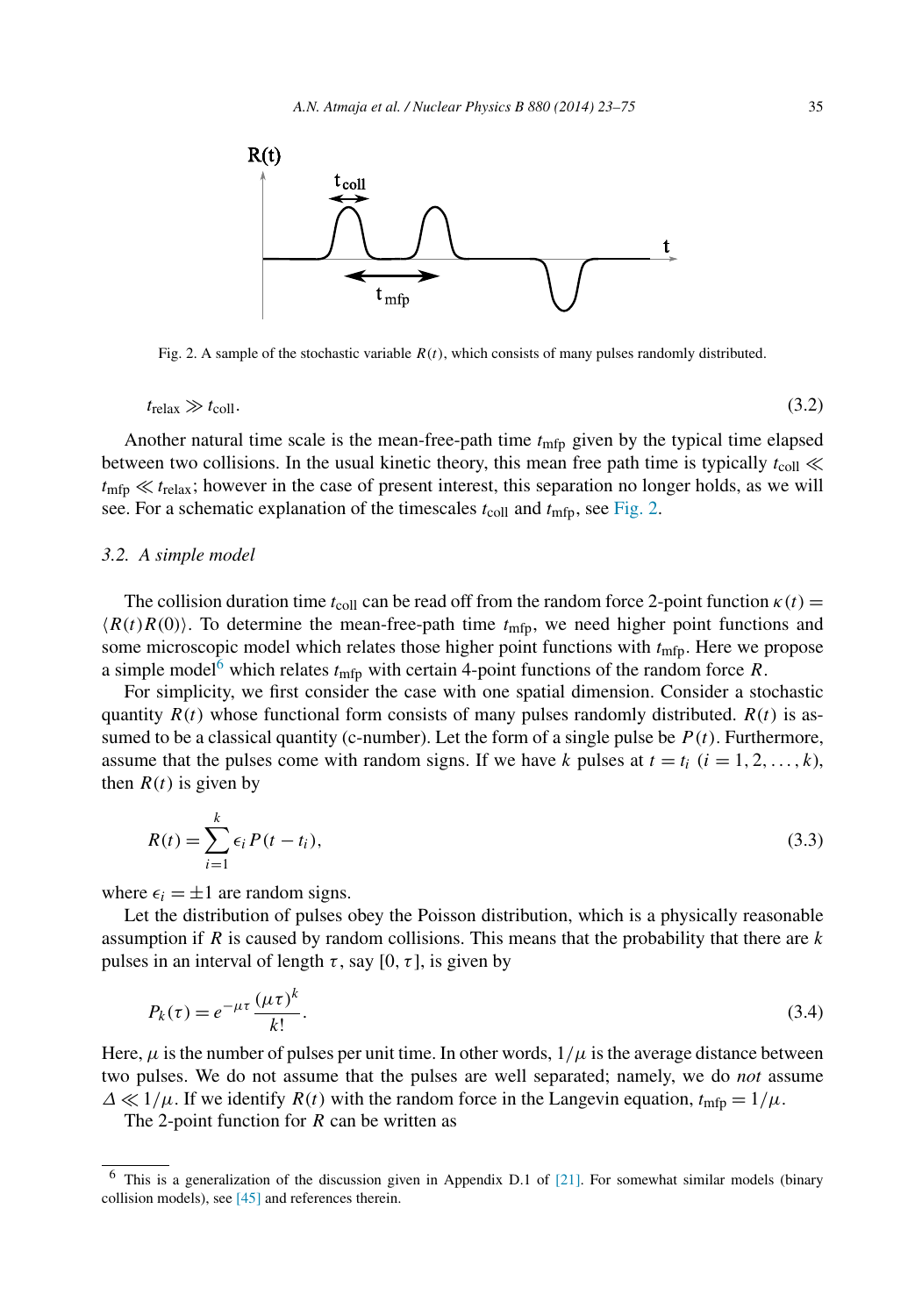Fig. 2. A sample of the stochastic variable $R(t)$, which consists of many pulses randomly distributed.

$$t_{\text{relax}} \gg t_{\text{coll}}. \tag{3.2}$$

Another natural time scale is the mean-free-path time $t_{\text{mfp}}$ given by the typical time elapsed between two collisions. In the usual kinetic theory, this mean free path time is typically $t_{\text{coll}} \ll t_{\text{mfp}} \ll t_{\text{relax}}$; however in the case of present interest, this separation no longer holds, as we will see. For a schematic explanation of the timescales $t_{\text{coll}}$ and $t_{\text{mfp}}$, see Fig. 2.

### 3.2. A simple model

The collision duration time $t_{\text{coll}}$ can be read off from the random force 2-point function $\kappa(t) = \langle R(t)R(0)\rangle$. To determine the mean-free-path time $t_{\text{mfp}}$, we need higher point functions and some microscopic model which relates those higher point functions with $t_{\text{mfp}}$. Here we propose a simple model[6] which relates $t_{\text{mfp}}$ with certain 4-point functions of the random force $R$.

For simplicity, we first consider the case with one spatial dimension. Consider a stochastic quantity $R(t)$ whose functional form consists of many pulses randomly distributed. $R(t)$ is assumed to be a classical quantity (c-number). Let the form of a single pulse be $P(t)$. Furthermore, assume that the pulses come with random signs. If we have $k$ pulses at $t = t_i$ $(i = 1, 2, \ldots, k)$, then $R(t)$ is given by

$$R(t) = \sum_{i=1}^{k} \epsilon_i P(t - t_i), \tag{3.3}$$

where $\epsilon_i = \pm 1$ are random signs.

Let the distribution of pulses obey the Poisson distribution, which is a physically reasonable assumption if $R$ is caused by random collisions. This means that the probability that there are $k$ pulses in an interval of length $\tau$, say $[0, \tau]$, is given by

$$P_k(\tau) = e^{-\mu\tau} \frac{(\mu\tau)^k}{k!}. \tag{3.4}$$

Here, $\mu$ is the number of pulses per unit time. In other words, $1/\mu$ is the average distance between two pulses. We do not assume that the pulses are well separated; namely, we do *not* assume $\Delta \ll 1/\mu$. If we identify $R(t)$ with the random force in the Langevin equation, $t_{\text{mfp}} = 1/\mu$.

The 2-point function for $R$ can be written as

[6] This is a generalization of the discussion given in Appendix D.1 of [21]. For somewhat similar models (binary collision models), see [45] and references therein.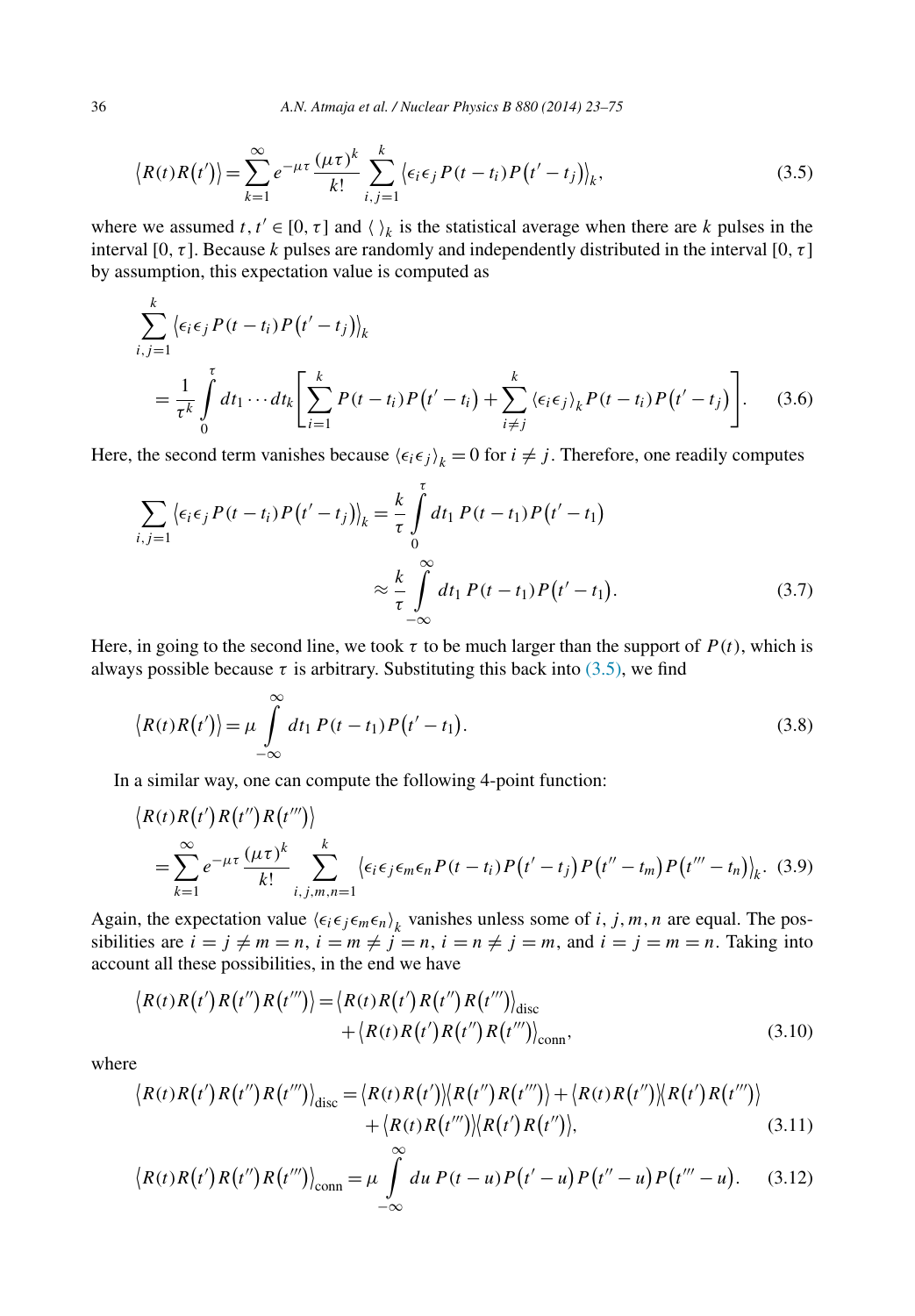$$\langle R(t)R(t')\rangle = \sum_{k=1}^{\infty} e^{-\mu\tau}\frac{(\mu\tau)^k}{k!}\sum_{i,j=1}^{k}\langle \epsilon_i\epsilon_j P(t-t_i)P(t'-t_j)\rangle_k, \tag{3.5}$$

where we assumed $t, t' \in [0,\tau]$ and $\langle\ \rangle_k$ is the statistical average when there are $k$ pulses in the interval $[0,\tau]$. Because $k$ pulses are randomly and independently distributed in the interval $[0,\tau]$ by assumption, this expectation value is computed as

$$\begin{aligned}
&\sum_{i,j=1}^{k}\langle \epsilon_i\epsilon_j P(t-t_i)P(t'-t_j)\rangle_k \\
&\quad = \frac{1}{\tau^k}\int_0^\tau dt_1\cdots dt_k\left[\sum_{i=1}^{k}P(t-t_i)P(t'-t_i) + \sum_{i\neq j}^{k}\langle\epsilon_i\epsilon_j\rangle_k P(t-t_i)P(t'-t_j)\right].
\end{aligned} \tag{3.6}$$

Here, the second term vanishes because $\langle\epsilon_i\epsilon_j\rangle_k = 0$ for $i \neq j$. Therefore, one readily computes

$$\begin{aligned}
\sum_{i,j=1}\langle \epsilon_i\epsilon_j P(t-t_i)P(t'-t_j)\rangle_k &= \frac{k}{\tau}\int_0^\tau dt_1\, P(t-t_1)P(t'-t_1) \\
&\approx \frac{k}{\tau}\int_{-\infty}^{\infty} dt_1\, P(t-t_1)P(t'-t_1).
\end{aligned} \tag{3.7}$$

Here, in going to the second line, we took $\tau$ to be much larger than the support of $P(t)$, which is always possible because $\tau$ is arbitrary. Substituting this back into (3.5), we find

$$\langle R(t)R(t')\rangle = \mu\int_{-\infty}^{\infty} dt_1\, P(t-t_1)P(t'-t_1). \tag{3.8}$$

In a similar way, one can compute the following 4-point function:

$$\begin{aligned}
&\langle R(t)R(t')R(t'')R(t''')\rangle \\
&\quad = \sum_{k=1}^{\infty} e^{-\mu\tau}\frac{(\mu\tau)^k}{k!}\sum_{i,j,m,n=1}^{k}\langle \epsilon_i\epsilon_j\epsilon_m\epsilon_n P(t-t_i)P(t'-t_j)P(t''-t_m)P(t'''-t_n)\rangle_k.
\end{aligned} \tag{3.9}$$

Again, the expectation value $\langle\epsilon_i\epsilon_j\epsilon_m\epsilon_n\rangle_k$ vanishes unless some of $i, j, m, n$ are equal. The possibilities are $i = j \neq m = n$, $i = m \neq j = n$, $i = n \neq j = m$, and $i = j = m = n$. Taking into account all these possibilities, in the end we have

$$\begin{aligned}
\langle R(t)R(t')R(t'')R(t''')\rangle = &\langle R(t)R(t')R(t'')R(t''')\rangle_{\text{disc}} \\
&+ \langle R(t)R(t')R(t'')R(t''')\rangle_{\text{conn}},
\end{aligned} \tag{3.10}$$

where

$$\begin{aligned}
\langle R(t)R(t')R(t'')R(t''')\rangle_{\text{disc}} = &\langle R(t)R(t')\rangle\langle R(t'')R(t''')\rangle + \langle R(t)R(t'')\rangle\langle R(t')R(t''')\rangle \\
&+ \langle R(t)R(t''')\rangle\langle R(t')R(t'')\rangle,
\end{aligned} \tag{3.11}$$

$$\langle R(t)R(t')R(t'')R(t''')\rangle_{\text{conn}} = \mu\int_{-\infty}^{\infty} du\, P(t-u)P(t'-u)P(t''-u)P(t'''-u). \tag{3.12}$$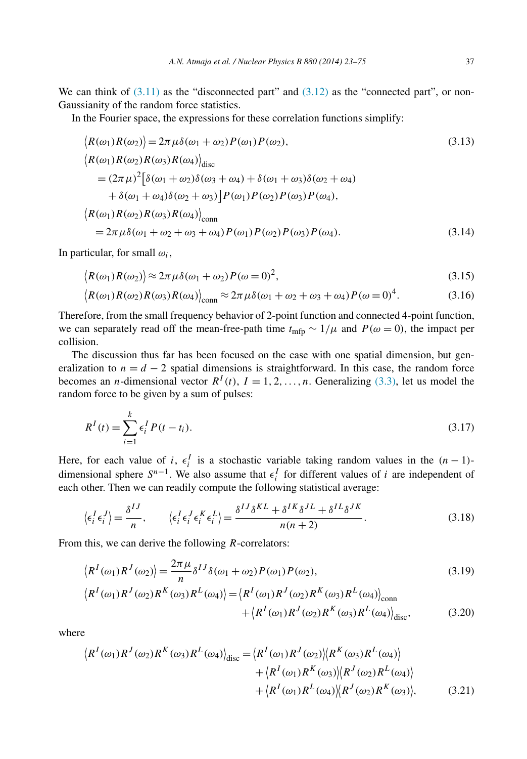We can think of (3.11) as the "disconnected part" and (3.12) as the "connected part", or non-Gaussianity of the random force statistics.

In the Fourier space, the expressions for these correlation functions simplify:

$$
\begin{aligned}
&\langle R(\omega_1)R(\omega_2)\rangle = 2\pi\mu\delta(\omega_1+\omega_2)P(\omega_1)P(\omega_2), \qquad (3.13)\\
&\langle R(\omega_1)R(\omega_2)R(\omega_3)R(\omega_4)\rangle_{\text{disc}}\\
&\quad = (2\pi\mu)^2\big[\delta(\omega_1+\omega_2)\delta(\omega_3+\omega_4)+\delta(\omega_1+\omega_3)\delta(\omega_2+\omega_4)\\
&\qquad +\delta(\omega_1+\omega_4)\delta(\omega_2+\omega_3)\big]P(\omega_1)P(\omega_2)P(\omega_3)P(\omega_4),\\
&\langle R(\omega_1)R(\omega_2)R(\omega_3)R(\omega_4)\rangle_{\text{conn}}\\
&\quad = 2\pi\mu\delta(\omega_1+\omega_2+\omega_3+\omega_4)P(\omega_1)P(\omega_2)P(\omega_3)P(\omega_4). \qquad (3.14)
\end{aligned}
$$

In particular, for small $\omega_i$,

$$
\langle R(\omega_1)R(\omega_2)\rangle \approx 2\pi\mu\delta(\omega_1+\omega_2)P(\omega=0)^2, \qquad (3.15)
$$

$$
\langle R(\omega_1)R(\omega_2)R(\omega_3)R(\omega_4)\rangle_{\text{conn}} \approx 2\pi\mu\delta(\omega_1+\omega_2+\omega_3+\omega_4)P(\omega=0)^4. \qquad (3.16)
$$

Therefore, from the small frequency behavior of 2-point function and connected 4-point function, we can separately read off the mean-free-path time $t_{\text{mfp}} \sim 1/\mu$ and $P(\omega=0)$, the impact per collision.

The discussion thus far has been focused on the case with one spatial dimension, but generalization to $n = d-2$ spatial dimensions is straightforward. In this case, the random force becomes an $n$-dimensional vector $R^I(t)$, $I = 1, 2, \ldots, n$. Generalizing (3.3), let us model the random force to be given by a sum of pulses:

$$
R^I(t) = \sum_{i=1}^{k} \epsilon_i^I P(t-t_i). \qquad (3.17)
$$

Here, for each value of $i$, $\epsilon_i^I$ is a stochastic variable taking random values in the $(n-1)$-dimensional sphere $S^{n-1}$. We also assume that $\epsilon_i^I$ for different values of $i$ are independent of each other. Then we can readily compute the following statistical average:

$$
\langle \epsilon_i^I \epsilon_i^J\rangle = \frac{\delta^{IJ}}{n}, \qquad \langle \epsilon_i^I \epsilon_i^J \epsilon_i^K \epsilon_i^L\rangle = \frac{\delta^{IJ}\delta^{KL}+\delta^{IK}\delta^{JL}+\delta^{IL}\delta^{JK}}{n(n+2)}. \qquad (3.18)
$$

From this, we can derive the following $R$-correlators:

$$
\langle R^I(\omega_1)R^J(\omega_2)\rangle = \frac{2\pi\mu}{n}\delta^{IJ}\delta(\omega_1+\omega_2)P(\omega_1)P(\omega_2), \qquad (3.19)
$$

$$
\begin{aligned}
\langle R^I(\omega_1)R^J(\omega_2)R^K(\omega_3)R^L(\omega_4)\rangle &= \langle R^I(\omega_1)R^J(\omega_2)R^K(\omega_3)R^L(\omega_4)\rangle_{\text{conn}}\\
&\quad + \langle R^I(\omega_1)R^J(\omega_2)R^K(\omega_3)R^L(\omega_4)\rangle_{\text{disc}}, \qquad (3.20)
\end{aligned}
$$

where

$$
\begin{aligned}
\langle R^I(\omega_1)R^J(\omega_2)R^K(\omega_3)R^L(\omega_4)\rangle_{\text{disc}} &= \langle R^I(\omega_1)R^J(\omega_2)\rangle\langle R^K(\omega_3)R^L(\omega_4)\rangle\\
&\quad + \langle R^I(\omega_1)R^K(\omega_3)\rangle\langle R^J(\omega_2)R^L(\omega_4)\rangle\\
&\quad + \langle R^I(\omega_1)R^L(\omega_4)\rangle\langle R^J(\omega_2)R^K(\omega_3)\rangle, \qquad (3.21)
\end{aligned}
$$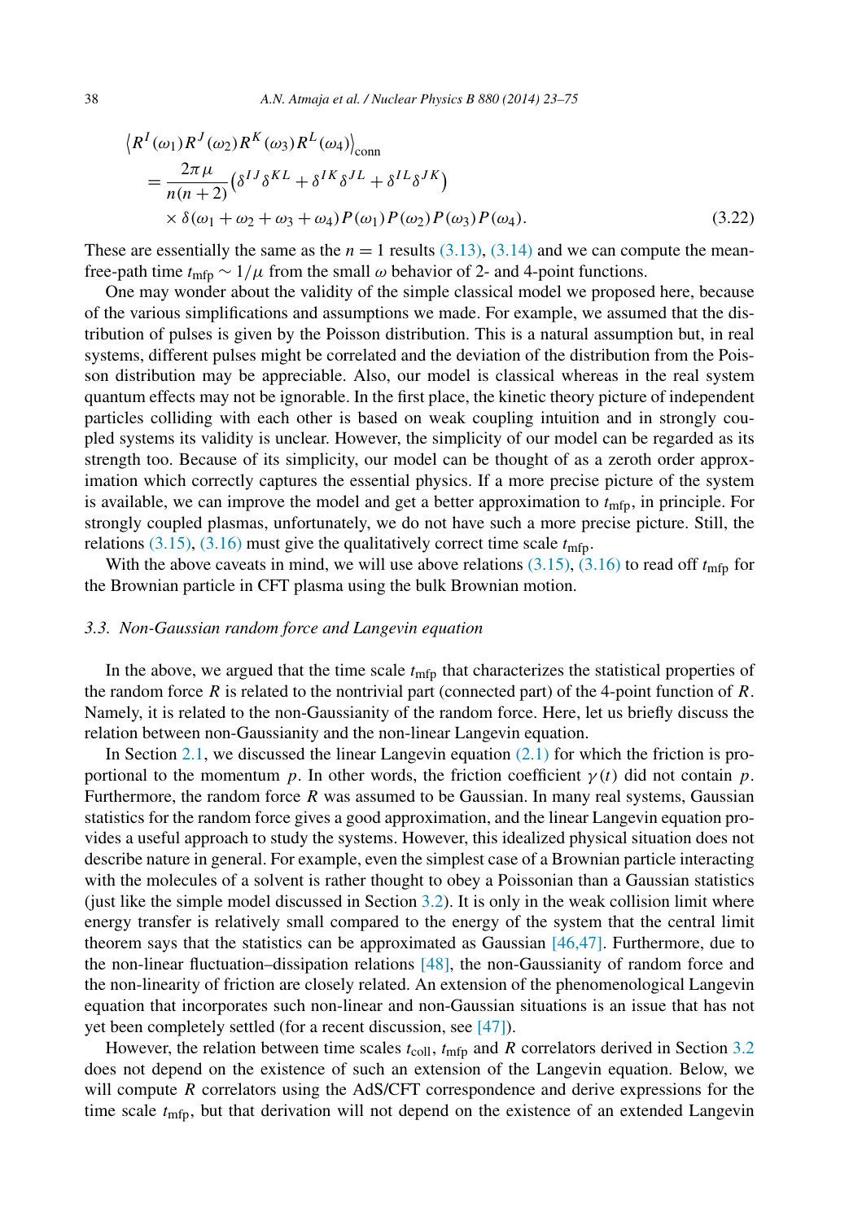$$
\begin{aligned}
&\left\langle R^I(\omega_1) R^J(\omega_2) R^K(\omega_3) R^L(\omega_4)\right\rangle_{\mathrm{conn}} \\
&\quad = \frac{2\pi\mu}{n(n+2)}\left(\delta^{IJ}\delta^{KL} + \delta^{IK}\delta^{JL} + \delta^{IL}\delta^{JK}\right) \\
&\qquad \times \delta(\omega_1+\omega_2+\omega_3+\omega_4) P(\omega_1) P(\omega_2) P(\omega_3) P(\omega_4). \qquad (3.22)
\end{aligned}
$$

These are essentially the same as the $n = 1$ results (3.13), (3.14) and we can compute the mean-free-path time $t_{\mathrm{mfp}} \sim 1/\mu$ from the small $\omega$ behavior of 2- and 4-point functions.

One may wonder about the validity of the simple classical model we proposed here, because of the various simplifications and assumptions we made. For example, we assumed that the distribution of pulses is given by the Poisson distribution. This is a natural assumption but, in real systems, different pulses might be correlated and the deviation of the distribution from the Poisson distribution may be appreciable. Also, our model is classical whereas in the real system quantum effects may not be ignorable. In the first place, the kinetic theory picture of independent particles colliding with each other is based on weak coupling intuition and in strongly coupled systems its validity is unclear. However, the simplicity of our model can be regarded as its strength too. Because of its simplicity, our model can be thought of as a zeroth order approximation which correctly captures the essential physics. If a more precise picture of the system is available, we can improve the model and get a better approximation to $t_{\mathrm{mfp}}$, in principle. For strongly coupled plasmas, unfortunately, we do not have such a more precise picture. Still, the relations (3.15), (3.16) must give the qualitatively correct time scale $t_{\mathrm{mfp}}$.

With the above caveats in mind, we will use above relations (3.15), (3.16) to read off $t_{\mathrm{mfp}}$ for the Brownian particle in CFT plasma using the bulk Brownian motion.

### 3.3. Non-Gaussian random force and Langevin equation

In the above, we argued that the time scale $t_{\mathrm{mfp}}$ that characterizes the statistical properties of the random force $R$ is related to the nontrivial part (connected part) of the 4-point function of $R$. Namely, it is related to the non-Gaussianity of the random force. Here, let us briefly discuss the relation between non-Gaussianity and the non-linear Langevin equation.

In Section 2.1, we discussed the linear Langevin equation (2.1) for which the friction is proportional to the momentum $p$. In other words, the friction coefficient $\gamma(t)$ did not contain $p$. Furthermore, the random force $R$ was assumed to be Gaussian. In many real systems, Gaussian statistics for the random force gives a good approximation, and the linear Langevin equation provides a useful approach to study the systems. However, this idealized physical situation does not describe nature in general. For example, even the simplest case of a Brownian particle interacting with the molecules of a solvent is rather thought to obey a Poissonian than a Gaussian statistics (just like the simple model discussed in Section 3.2). It is only in the weak collision limit where energy transfer is relatively small compared to the energy of the system that the central limit theorem says that the statistics can be approximated as Gaussian [46,47]. Furthermore, due to the non-linear fluctuation–dissipation relations [48], the non-Gaussianity of random force and the non-linearity of friction are closely related. An extension of the phenomenological Langevin equation that incorporates such non-linear and non-Gaussian situations is an issue that has not yet been completely settled (for a recent discussion, see [47]).

However, the relation between time scales $t_{\mathrm{coll}}$, $t_{\mathrm{mfp}}$ and $R$ correlators derived in Section 3.2 does not depend on the existence of such an extension of the Langevin equation. Below, we will compute $R$ correlators using the AdS/CFT correspondence and derive expressions for the time scale $t_{\mathrm{mfp}}$, but that derivation will not depend on the existence of an extended Langevin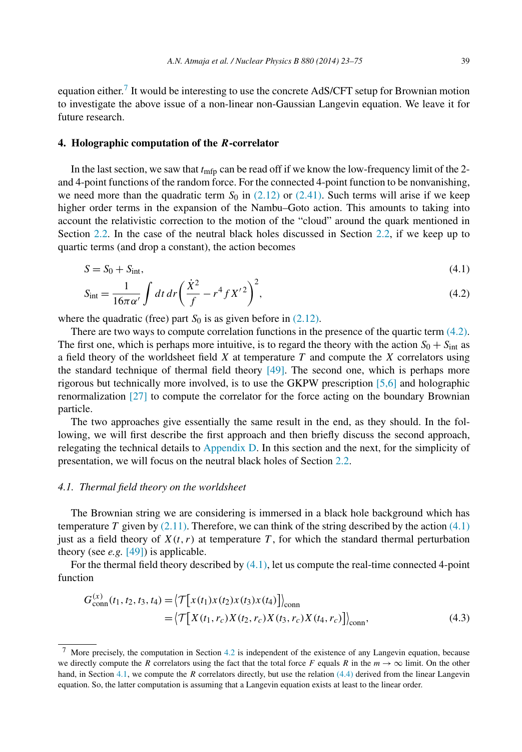equation either.[7] It would be interesting to use the concrete AdS/CFT setup for Brownian motion to investigate the above issue of a non-linear non-Gaussian Langevin equation. We leave it for future research.

## 4. Holographic computation of the $R$-correlator

In the last section, we saw that $t_{\rm mfp}$ can be read off if we know the low-frequency limit of the 2- and 4-point functions of the random force. For the connected 4-point function to be nonvanishing, we need more than the quadratic term $S_0$ in (2.12) or (2.41). Such terms will arise if we keep higher order terms in the expansion of the Nambu–Goto action. This amounts to taking into account the relativistic correction to the motion of the "cloud" around the quark mentioned in Section 2.2. In the case of the neutral black holes discussed in Section 2.2, if we keep up to quartic terms (and drop a constant), the action becomes

$$S = S_0 + S_{\rm int}, \tag{4.1}$$

$$S_{\rm int} = \frac{1}{16\pi\alpha'}\int dt\, dr \left(\frac{\dot{X}^2}{f} - r^4 f X'^2\right)^2, \tag{4.2}$$

where the quadratic (free) part $S_0$ is as given before in (2.12).

There are two ways to compute correlation functions in the presence of the quartic term (4.2). The first one, which is perhaps more intuitive, is to regard the theory with the action $S_0 + S_{\rm int}$ as a field theory of the worldsheet field $X$ at temperature $T$ and compute the $X$ correlators using the standard technique of thermal field theory [49]. The second one, which is perhaps more rigorous but technically more involved, is to use the GKPW prescription [5,6] and holographic renormalization [27] to compute the correlator for the force acting on the boundary Brownian particle.

The two approaches give essentially the same result in the end, as they should. In the following, we will first describe the first approach and then briefly discuss the second approach, relegating the technical details to Appendix D. In this section and the next, for the simplicity of presentation, we will focus on the neutral black holes of Section 2.2.

### *4.1. Thermal field theory on the worldsheet*

The Brownian string we are considering is immersed in a black hole background which has temperature $T$ given by (2.11). Therefore, we can think of the string described by the action (4.1) just as a field theory of $X(t, r)$ at temperature $T$, for which the standard thermal perturbation theory (see *e.g.* [49]) is applicable.

For the thermal field theory described by (4.1), let us compute the real-time connected 4-point function

$$\begin{aligned} G^{(x)}_{\rm conn}(t_1, t_2, t_3, t_4) &= \big\langle \mathcal{T}\big[x(t_1)x(t_2)x(t_3)x(t_4)\big]\big\rangle_{\rm conn} \\ &= \big\langle \mathcal{T}\big[X(t_1, r_c)X(t_2, r_c)X(t_3, r_c)X(t_4, r_c)\big]\big\rangle_{\rm conn}, \end{aligned} \tag{4.3}$$

[7] More precisely, the computation in Section 4.2 is independent of the existence of any Langevin equation, because we directly compute the $R$ correlators using the fact that the total force $F$ equals $R$ in the $m \to \infty$ limit. On the other hand, in Section 4.1, we compute the $R$ correlators directly, but use the relation (4.4) derived from the linear Langevin equation. So, the latter computation is assuming that a Langevin equation exists at least to the linear order.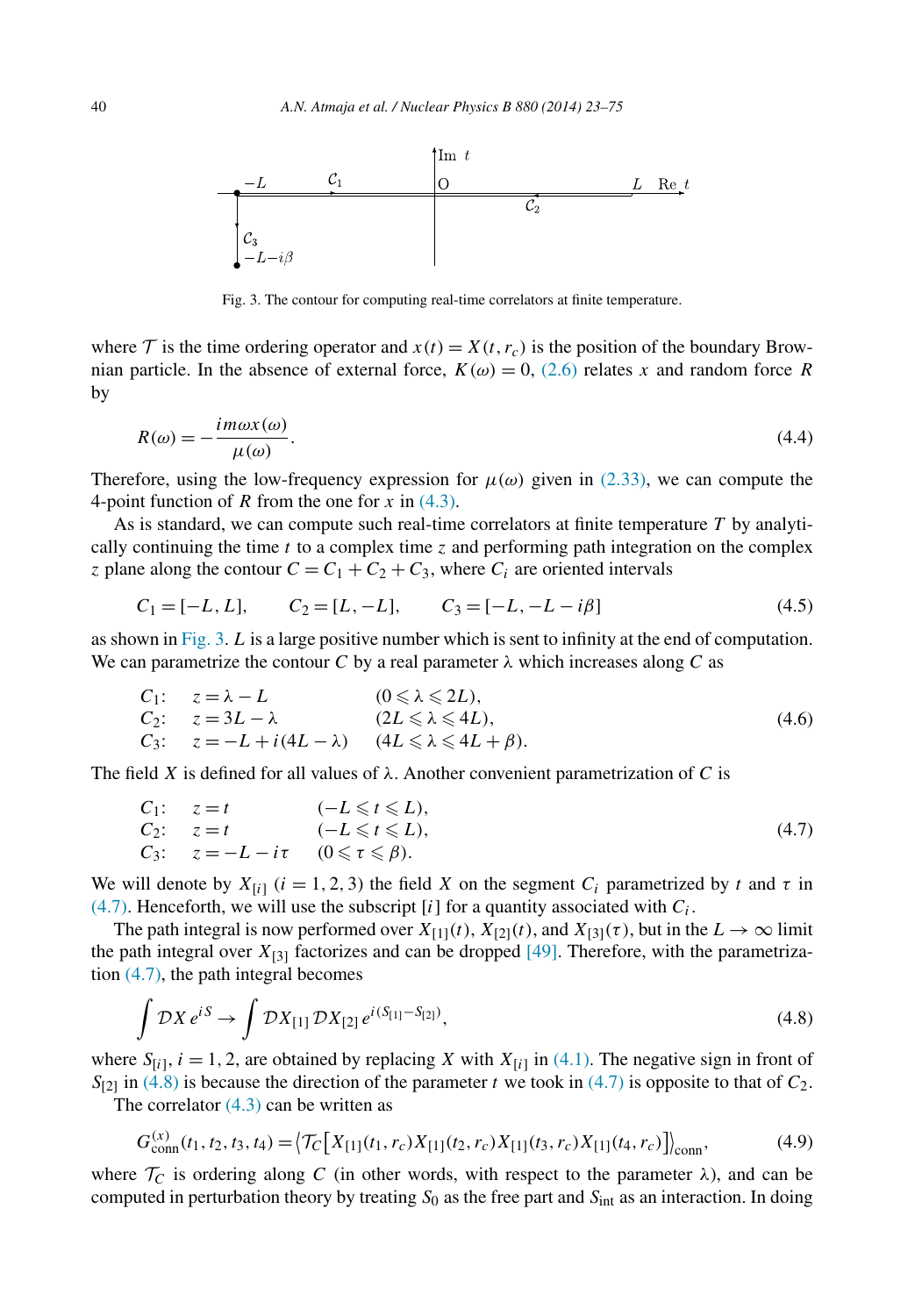Fig. 3. The contour for computing real-time correlators at finite temperature.

where $\mathcal{T}$ is the time ordering operator and $x(t) = X(t, r_c)$ is the position of the boundary Brownian particle. In the absence of external force, $K(\omega) = 0$, (2.6) relates $x$ and random force $R$ by

$$R(\omega) = -\frac{im\omega x(\omega)}{\mu(\omega)}. \tag{4.4}$$

Therefore, using the low-frequency expression for $\mu(\omega)$ given in (2.33), we can compute the 4-point function of $R$ from the one for $x$ in (4.3).

As is standard, we can compute such real-time correlators at finite temperature $T$ by analytically continuing the time $t$ to a complex time $z$ and performing path integration on the complex $z$ plane along the contour $C = C_1 + C_2 + C_3$, where $C_i$ are oriented intervals

$$C_1 = [-L, L], \qquad C_2 = [L, -L], \qquad C_3 = [-L, -L - i\beta] \tag{4.5}$$

as shown in Fig. 3. $L$ is a large positive number which is sent to infinity at the end of computation. We can parametrize the contour $C$ by a real parameter $\lambda$ which increases along $C$ as

$$\begin{aligned}
&C_1: \quad z = \lambda - L && (0 \leqslant \lambda \leqslant 2L),\\
&C_2: \quad z = 3L - \lambda && (2L \leqslant \lambda \leqslant 4L),\\
&C_3: \quad z = -L + i(4L - \lambda) && (4L \leqslant \lambda \leqslant 4L + \beta).
\end{aligned} \tag{4.6}$$

The field $X$ is defined for all values of $\lambda$. Another convenient parametrization of $C$ is

$$\begin{aligned}
&C_1: \quad z = t && (-L \leqslant t \leqslant L),\\
&C_2: \quad z = t && (-L \leqslant t \leqslant L),\\
&C_3: \quad z = -L - i\tau && (0 \leqslant \tau \leqslant \beta).
\end{aligned} \tag{4.7}$$

We will denote by $X_{[i]}$ ($i = 1, 2, 3$) the field $X$ on the segment $C_i$ parametrized by $t$ and $\tau$ in (4.7). Henceforth, we will use the subscript $[i]$ for a quantity associated with $C_i$.

The path integral is now performed over $X_{[1]}(t)$, $X_{[2]}(t)$, and $X_{[3]}(\tau)$, but in the $L \to \infty$ limit the path integral over $X_{[3]}$ factorizes and can be dropped [49]. Therefore, with the parametrization (4.7), the path integral becomes

$$\int \mathcal{D}X\, e^{iS} \to \int \mathcal{D}X_{[1]}\, \mathcal{D}X_{[2]}\, e^{i(S_{[1]} - S_{[2]})}, \tag{4.8}$$

where $S_{[i]}$, $i = 1, 2$, are obtained by replacing $X$ with $X_{[i]}$ in (4.1). The negative sign in front of $S_{[2]}$ in (4.8) is because the direction of the parameter $t$ we took in (4.7) is opposite to that of $C_2$.

The correlator (4.3) can be written as

$$G^{(x)}_{\text{conn}}(t_1, t_2, t_3, t_4) = \big\langle \mathcal{T}_C\big[X_{[1]}(t_1, r_c)X_{[1]}(t_2, r_c)X_{[1]}(t_3, r_c)X_{[1]}(t_4, r_c)\big]\big\rangle_{\text{conn}}, \tag{4.9}$$

where $\mathcal{T}_C$ is ordering along $C$ (in other words, with respect to the parameter $\lambda$), and can be computed in perturbation theory by treating $S_0$ as the free part and $S_{\text{int}}$ as an interaction. In doing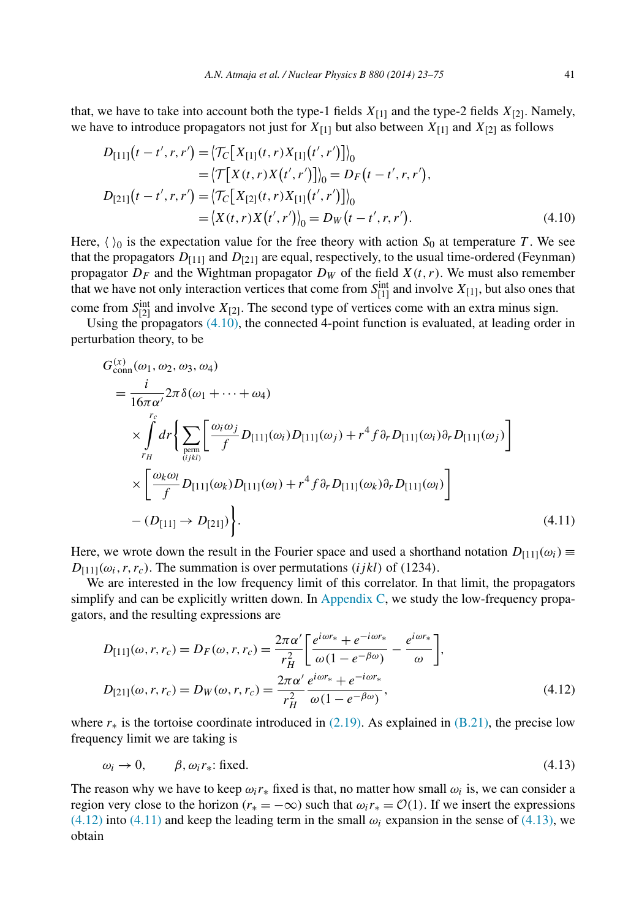that, we have to take into account both the type-1 fields $X_{[1]}$ and the type-2 fields $X_{[2]}$. Namely, we have to introduce propagators not just for $X_{[1]}$ but also between $X_{[1]}$ and $X_{[2]}$ as follows

$$
\begin{aligned}
D_{[11]}(t-t',r,r') &= \langle \mathcal{T}_C[X_{[1]}(t,r)X_{[1]}(t',r')]\rangle_0 \\
&= \langle \mathcal{T}[X(t,r)X(t',r')]\rangle_0 = D_F(t-t',r,r'), \\
D_{[21]}(t-t',r,r') &= \langle \mathcal{T}_C[X_{[2]}(t,r)X_{[1]}(t',r')]\rangle_0 \\
&= \langle X(t,r)X(t',r')\rangle_0 = D_W(t-t',r,r').
\end{aligned} \tag{4.10}
$$

Here, $\langle\ \rangle_0$ is the expectation value for the free theory with action $S_0$ at temperature $T$. We see that the propagators $D_{[11]}$ and $D_{[21]}$ are equal, respectively, to the usual time-ordered (Feynman) propagator $D_F$ and the Wightman propagator $D_W$ of the field $X(t,r)$. We must also remember that we have not only interaction vertices that come from $S^{\rm int}_{[1]}$ and involve $X_{[1]}$, but also ones that come from $S^{\rm int}_{[2]}$ and involve $X_{[2]}$. The second type of vertices come with an extra minus sign.

Using the propagators (4.10), the connected 4-point function is evaluated, at leading order in perturbation theory, to be

$$
\begin{aligned}
&G^{(x)}_{\rm conn}(\omega_1,\omega_2,\omega_3,\omega_4) \\
&= \frac{i}{16\pi\alpha'} 2\pi\delta(\omega_1+\cdots+\omega_4) \\
&\quad\times \int_{r_H}^{r_c} dr \Bigg\{ \sum_{\substack{\rm perm \\ (ijkl)}} \left[ \frac{\omega_i\omega_j}{f} D_{[11]}(\omega_i)D_{[11]}(\omega_j) + r^4 f\,\partial_r D_{[11]}(\omega_i)\partial_r D_{[11]}(\omega_j)\right] \\
&\quad\times \left[ \frac{\omega_k\omega_l}{f} D_{[11]}(\omega_k)D_{[11]}(\omega_l) + r^4 f\,\partial_r D_{[11]}(\omega_k)\partial_r D_{[11]}(\omega_l)\right] \\
&\quad - (D_{[11]} \to D_{[21]}) \Bigg\}.
\end{aligned} \tag{4.11}
$$

Here, we wrote down the result in the Fourier space and used a shorthand notation $D_{[11]}(\omega_i) \equiv D_{[11]}(\omega_i, r, r_c)$. The summation is over permutations $(ijkl)$ of $(1234)$.

We are interested in the low frequency limit of this correlator. In that limit, the propagators simplify and can be explicitly written down. In Appendix C, we study the low-frequency propagators, and the resulting expressions are

$$
\begin{aligned}
D_{[11]}(\omega,r,r_c) &= D_F(\omega,r,r_c) = \frac{2\pi\alpha'}{r_H^2}\left[\frac{e^{i\omega r_*}+e^{-i\omega r_*}}{\omega(1-e^{-\beta\omega})} - \frac{e^{i\omega r_*}}{\omega}\right], \\
D_{[21]}(\omega,r,r_c) &= D_W(\omega,r,r_c) = \frac{2\pi\alpha'}{r_H^2}\frac{e^{i\omega r_*}+e^{-i\omega r_*}}{\omega(1-e^{-\beta\omega})},
\end{aligned} \tag{4.12}
$$

where $r_*$ is the tortoise coordinate introduced in (2.19). As explained in (B.21), the precise low frequency limit we are taking is

$$
\omega_i \to 0, \qquad \beta, \omega_i r_*\text{: fixed.} \tag{4.13}
$$

The reason why we have to keep $\omega_i r_*$ fixed is that, no matter how small $\omega_i$ is, we can consider a region very close to the horizon ($r_* = -\infty$) such that $\omega_i r_* = \mathcal{O}(1)$. If we insert the expressions (4.12) into (4.11) and keep the leading term in the small $\omega_i$ expansion in the sense of (4.13), we obtain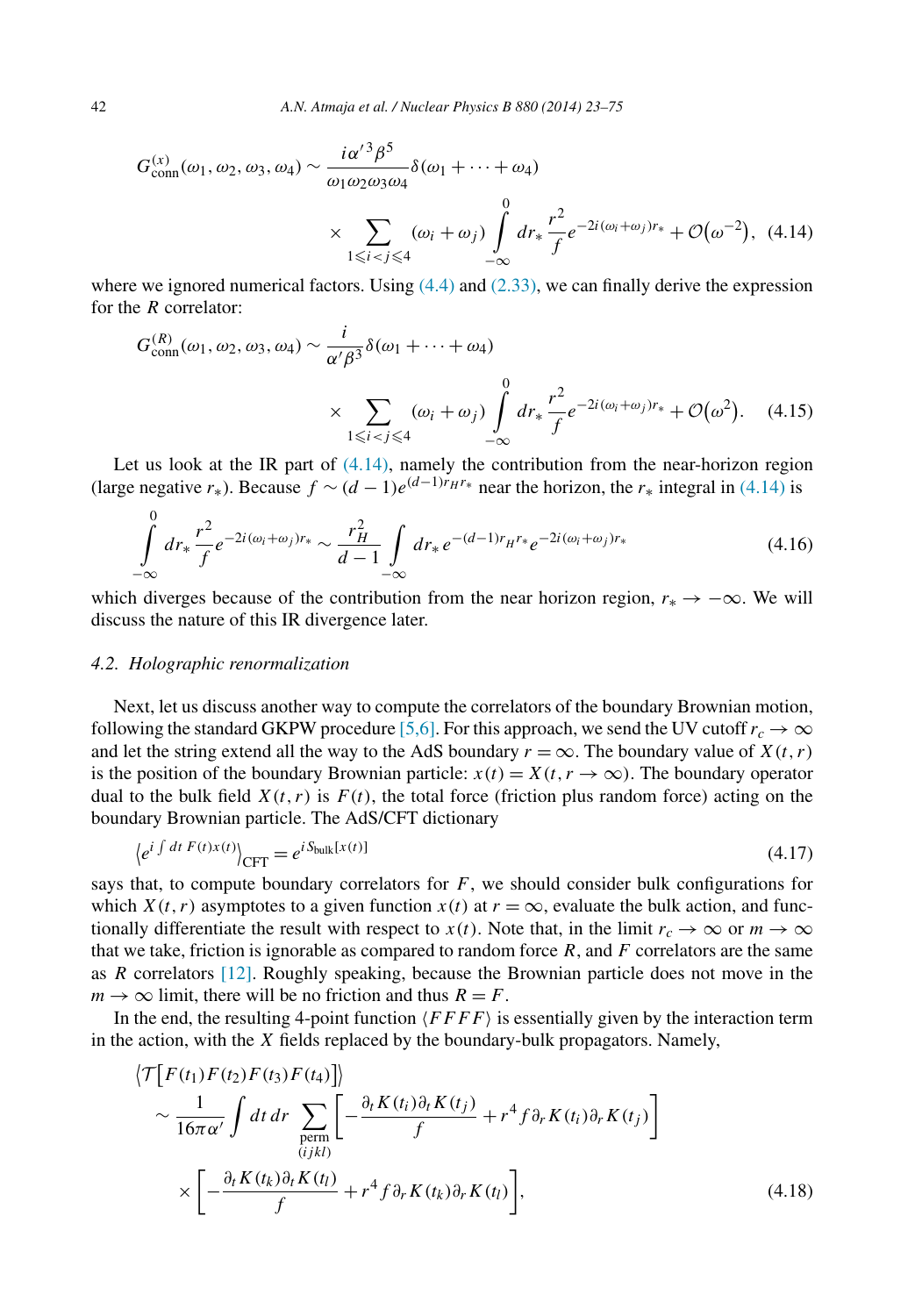$$G^{(x)}_{\text{conn}}(\omega_1,\omega_2,\omega_3,\omega_4) \sim \frac{i\alpha'^3\beta^5}{\omega_1\omega_2\omega_3\omega_4}\delta(\omega_1+\cdots+\omega_4) \times \sum_{1\leqslant i<j\leqslant 4}(\omega_i+\omega_j)\int_{-\infty}^{0} dr_*\,\frac{r^2}{f}e^{-2i(\omega_i+\omega_j)r_*} + \mathcal{O}(\omega^{-2}), \tag{4.14}$$

where we ignored numerical factors. Using (4.4) and (2.33), we can finally derive the expression for the $R$ correlator:

$$G^{(R)}_{\text{conn}}(\omega_1,\omega_2,\omega_3,\omega_4) \sim \frac{i}{\alpha'\beta^3}\delta(\omega_1+\cdots+\omega_4) \times \sum_{1\leqslant i<j\leqslant 4}(\omega_i+\omega_j)\int_{-\infty}^{0} dr_*\,\frac{r^2}{f}e^{-2i(\omega_i+\omega_j)r_*} + \mathcal{O}(\omega^{2}). \tag{4.15}$$

Let us look at the IR part of (4.14), namely the contribution from the near-horizon region (large negative $r_*$). Because $f \sim (d-1)e^{(d-1)r_H r_*}$ near the horizon, the $r_*$ integral in (4.14) is

$$\int_{-\infty}^{0} dr_*\,\frac{r^2}{f}e^{-2i(\omega_i+\omega_j)r_*} \sim \frac{r_H^2}{d-1}\int_{-\infty} dr_*\,e^{-(d-1)r_H r_*}e^{-2i(\omega_i+\omega_j)r_*} \tag{4.16}$$

which diverges because of the contribution from the near horizon region, $r_* \to -\infty$. We will discuss the nature of this IR divergence later.

### 4.2. *Holographic renormalization*

Next, let us discuss another way to compute the correlators of the boundary Brownian motion, following the standard GKPW procedure [5,6]. For this approach, we send the UV cutoff $r_c \to \infty$ and let the string extend all the way to the AdS boundary $r = \infty$. The boundary value of $X(t,r)$ is the position of the boundary Brownian particle: $x(t) = X(t, r \to \infty)$. The boundary operator dual to the bulk field $X(t,r)$ is $F(t)$, the total force (friction plus random force) acting on the boundary Brownian particle. The AdS/CFT dictionary

$$\left\langle e^{i\int dt\,F(t)x(t)}\right\rangle_{\text{CFT}} = e^{iS_{\text{bulk}}[x(t)]} \tag{4.17}$$

says that, to compute boundary correlators for $F$, we should consider bulk configurations for which $X(t,r)$ asymptotes to a given function $x(t)$ at $r = \infty$, evaluate the bulk action, and functionally differentiate the result with respect to $x(t)$. Note that, in the limit $r_c \to \infty$ or $m \to \infty$ that we take, friction is ignorable as compared to random force $R$, and $F$ correlators are the same as $R$ correlators [12]. Roughly speaking, because the Brownian particle does not move in the $m \to \infty$ limit, there will be no friction and thus $R = F$.

In the end, the resulting 4-point function $\langle FFFF\rangle$ is essentially given by the interaction term in the action, with the $X$ fields replaced by the boundary-bulk propagators. Namely,

$$\begin{aligned}
&\big\langle \mathcal{T}\big[F(t_1)F(t_2)F(t_3)F(t_4)\big]\big\rangle \\
&\quad\sim \frac{1}{16\pi\alpha'}\int dt\,dr \sum_{\substack{\text{perm}\\(ijkl)}}\left[-\frac{\partial_t K(t_i)\partial_t K(t_j)}{f} + r^4 f\,\partial_r K(t_i)\partial_r K(t_j)\right] \\
&\qquad\times\left[-\frac{\partial_t K(t_k)\partial_t K(t_l)}{f} + r^4 f\,\partial_r K(t_k)\partial_r K(t_l)\right],
\end{aligned} \tag{4.18}$$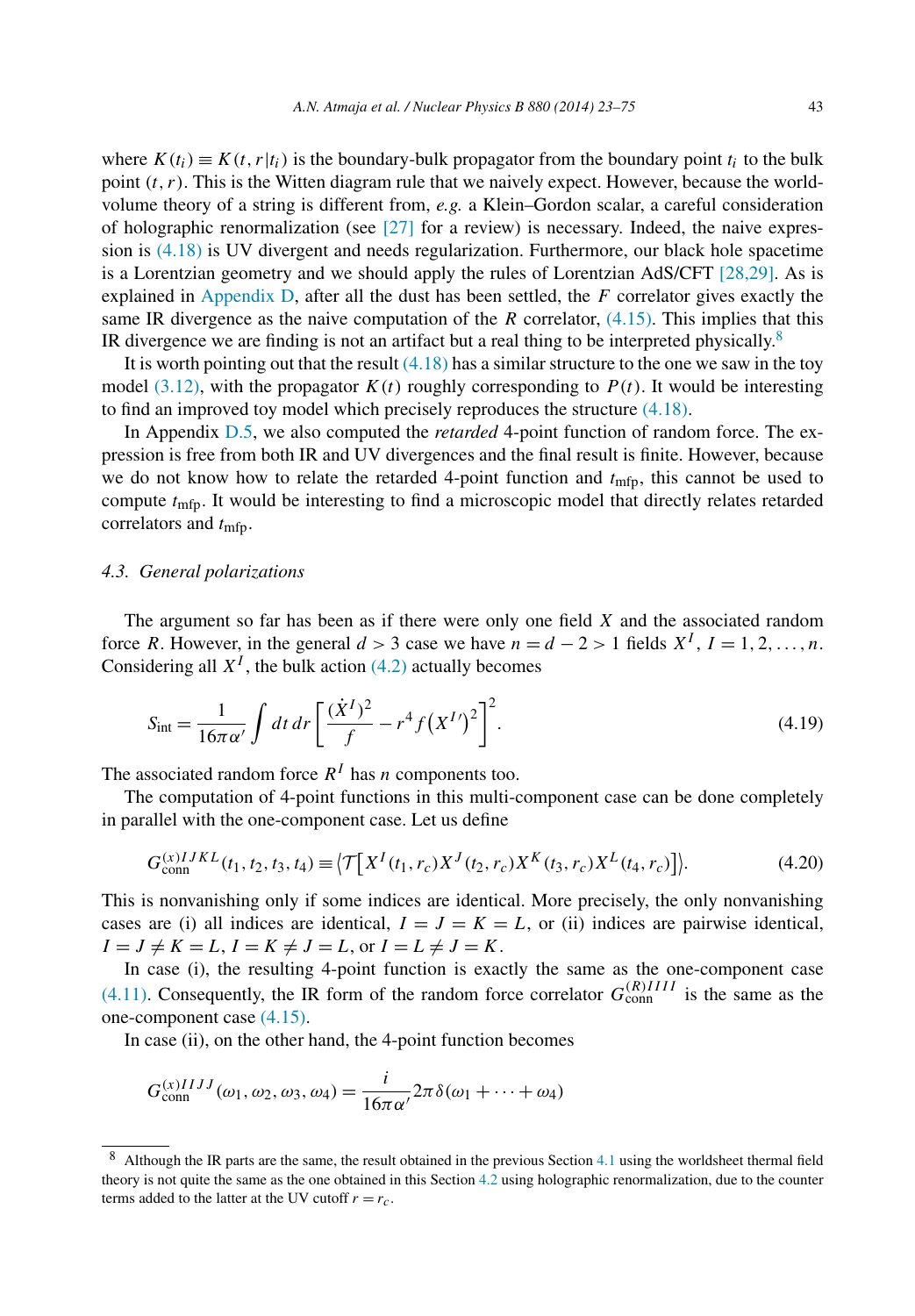where $K(t_i) \equiv K(t, r|t_i)$ is the boundary-bulk propagator from the boundary point $t_i$ to the bulk point $(t, r)$. This is the Witten diagram rule that we naively expect. However, because the worldvolume theory of a string is different from, *e.g.* a Klein–Gordon scalar, a careful consideration of holographic renormalization (see [27] for a review) is necessary. Indeed, the naive expression is (4.18) is UV divergent and needs regularization. Furthermore, our black hole spacetime is a Lorentzian geometry and we should apply the rules of Lorentzian AdS/CFT [28,29]. As is explained in Appendix D, after all the dust has been settled, the $F$ correlator gives exactly the same IR divergence as the naive computation of the $R$ correlator, (4.15). This implies that this IR divergence we are finding is not an artifact but a real thing to be interpreted physically.[8]

It is worth pointing out that the result (4.18) has a similar structure to the one we saw in the toy model (3.12), with the propagator $K(t)$ roughly corresponding to $P(t)$. It would be interesting to find an improved toy model which precisely reproduces the structure (4.18).

In Appendix D.5, we also computed the *retarded* 4-point function of random force. The expression is free from both IR and UV divergences and the final result is finite. However, because we do not know how to relate the retarded 4-point function and $t_{\text{mfp}}$, this cannot be used to compute $t_{\text{mfp}}$. It would be interesting to find a microscopic model that directly relates retarded correlators and $t_{\text{mfp}}$.

### *4.3. General polarizations*

The argument so far has been as if there were only one field $X$ and the associated random force $R$. However, in the general $d > 3$ case we have $n = d - 2 > 1$ fields $X^I$, $I = 1, 2, \ldots, n$. Considering all $X^I$, the bulk action (4.2) actually becomes

$$S_{\text{int}} = \frac{1}{16\pi\alpha'} \int dt\, dr \left[ \frac{(\dot{X}^I)^2}{f} - r^4 f \left(X^{I\prime}\right)^2 \right]^2. \tag{4.19}$$

The associated random force $R^I$ has $n$ components too.

The computation of 4-point functions in this multi-component case can be done completely in parallel with the one-component case. Let us define

$$G_{\text{conn}}^{(x)IJKL}(t_1, t_2, t_3, t_4) \equiv \left\langle \mathcal{T}\left[X^I(t_1, r_c) X^J(t_2, r_c) X^K(t_3, r_c) X^L(t_4, r_c)\right]\right\rangle. \tag{4.20}$$

This is nonvanishing only if some indices are identical. More precisely, the only nonvanishing cases are (i) all indices are identical, $I = J = K = L$, or (ii) indices are pairwise identical, $I = J \neq K = L$, $I = K \neq J = L$, or $I = L \neq J = K$.

In case (i), the resulting 4-point function is exactly the same as the one-component case (4.11). Consequently, the IR form of the random force correlator $G_{\text{conn}}^{(R)IIII}$ is the same as the one-component case (4.15).

In case (ii), on the other hand, the 4-point function becomes

$$G_{\text{conn}}^{(x)IIJJ}(\omega_1, \omega_2, \omega_3, \omega_4) = \frac{i}{16\pi\alpha'} 2\pi\delta(\omega_1 + \cdots + \omega_4)$$

[8] Although the IR parts are the same, the result obtained in the previous Section 4.1 using the worldsheet thermal field theory is not quite the same as the one obtained in this Section 4.2 using holographic renormalization, due to the counter terms added to the latter at the UV cutoff $r = r_c$.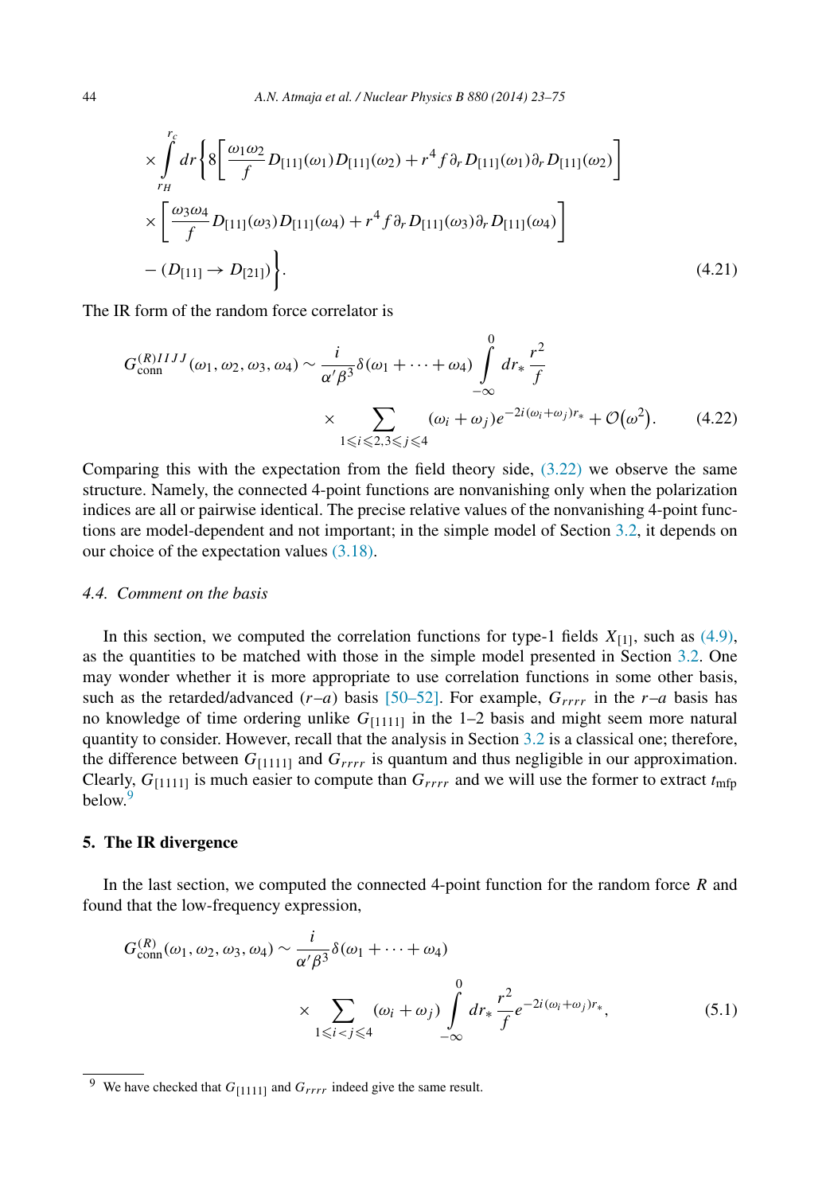$$
\times \int_{r_H}^{r_c} dr \Bigg\{ 8\left[ \frac{\omega_1\omega_2}{f} D_{[11]}(\omega_1) D_{[11]}(\omega_2) + r^4 f \partial_r D_{[11]}(\omega_1) \partial_r D_{[11]}(\omega_2) \right]
$$

$$
\times \left[ \frac{\omega_3\omega_4}{f} D_{[11]}(\omega_3) D_{[11]}(\omega_4) + r^4 f \partial_r D_{[11]}(\omega_3) \partial_r D_{[11]}(\omega_4) \right]
$$

$$
- (D_{[11]} \to D_{[21]}) \Bigg\}. \tag{4.21}
$$

The IR form of the random force correlator is

$$
G_{\text{conn}}^{(R)IIJJ}(\omega_1, \omega_2, \omega_3, \omega_4) \sim \frac{i}{\alpha' \beta^3} \delta(\omega_1 + \cdots + \omega_4) \int_{-\infty}^{0} dr_* \frac{r^2}{f}
$$

$$
\times \sum_{1 \leqslant i \leqslant 2, 3 \leqslant j \leqslant 4} (\omega_i + \omega_j) e^{-2i(\omega_i + \omega_j) r_*} + \mathcal{O}(\omega^2). \tag{4.22}
$$

Comparing this with the expectation from the field theory side, (3.22) we observe the same structure. Namely, the connected 4-point functions are nonvanishing only when the polarization indices are all or pairwise identical. The precise relative values of the nonvanishing 4-point functions are model-dependent and not important; in the simple model of Section 3.2, it depends on our choice of the expectation values (3.18).

### 4.4. Comment on the basis

In this section, we computed the correlation functions for type-1 fields $X_{[1]}$, such as (4.9), as the quantities to be matched with those in the simple model presented in Section 3.2. One may wonder whether it is more appropriate to use correlation functions in some other basis, such as the retarded/advanced ($r$–$a$) basis [50–52]. For example, $G_{rrrr}$ in the $r$–$a$ basis has no knowledge of time ordering unlike $G_{[1111]}$ in the 1–2 basis and might seem more natural quantity to consider. However, recall that the analysis in Section 3.2 is a classical one; therefore, the difference between $G_{[1111]}$ and $G_{rrrr}$ is quantum and thus negligible in our approximation. Clearly, $G_{[1111]}$ is much easier to compute than $G_{rrrr}$ and we will use the former to extract $t_{\text{mfp}}$ below.[9]

## 5. The IR divergence

In the last section, we computed the connected 4-point function for the random force $R$ and found that the low-frequency expression,

$$
G_{\text{conn}}^{(R)}(\omega_1, \omega_2, \omega_3, \omega_4) \sim \frac{i}{\alpha' \beta^3} \delta(\omega_1 + \cdots + \omega_4)
$$

$$
\times \sum_{1 \leqslant i < j \leqslant 4} (\omega_i + \omega_j) \int_{-\infty}^{0} dr_* \frac{r^2}{f} e^{-2i(\omega_i + \omega_j) r_*}, \tag{5.1}
$$

[9] We have checked that $G_{[1111]}$ and $G_{rrrr}$ indeed give the same result.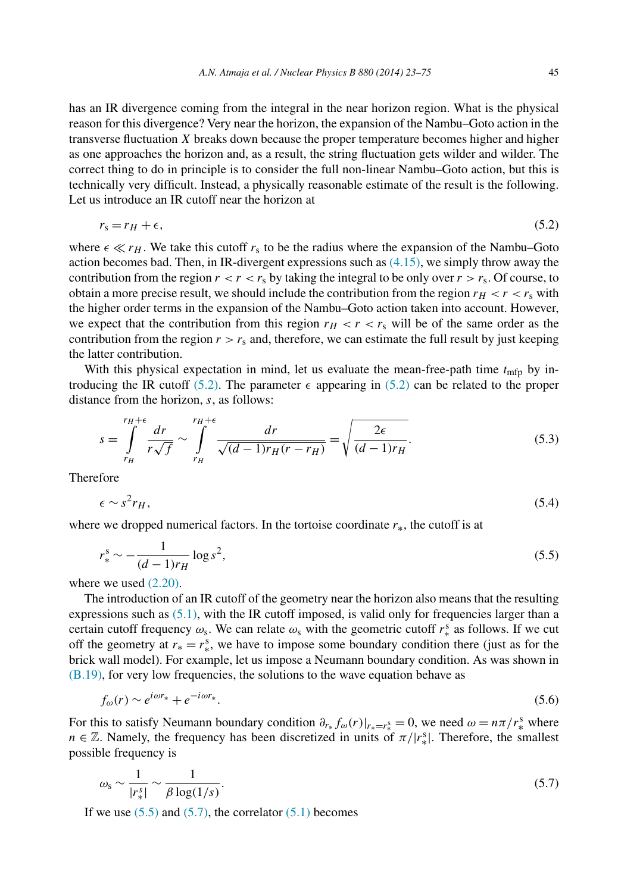has an IR divergence coming from the integral in the near horizon region. What is the physical reason for this divergence? Very near the horizon, the expansion of the Nambu–Goto action in the transverse fluctuation $X$ breaks down because the proper temperature becomes higher and higher as one approaches the horizon and, as a result, the string fluctuation gets wilder and wilder. The correct thing to do in principle is to consider the full non-linear Nambu–Goto action, but this is technically very difficult. Instead, a physically reasonable estimate of the result is the following. Let us introduce an IR cutoff near the horizon at

$$r_s = r_H + \epsilon, \tag{5.2}$$

where $\epsilon \ll r_H$. We take this cutoff $r_s$ to be the radius where the expansion of the Nambu–Goto action becomes bad. Then, in IR-divergent expressions such as (4.15), we simply throw away the contribution from the region $r < r < r_s$ by taking the integral to be only over $r > r_s$. Of course, to obtain a more precise result, we should include the contribution from the region $r_H < r < r_s$ with the higher order terms in the expansion of the Nambu–Goto action taken into account. However, we expect that the contribution from this region $r_H < r < r_s$ will be of the same order as the contribution from the region $r > r_s$ and, therefore, we can estimate the full result by just keeping the latter contribution.

With this physical expectation in mind, let us evaluate the mean-free-path time $t_{\rm mfp}$ by introducing the IR cutoff (5.2). The parameter $\epsilon$ appearing in (5.2) can be related to the proper distance from the horizon, $s$, as follows:

$$s = \int_{r_H}^{r_H+\epsilon} \frac{dr}{r\sqrt{f}} \sim \int_{r_H}^{r_H+\epsilon} \frac{dr}{\sqrt{(d-1)r_H(r-r_H)}} = \sqrt{\frac{2\epsilon}{(d-1)r_H}}. \tag{5.3}$$

Therefore

$$\epsilon \sim s^2 r_H, \tag{5.4}$$

where we dropped numerical factors. In the tortoise coordinate $r_*$, the cutoff is at

$$r_*^s \sim -\frac{1}{(d-1)r_H} \log s^2, \tag{5.5}$$

where we used (2.20).

The introduction of an IR cutoff of the geometry near the horizon also means that the resulting expressions such as (5.1), with the IR cutoff imposed, is valid only for frequencies larger than a certain cutoff frequency $\omega_s$. We can relate $\omega_s$ with the geometric cutoff $r_*^s$ as follows. If we cut off the geometry at $r_* = r_*^s$, we have to impose some boundary condition there (just as for the brick wall model). For example, let us impose a Neumann boundary condition. As was shown in (B.19), for very low frequencies, the solutions to the wave equation behave as

$$f_\omega(r) \sim e^{i\omega r_*} + e^{-i\omega r_*}. \tag{5.6}$$

For this to satisfy Neumann boundary condition $\partial_{r_*} f_\omega(r)|_{r_*=r_*^s} = 0$, we need $\omega = n\pi/r_*^s$ where $n \in \mathbb{Z}$. Namely, the frequency has been discretized in units of $\pi/|r_*^s|$. Therefore, the smallest possible frequency is

$$\omega_s \sim \frac{1}{|r_*^s|} \sim \frac{1}{\beta \log(1/s)}. \tag{5.7}$$

If we use (5.5) and (5.7), the correlator (5.1) becomes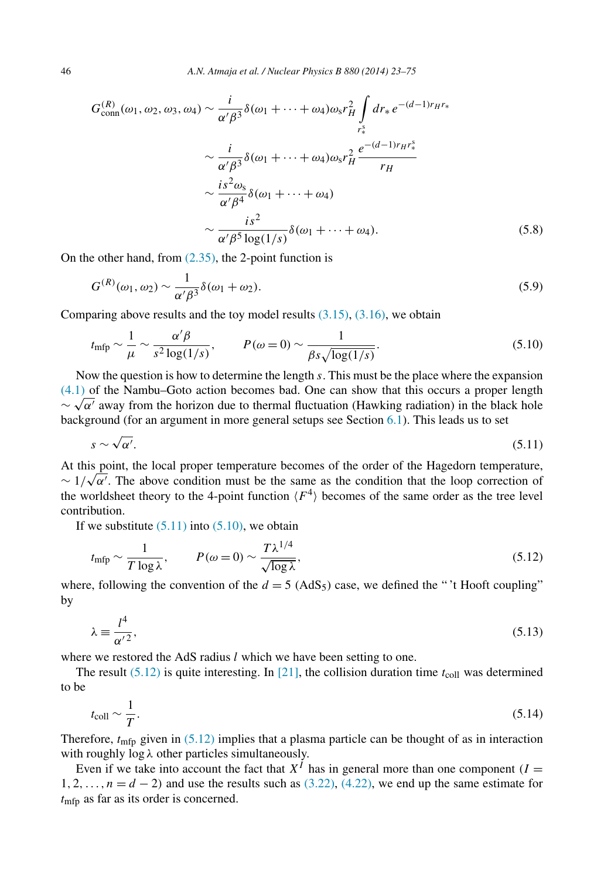$$
\begin{aligned}
G^{(R)}_{\text{conn}}(\omega_1,\omega_2,\omega_3,\omega_4) &\sim \frac{i}{\alpha'\beta^3}\delta(\omega_1+\cdots+\omega_4)\omega_s r_H^2 \int_{r_*^s} dr_*\, e^{-(d-1)r_H r_*} \\
&\sim \frac{i}{\alpha'\beta^3}\delta(\omega_1+\cdots+\omega_4)\omega_s r_H^2 \frac{e^{-(d-1)r_H r_*^s}}{r_H} \\
&\sim \frac{is^2\omega_s}{\alpha'\beta^4}\delta(\omega_1+\cdots+\omega_4) \\
&\sim \frac{is^2}{\alpha'\beta^5\log(1/s)}\delta(\omega_1+\cdots+\omega_4).
\end{aligned}
\tag{5.8}
$$

On the other hand, from (2.35), the 2-point function is

$$
G^{(R)}(\omega_1,\omega_2) \sim \frac{1}{\alpha'\beta^3}\delta(\omega_1+\omega_2). \tag{5.9}
$$

Comparing above results and the toy model results (3.15), (3.16), we obtain

$$
t_{\text{mfp}} \sim \frac{1}{\mu} \sim \frac{\alpha'\beta}{s^2\log(1/s)}, \qquad P(\omega=0) \sim \frac{1}{\beta s\sqrt{\log(1/s)}}. \tag{5.10}
$$

Now the question is how to determine the length $s$. This must be the place where the expansion (4.1) of the Nambu–Goto action becomes bad. One can show that this occurs a proper length $\sim\sqrt{\alpha'}$ away from the horizon due to thermal fluctuation (Hawking radiation) in the black hole background (for an argument in more general setups see Section 6.1). This leads us to set

$$
s \sim \sqrt{\alpha'}. \tag{5.11}
$$

At this point, the local proper temperature becomes of the order of the Hagedorn temperature, $\sim 1/\sqrt{\alpha'}$. The above condition must be the same as the condition that the loop correction of the worldsheet theory to the 4-point function $\langle F^4\rangle$ becomes of the same order as the tree level contribution.

If we substitute (5.11) into (5.10), we obtain

$$
t_{\text{mfp}} \sim \frac{1}{T\log\lambda}, \qquad P(\omega=0) \sim \frac{T\lambda^{1/4}}{\sqrt{\log\lambda}}, \tag{5.12}
$$

where, following the convention of the $d=5$ ($AdS_5$) case, we defined the "'t Hooft coupling" by

$$
\lambda \equiv \frac{l^4}{\alpha'^2}, \tag{5.13}
$$

where we restored the AdS radius $l$ which we have been setting to one.

The result (5.12) is quite interesting. In [21], the collision duration time $t_{\text{coll}}$ was determined to be

$$
t_{\text{coll}} \sim \frac{1}{T}. \tag{5.14}
$$

Therefore, $t_{\text{mfp}}$ given in (5.12) implies that a plasma particle can be thought of as in interaction with roughly $\log\lambda$ other particles simultaneously.

Even if we take into account the fact that $X^I$ has in general more than one component ($I = 1,2,\ldots,n=d-2$) and use the results such as (3.22), (4.22), we end up the same estimate for $t_{\text{mfp}}$ as far as its order is concerned.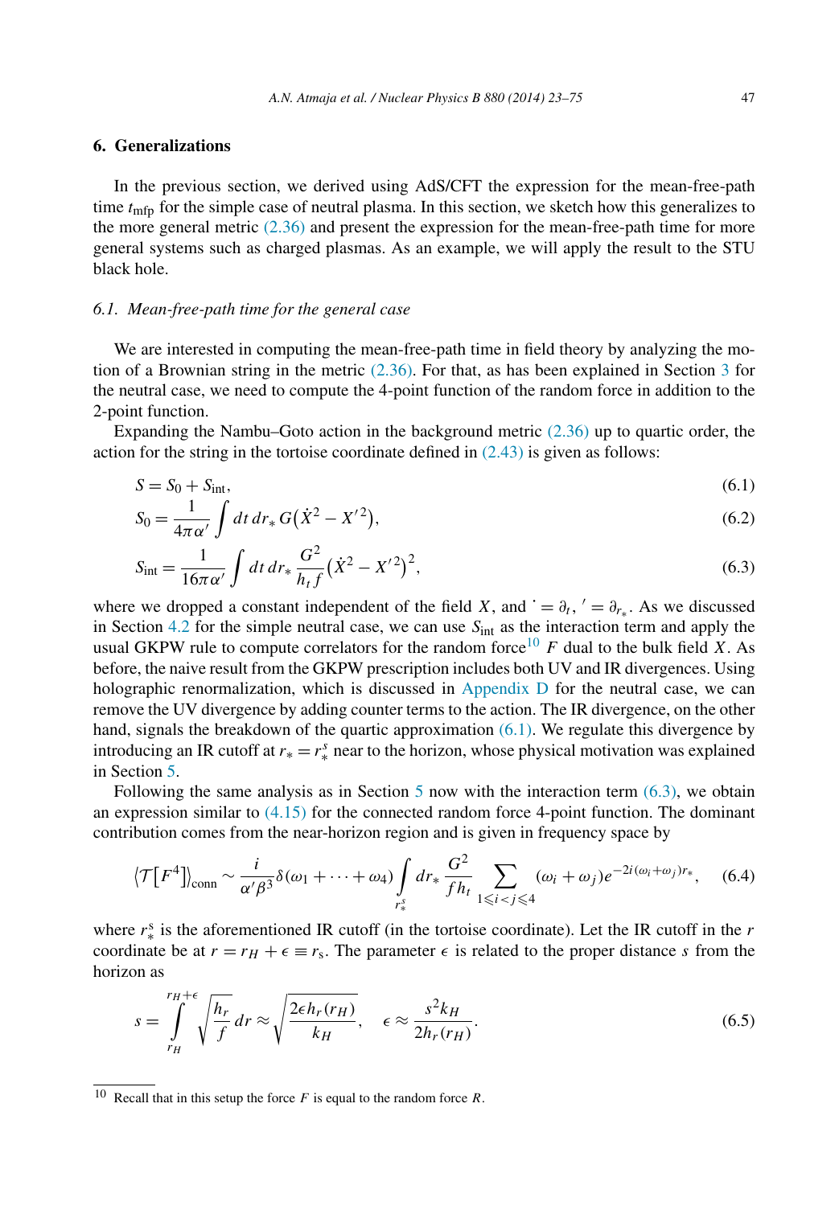## 6. Generalizations

In the previous section, we derived using AdS/CFT the expression for the mean-free-path time $t_{\text{mfp}}$ for the simple case of neutral plasma. In this section, we sketch how this generalizes to the more general metric (2.36) and present the expression for the mean-free-path time for more general systems such as charged plasmas. As an example, we will apply the result to the STU black hole.

### *6.1. Mean-free-path time for the general case*

We are interested in computing the mean-free-path time in field theory by analyzing the motion of a Brownian string in the metric (2.36). For that, as has been explained in Section 3 for the neutral case, we need to compute the 4-point function of the random force in addition to the 2-point function.

Expanding the Nambu–Goto action in the background metric (2.36) up to quartic order, the action for the string in the tortoise coordinate defined in (2.43) is given as follows:

$$S = S_0 + S_{\text{int}}, \tag{6.1}$$

$$S_0 = \frac{1}{4\pi\alpha'}\int dt\, dr_*\, G\big(\dot{X}^2 - X'^2\big), \tag{6.2}$$

$$S_{\text{int}} = \frac{1}{16\pi\alpha'}\int dt\, dr_*\, \frac{G^2}{h_t f}\big(\dot{X}^2 - X'^2\big)^2, \tag{6.3}$$

where we dropped a constant independent of the field $X$, and $\dot{} = \partial_t$, $' = \partial_{r_*}$. As we discussed in Section 4.2 for the simple neutral case, we can use $S_{\text{int}}$ as the interaction term and apply the usual GKPW rule to compute correlators for the random force[10] $F$ dual to the bulk field $X$. As before, the naive result from the GKPW prescription includes both UV and IR divergences. Using holographic renormalization, which is discussed in Appendix D for the neutral case, we can remove the UV divergence by adding counter terms to the action. The IR divergence, on the other hand, signals the breakdown of the quartic approximation (6.1). We regulate this divergence by introducing an IR cutoff at $r_* = r_*^s$ near to the horizon, whose physical motivation was explained in Section 5.

Following the same analysis as in Section 5 now with the interaction term (6.3), we obtain an expression similar to (4.15) for the connected random force 4-point function. The dominant contribution comes from the near-horizon region and is given in frequency space by

$$\big\langle \mathcal{T}\big[F^4\big]\big\rangle_{\text{conn}} \sim \frac{i}{\alpha'\beta^3}\delta(\omega_1 + \cdots + \omega_4)\int_{r_*^s} dr_*\, \frac{G^2}{f h_t}\sum_{1\leqslant i<j\leqslant 4}(\omega_i + \omega_j)e^{-2i(\omega_i+\omega_j)r_*}, \tag{6.4}$$

where $r_*^s$ is the aforementioned IR cutoff (in the tortoise coordinate). Let the IR cutoff in the $r$ coordinate be at $r = r_H + \epsilon \equiv r_s$. The parameter $\epsilon$ is related to the proper distance $s$ from the horizon as

$$s = \int_{r_H}^{r_H+\epsilon} \sqrt{\frac{h_r}{f}}\, dr \approx \sqrt{\frac{2\epsilon h_r(r_H)}{k_H}}, \qquad \epsilon \approx \frac{s^2 k_H}{2h_r(r_H)}. \tag{6.5}$$

---

[10] Recall that in this setup the force $F$ is equal to the random force $R$.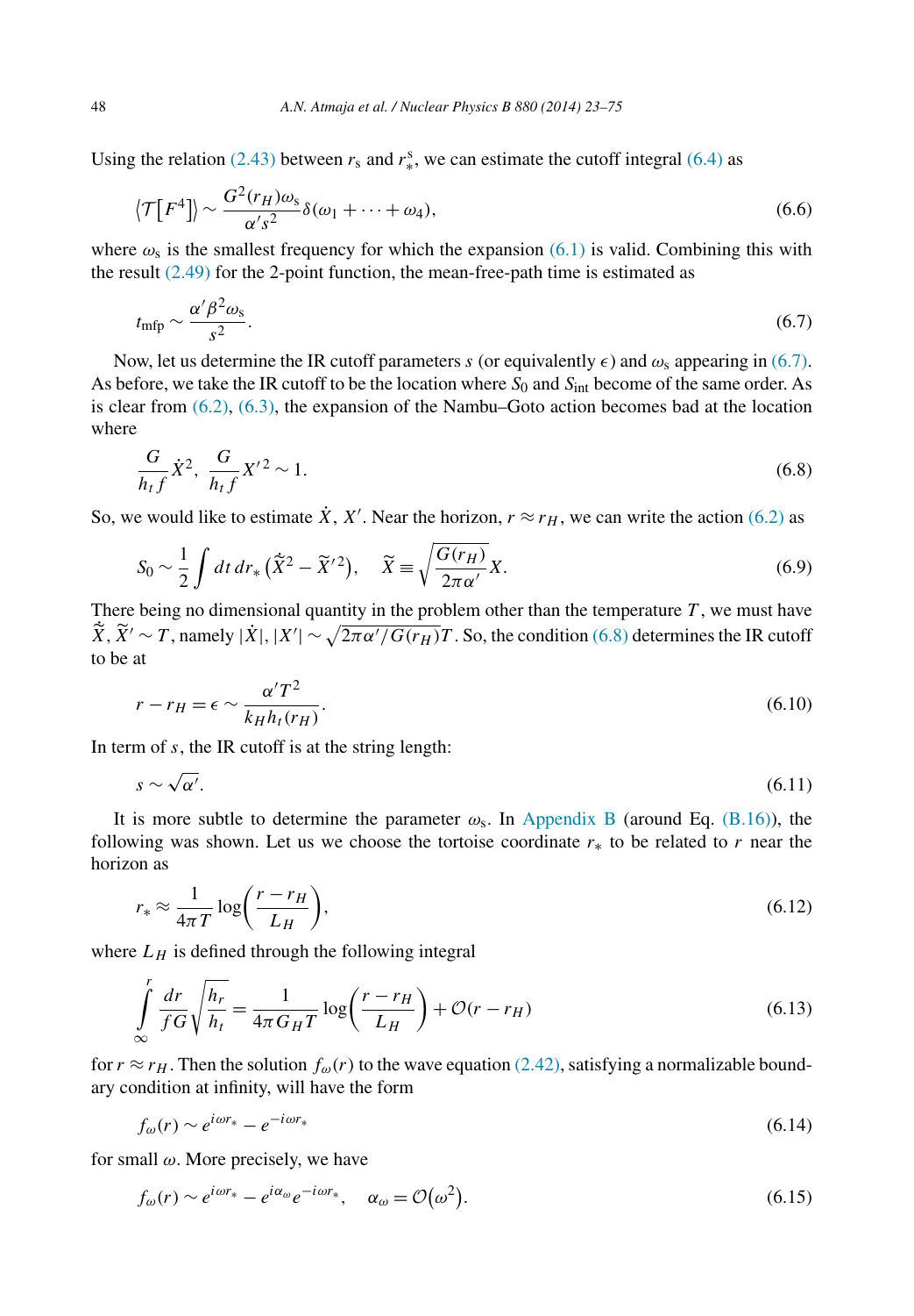Using the relation (2.43) between $r_s$ and $r_*^s$, we can estimate the cutoff integral (6.4) as

$$\langle \mathcal{T}[F^4] \rangle \sim \frac{G^2(r_H)\omega_s}{\alpha' s^2} \delta(\omega_1 + \cdots + \omega_4), \tag{6.6}$$

where $\omega_s$ is the smallest frequency for which the expansion (6.1) is valid. Combining this with the result (2.49) for the 2-point function, the mean-free-path time is estimated as

$$t_{\text{mfp}} \sim \frac{\alpha' \beta^2 \omega_s}{s^2}. \tag{6.7}$$

Now, let us determine the IR cutoff parameters $s$ (or equivalently $\epsilon$) and $\omega_s$ appearing in (6.7). As before, we take the IR cutoff to be the location where $S_0$ and $S_{\text{int}}$ become of the same order. As is clear from (6.2), (6.3), the expansion of the Nambu–Goto action becomes bad at the location where

$$\frac{G}{h_t f} \dot{X}^2, \quad \frac{G}{h_t f} X'^2 \sim 1. \tag{6.8}$$

So, we would like to estimate $\dot{X}$, $X'$. Near the horizon, $r \approx r_H$, we can write the action (6.2) as

$$S_0 \sim \frac{1}{2} \int dt \, dr_* \left( \dot{\widetilde{X}}^2 - \widetilde{X}'^2 \right), \quad \widetilde{X} \equiv \sqrt{\frac{G(r_H)}{2\pi\alpha'}} X. \tag{6.9}$$

There being no dimensional quantity in the problem other than the temperature $T$, we must have $\dot{\widetilde{X}}, \widetilde{X}' \sim T$, namely $|\dot{X}|, |X'| \sim \sqrt{2\pi\alpha'/G(r_H)}\, T$. So, the condition (6.8) determines the IR cutoff to be at

$$r - r_H = \epsilon \sim \frac{\alpha' T^2}{k_H h_t(r_H)}. \tag{6.10}$$

In term of $s$, the IR cutoff is at the string length:

$$s \sim \sqrt{\alpha'}. \tag{6.11}$$

It is more subtle to determine the parameter $\omega_s$. In Appendix B (around Eq. (B.16)), the following was shown. Let us we choose the tortoise coordinate $r_*$ to be related to $r$ near the horizon as

$$r_* \approx \frac{1}{4\pi T} \log\left( \frac{r - r_H}{L_H} \right), \tag{6.12}$$

where $L_H$ is defined through the following integral

$$\int_\infty^r \frac{dr}{fG} \sqrt{\frac{h_r}{h_t}} = \frac{1}{4\pi G_H T} \log\left( \frac{r - r_H}{L_H} \right) + \mathcal{O}(r - r_H) \tag{6.13}$$

for $r \approx r_H$. Then the solution $f_\omega(r)$ to the wave equation (2.42), satisfying a normalizable boundary condition at infinity, will have the form

$$f_\omega(r) \sim e^{i\omega r_*} - e^{-i\omega r_*} \tag{6.14}$$

for small $\omega$. More precisely, we have

$$f_\omega(r) \sim e^{i\omega r_*} - e^{i\alpha_\omega} e^{-i\omega r_*}, \quad \alpha_\omega = \mathcal{O}(\omega^2). \tag{6.15}$$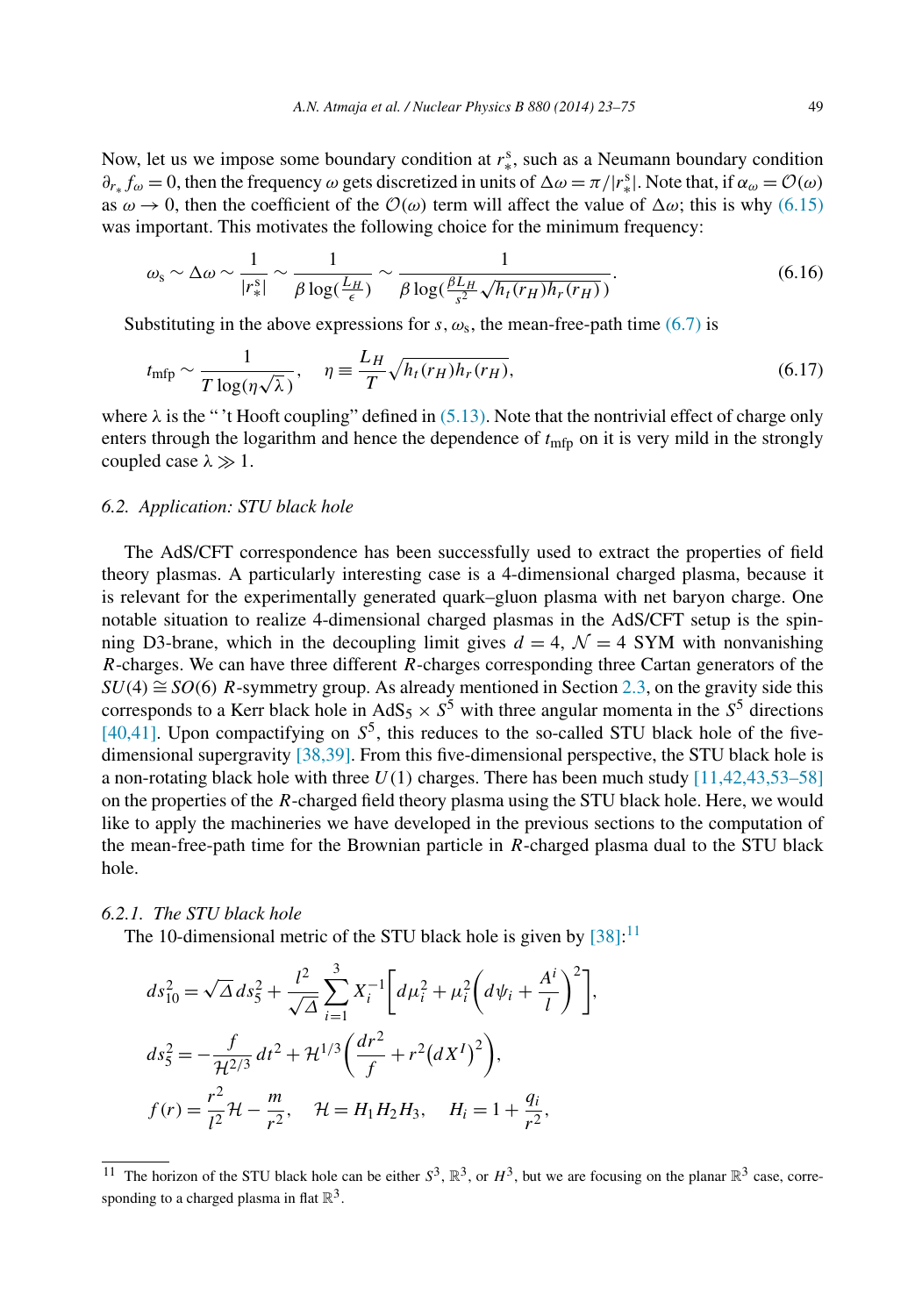Now, let us we impose some boundary condition at $r_*^{\rm s}$, such as a Neumann boundary condition $\partial_{r_*} f_\omega = 0$, then the frequency $\omega$ gets discretized in units of $\Delta\omega = \pi/|r_*^{\rm s}|$. Note that, if $\alpha_\omega = \mathcal{O}(\omega)$ as $\omega \to 0$, then the coefficient of the $\mathcal{O}(\omega)$ term will affect the value of $\Delta\omega$; this is why (6.15) was important. This motivates the following choice for the minimum frequency:

$$\omega_{\rm s} \sim \Delta\omega \sim \frac{1}{|r_*^{\rm s}|} \sim \frac{1}{\beta \log(\frac{L_H}{\epsilon})} \sim \frac{1}{\beta \log(\frac{\beta L_H}{s^2}\sqrt{h_t(r_H) h_r(r_H)})}. \tag{6.16}$$

Substituting in the above expressions for $s$, $\omega_{\rm s}$, the mean-free-path time (6.7) is

$$t_{\rm mfp} \sim \frac{1}{T \log(\eta\sqrt{\lambda})}, \qquad \eta \equiv \frac{L_H}{T}\sqrt{h_t(r_H) h_r(r_H)}, \tag{6.17}$$

where $\lambda$ is the "'t Hooft coupling" defined in (5.13). Note that the nontrivial effect of charge only enters through the logarithm and hence the dependence of $t_{\rm mfp}$ on it is very mild in the strongly coupled case $\lambda \gg 1$.

### 6.2. *Application: STU black hole*

The AdS/CFT correspondence has been successfully used to extract the properties of field theory plasmas. A particularly interesting case is a 4-dimensional charged plasma, because it is relevant for the experimentally generated quark–gluon plasma with net baryon charge. One notable situation to realize 4-dimensional charged plasmas in the AdS/CFT setup is the spinning D3-brane, which in the decoupling limit gives $d = 4$, $\mathcal{N} = 4$ SYM with nonvanishing $R$-charges. We can have three different $R$-charges corresponding three Cartan generators of the $SU(4) \cong SO(6)$ $R$-symmetry group. As already mentioned in Section 2.3, on the gravity side this corresponds to a Kerr black hole in $\mathrm{AdS}_5 \times S^5$ with three angular momenta in the $S^5$ directions [40,41]. Upon compactifying on $S^5$, this reduces to the so-called STU black hole of the five-dimensional supergravity [38,39]. From this five-dimensional perspective, the STU black hole is a non-rotating black hole with three $U(1)$ charges. There has been much study [11,42,43,53–58] on the properties of the $R$-charged field theory plasma using the STU black hole. Here, we would like to apply the machineries we have developed in the previous sections to the computation of the mean-free-path time for the Brownian particle in $R$-charged plasma dual to the STU black hole.

#### 6.2.1. *The STU black hole*

The 10-dimensional metric of the STU black hole is given by [38]:[11]

$$ds_{10}^2 = \sqrt{\Delta}\, ds_5^2 + \frac{l^2}{\sqrt{\Delta}} \sum_{i=1}^{3} X_i^{-1}\left[d\mu_i^2 + \mu_i^2\left(d\psi_i + \frac{A^i}{l}\right)^2\right],$$

$$ds_5^2 = -\frac{f}{\mathcal{H}^{2/3}}\, dt^2 + \mathcal{H}^{1/3}\left(\frac{dr^2}{f} + r^2 \left(dX^I\right)^2\right),$$

$$f(r) = \frac{r^2}{l^2}\mathcal{H} - \frac{m}{r^2}, \quad \mathcal{H} = H_1 H_2 H_3, \quad H_i = 1 + \frac{q_i}{r^2},$$

[11] The horizon of the STU black hole can be either $S^3$, $\mathbb{R}^3$, or $H^3$, but we are focusing on the planar $\mathbb{R}^3$ case, corresponding to a charged plasma in flat $\mathbb{R}^3$.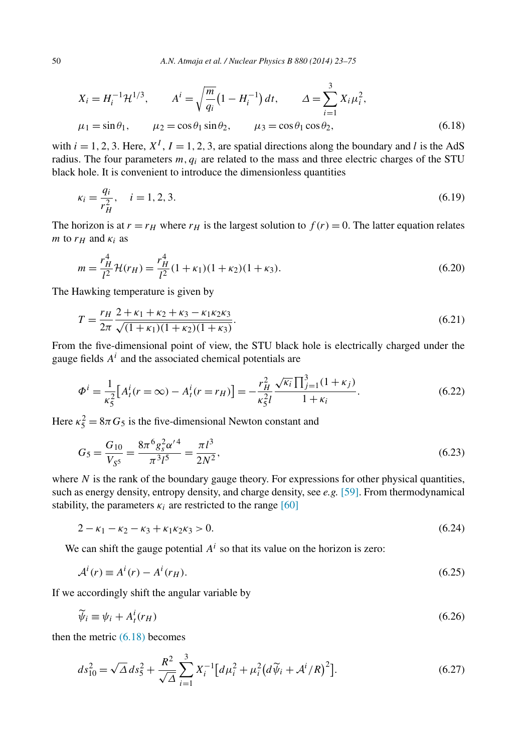$$X_i = H_i^{-1}\mathcal{H}^{1/3}, \qquad A^i = \sqrt{\frac{m}{q_i}}\left(1 - H_i^{-1}\right) dt, \qquad \Delta = \sum_{i=1}^{3} X_i \mu_i^2,$$

$$\mu_1 = \sin\theta_1, \qquad \mu_2 = \cos\theta_1 \sin\theta_2, \qquad \mu_3 = \cos\theta_1 \cos\theta_2, \tag{6.18}$$

with $i = 1, 2, 3$. Here, $X^I$, $I = 1, 2, 3$, are spatial directions along the boundary and $l$ is the AdS radius. The four parameters $m, q_i$ are related to the mass and three electric charges of the STU black hole. It is convenient to introduce the dimensionless quantities

$$\kappa_i = \frac{q_i}{r_H^2}, \quad i = 1, 2, 3. \tag{6.19}$$

The horizon is at $r = r_H$ where $r_H$ is the largest solution to $f(r) = 0$. The latter equation relates $m$ to $r_H$ and $\kappa_i$ as

$$m = \frac{r_H^4}{l^2}\mathcal{H}(r_H) = \frac{r_H^4}{l^2}(1+\kappa_1)(1+\kappa_2)(1+\kappa_3). \tag{6.20}$$

The Hawking temperature is given by

$$T = \frac{r_H}{2\pi}\frac{2+\kappa_1+\kappa_2+\kappa_3-\kappa_1\kappa_2\kappa_3}{\sqrt{(1+\kappa_1)(1+\kappa_2)(1+\kappa_3)}}. \tag{6.21}$$

From the five-dimensional point of view, the STU black hole is electrically charged under the gauge fields $A^i$ and the associated chemical potentials are

$$\Phi^i = \frac{1}{\kappa_5^2}\left[A_t^i(r=\infty) - A_t^i(r=r_H)\right] = -\frac{r_H^2}{\kappa_5^2 l}\frac{\sqrt{\kappa_i}\prod_{j=1}^3(1+\kappa_j)}{1+\kappa_i}. \tag{6.22}$$

Here $\kappa_5^2 = 8\pi G_5$ is the five-dimensional Newton constant and

$$G_5 = \frac{G_{10}}{V_{S^5}} = \frac{8\pi^6 g_s^2 \alpha'^4}{\pi^3 l^5} = \frac{\pi l^3}{2N^2}, \tag{6.23}$$

where $N$ is the rank of the boundary gauge theory. For expressions for other physical quantities, such as energy density, entropy density, and charge density, see *e.g.* [59]. From thermodynamical stability, the parameters $\kappa_i$ are restricted to the range [60]

$$2 - \kappa_1 - \kappa_2 - \kappa_3 + \kappa_1\kappa_2\kappa_3 > 0. \tag{6.24}$$

We can shift the gauge potential $A^i$ so that its value on the horizon is zero:

$$\mathcal{A}^i(r) \equiv A^i(r) - A^i(r_H). \tag{6.25}$$

If we accordingly shift the angular variable by

$$\widetilde{\psi}_i \equiv \psi_i + A_t^i(r_H) \tag{6.26}$$

then the metric (6.18) becomes

$$ds_{10}^2 = \sqrt{\Delta}\, ds_5^2 + \frac{R^2}{\sqrt{\Delta}}\sum_{i=1}^{3} X_i^{-1}\left[d\mu_i^2 + \mu_i^2\left(d\widetilde{\psi}_i + \mathcal{A}^i/R\right)^2\right]. \tag{6.27}$$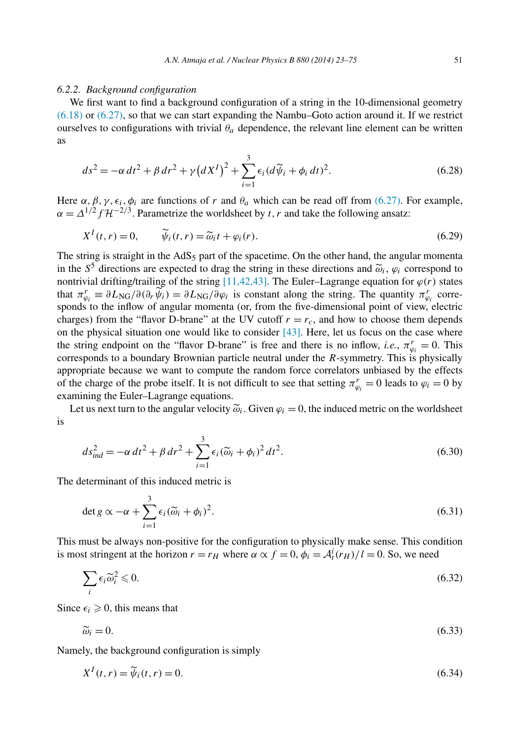#### 6.2.2. Background configuration

We first want to find a background configuration of a string in the 10-dimensional geometry (6.18) or (6.27), so that we can start expanding the Nambu–Goto action around it. If we restrict ourselves to configurations with trivial $\theta_a$ dependence, the relevant line element can be written as

$$ds^2 = -\alpha\, dt^2 + \beta\, dr^2 + \gamma\big(dX^I\big)^2 + \sum_{i=1}^{3} \epsilon_i (d\widetilde{\psi}_i + \phi_i\, dt)^2. \tag{6.28}$$

Here $\alpha, \beta, \gamma, \epsilon_i, \phi_i$ are functions of $r$ and $\theta_a$ which can be read off from (6.27). For example, $\alpha = \Delta^{1/2} f \mathcal{H}^{-2/3}$. Parametrize the worldsheet by $t, r$ and take the following ansatz:

$$X^I(t,r) = 0, \qquad \widetilde{\psi}_i(t,r) = \widetilde{\omega}_i t + \varphi_i(r). \tag{6.29}$$

The string is straight in the $\mathrm{AdS}_5$ part of the spacetime. On the other hand, the angular momenta in the $S^5$ directions are expected to drag the string in these directions and $\widetilde{\omega}_i$, $\varphi_i$ correspond to nontrivial drifting/trailing of the string [11,42,43]. The Euler–Lagrange equation for $\varphi(r)$ states that $\pi^r_{\varphi_i} \equiv \partial L_{\mathrm{NG}}/\partial(\partial_r \widetilde{\psi}_i) = \partial L_{\mathrm{NG}}/\partial \varphi_i$ is constant along the string. The quantity $\pi^r_{\varphi_i}$ corresponds to the inflow of angular momenta (or, from the five-dimensional point of view, electric charges) from the "flavor D-brane" at the UV cutoff $r = r_c$, and how to choose them depends on the physical situation one would like to consider [43]. Here, let us focus on the case where the string endpoint on the "flavor D-brane" is free and there is no inflow, *i.e.*, $\pi^r_{\varphi_i} = 0$. This corresponds to a boundary Brownian particle neutral under the $R$-symmetry. This is physically appropriate because we want to compute the random force correlators unbiased by the effects of the charge of the probe itself. It is not difficult to see that setting $\pi^r_{\varphi_i} = 0$ leads to $\varphi_i = 0$ by examining the Euler–Lagrange equations.

Let us next turn to the angular velocity $\widetilde{\omega}_i$. Given $\varphi_i = 0$, the induced metric on the worldsheet is

$$ds^2_{ind} = -\alpha\, dt^2 + \beta\, dr^2 + \sum_{i=1}^{3} \epsilon_i (\widetilde{\omega}_i + \phi_i)^2\, dt^2. \tag{6.30}$$

The determinant of this induced metric is

$$\det g \propto -\alpha + \sum_{i=1}^{3} \epsilon_i (\widetilde{\omega}_i + \phi_i)^2. \tag{6.31}$$

This must be always non-positive for the configuration to physically make sense. This condition is most stringent at the horizon $r = r_H$ where $\alpha \propto f = 0$, $\phi_i = \mathcal{A}^i_t(r_H)/l = 0$. So, we need

$$\sum_i \epsilon_i \widetilde{\omega}_i^2 \leqslant 0. \tag{6.32}$$

Since $\epsilon_i \geqslant 0$, this means that

$$\widetilde{\omega}_i = 0. \tag{6.33}$$

Namely, the background configuration is simply

$$X^I(t,r) = \widetilde{\psi}_i(t,r) = 0. \tag{6.34}$$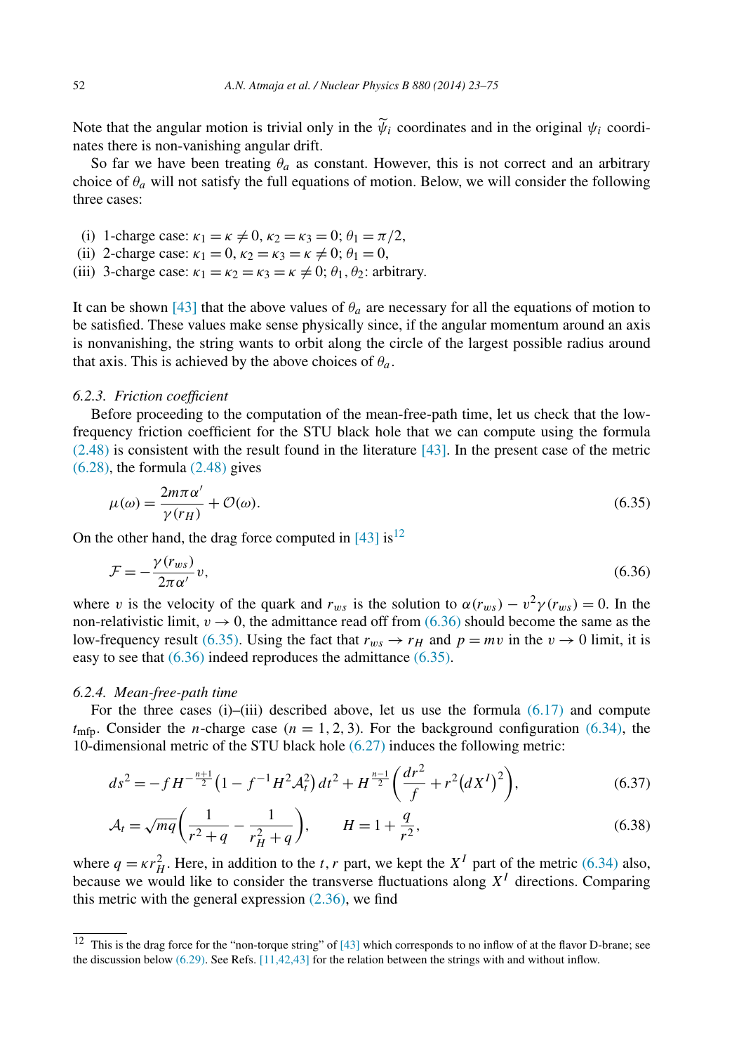Note that the angular motion is trivial only in the $\widetilde{\psi}_i$ coordinates and in the original $\psi_i$ coordinates there is non-vanishing angular drift.

So far we have been treating $\theta_a$ as constant. However, this is not correct and an arbitrary choice of $\theta_a$ will not satisfy the full equations of motion. Below, we will consider the following three cases:

(i) 1-charge case: $\kappa_1 = \kappa \neq 0$, $\kappa_2 = \kappa_3 = 0$; $\theta_1 = \pi/2$,
(ii) 2-charge case: $\kappa_1 = 0$, $\kappa_2 = \kappa_3 = \kappa \neq 0$; $\theta_1 = 0$,
(iii) 3-charge case: $\kappa_1 = \kappa_2 = \kappa_3 = \kappa \neq 0$; $\theta_1, \theta_2$: arbitrary.

It can be shown [43] that the above values of $\theta_a$ are necessary for all the equations of motion to be satisfied. These values make sense physically since, if the angular momentum around an axis is nonvanishing, the string wants to orbit along the circle of the largest possible radius around that axis. This is achieved by the above choices of $\theta_a$.

#### 6.2.3. Friction coefficient

Before proceeding to the computation of the mean-free-path time, let us check that the low-frequency friction coefficient for the STU black hole that we can compute using the formula (2.48) is consistent with the result found in the literature [43]. In the present case of the metric (6.28), the formula (2.48) gives

$$\mu(\omega) = \frac{2m\pi\alpha'}{\gamma(r_H)} + \mathcal{O}(\omega). \tag{6.35}$$

On the other hand, the drag force computed in [43] is[12]

$$\mathcal{F} = -\frac{\gamma(r_{ws})}{2\pi\alpha'} v, \tag{6.36}$$

where $v$ is the velocity of the quark and $r_{ws}$ is the solution to $\alpha(r_{ws}) - v^2\gamma(r_{ws}) = 0$. In the non-relativistic limit, $v \to 0$, the admittance read off from (6.36) should become the same as the low-frequency result (6.35). Using the fact that $r_{ws} \to r_H$ and $p = mv$ in the $v \to 0$ limit, it is easy to see that (6.36) indeed reproduces the admittance (6.35).

#### 6.2.4. Mean-free-path time

For the three cases (i)–(iii) described above, let us use the formula (6.17) and compute $t_{\text{mfp}}$. Consider the $n$-charge case ($n = 1, 2, 3$). For the background configuration (6.34), the 10-dimensional metric of the STU black hole (6.27) induces the following metric:

$$ds^2 = -f H^{-\frac{n+1}{2}}\left(1 - f^{-1}H^2\mathcal{A}_t^2\right)dt^2 + H^{\frac{n-1}{2}}\left(\frac{dr^2}{f} + r^2\left(dX^I\right)^2\right), \tag{6.37}$$

$$\mathcal{A}_t = \sqrt{mq}\left(\frac{1}{r^2+q} - \frac{1}{r_H^2+q}\right), \qquad H = 1 + \frac{q}{r^2}, \tag{6.38}$$

where $q = \kappa r_H^2$. Here, in addition to the $t, r$ part, we kept the $X^I$ part of the metric (6.34) also, because we would like to consider the transverse fluctuations along $X^I$ directions. Comparing this metric with the general expression (2.36), we find

---

[12] This is the drag force for the "non-torque string" of [43] which corresponds to no inflow of at the flavor D-brane; see the discussion below (6.29). See Refs. [11,42,43] for the relation between the strings with and without inflow.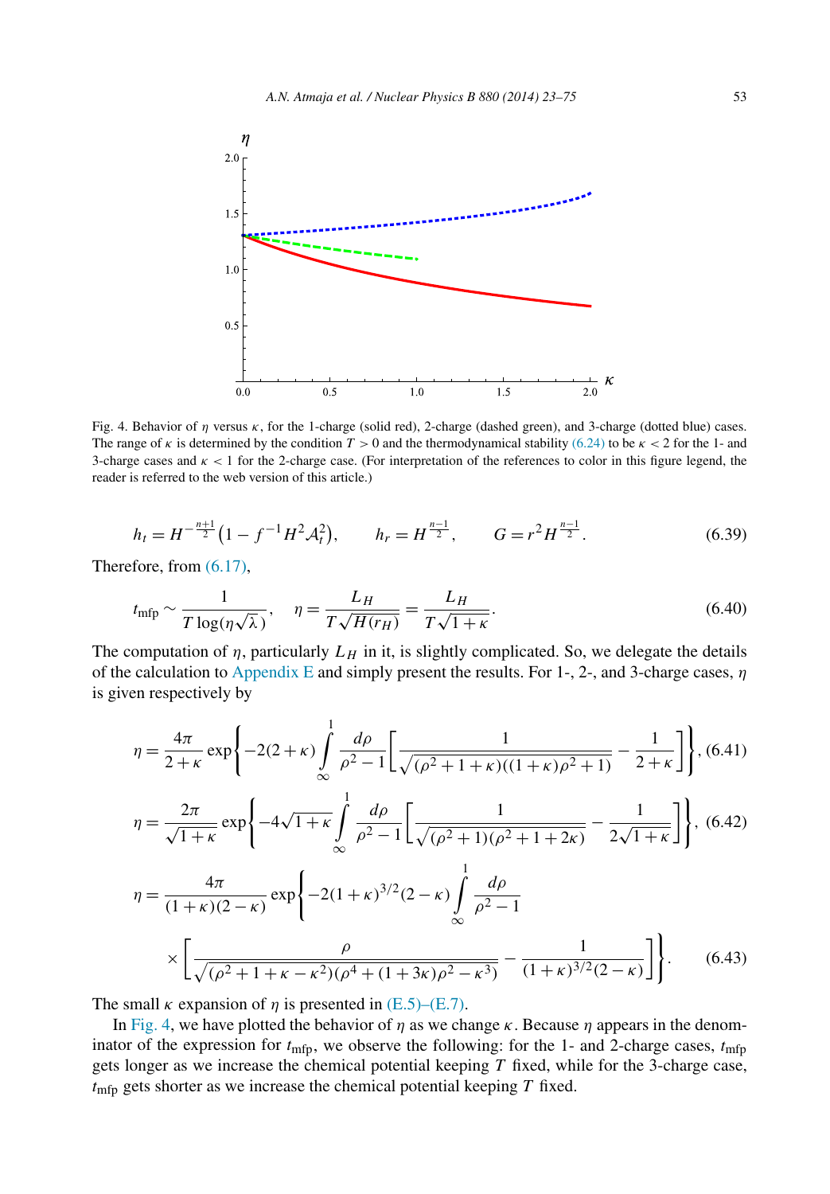Fig. 4. Behavior of $\eta$ versus $\kappa$, for the 1-charge (solid red), 2-charge (dashed green), and 3-charge (dotted blue) cases. The range of $\kappa$ is determined by the condition $T > 0$ and the thermodynamical stability (6.24) to be $\kappa < 2$ for the 1- and 3-charge cases and $\kappa < 1$ for the 2-charge case. (For interpretation of the references to color in this figure legend, the reader is referred to the web version of this article.)

$$h_t = H^{-\frac{n+1}{2}}\left(1 - f^{-1}H^2\mathcal{A}_t^2\right), \qquad h_r = H^{\frac{n-1}{2}}, \qquad G = r^2 H^{\frac{n-1}{2}}. \tag{6.39}$$

Therefore, from (6.17),

$$t_{\mathrm{mfp}} \sim \frac{1}{T\log(\eta\sqrt{\lambda})}, \qquad \eta = \frac{L_H}{T\sqrt{H(r_H)}} = \frac{L_H}{T\sqrt{1+\kappa}}. \tag{6.40}$$

The computation of $\eta$, particularly $L_H$ in it, is slightly complicated. So, we delegate the details of the calculation to Appendix E and simply present the results. For 1-, 2-, and 3-charge cases, $\eta$ is given respectively by

$$\eta = \frac{4\pi}{2+\kappa}\exp\left\{-2(2+\kappa)\int_\infty^1 \frac{d\rho}{\rho^2-1}\left[\frac{1}{\sqrt{(\rho^2+1+\kappa)((1+\kappa)\rho^2+1)}} - \frac{1}{2+\kappa}\right]\right\}, \tag{6.41}$$

$$\eta = \frac{2\pi}{\sqrt{1+\kappa}}\exp\left\{-4\sqrt{1+\kappa}\int_\infty^1 \frac{d\rho}{\rho^2-1}\left[\frac{1}{\sqrt{(\rho^2+1)(\rho^2+1+2\kappa)}} - \frac{1}{2\sqrt{1+\kappa}}\right]\right\}, \tag{6.42}$$

$$\begin{aligned}\eta = \frac{4\pi}{(1+\kappa)(2-\kappa)}\exp\Bigg\{&-2(1+\kappa)^{3/2}(2-\kappa)\int_\infty^1 \frac{d\rho}{\rho^2-1}\\ &\times\left[\frac{\rho}{\sqrt{(\rho^2+1+\kappa-\kappa^2)(\rho^4+(1+3\kappa)\rho^2-\kappa^3)}} - \frac{1}{(1+\kappa)^{3/2}(2-\kappa)}\right]\Bigg\}.\end{aligned} \tag{6.43}$$

The small $\kappa$ expansion of $\eta$ is presented in (E.5)–(E.7).

In Fig. 4, we have plotted the behavior of $\eta$ as we change $\kappa$. Because $\eta$ appears in the denominator of the expression for $t_{\mathrm{mfp}}$, we observe the following: for the 1- and 2-charge cases, $t_{\mathrm{mfp}}$ gets longer as we increase the chemical potential keeping $T$ fixed, while for the 3-charge case, $t_{\mathrm{mfp}}$ gets shorter as we increase the chemical potential keeping $T$ fixed.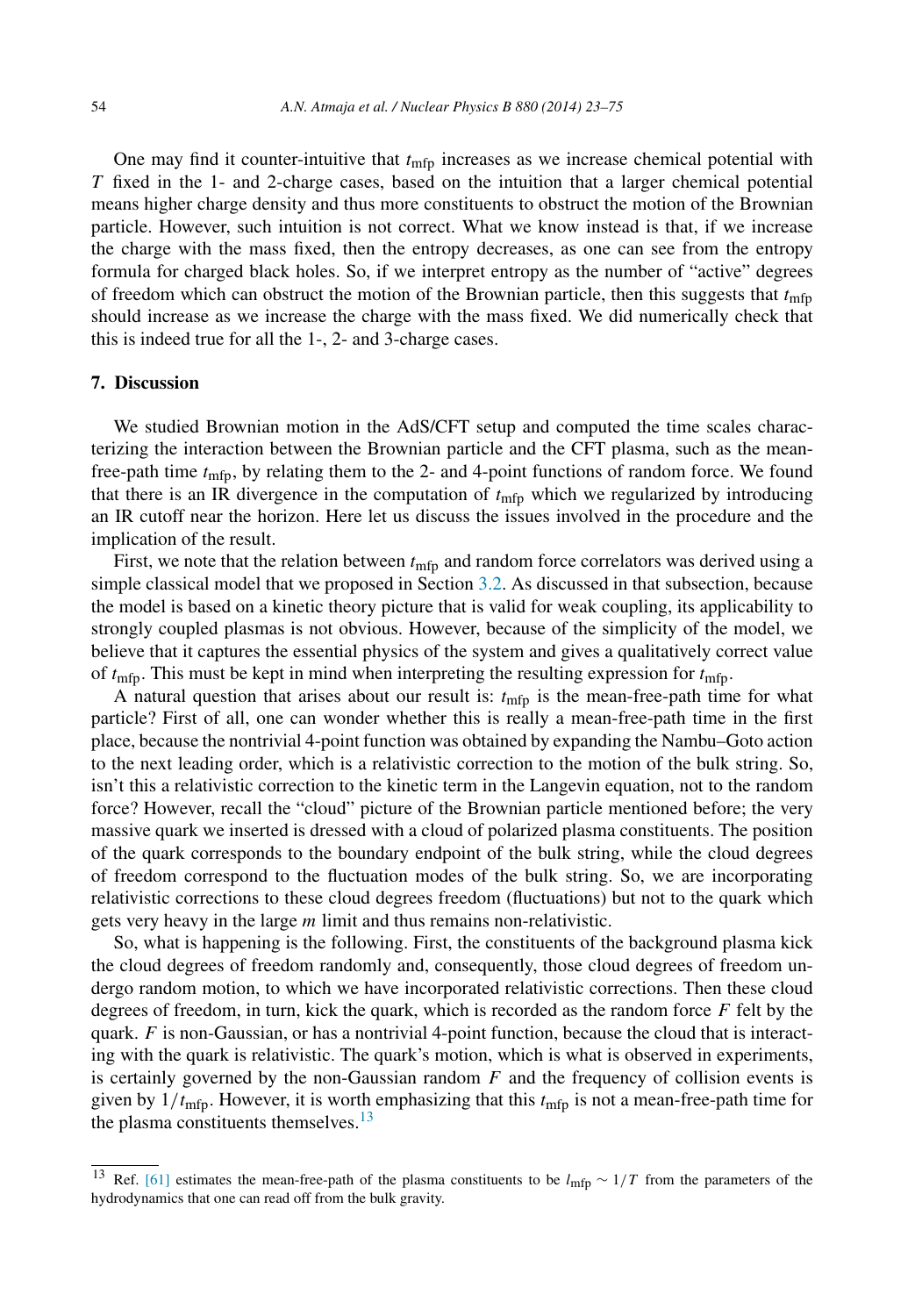One may find it counter-intuitive that $t_{\rm mfp}$ increases as we increase chemical potential with $T$ fixed in the 1- and 2-charge cases, based on the intuition that a larger chemical potential means higher charge density and thus more constituents to obstruct the motion of the Brownian particle. However, such intuition is not correct. What we know instead is that, if we increase the charge with the mass fixed, then the entropy decreases, as one can see from the entropy formula for charged black holes. So, if we interpret entropy as the number of "active" degrees of freedom which can obstruct the motion of the Brownian particle, then this suggests that $t_{\rm mfp}$ should increase as we increase the charge with the mass fixed. We did numerically check that this is indeed true for all the 1-, 2- and 3-charge cases.

## 7. Discussion

We studied Brownian motion in the AdS/CFT setup and computed the time scales characterizing the interaction between the Brownian particle and the CFT plasma, such as the mean-free-path time $t_{\rm mfp}$, by relating them to the 2- and 4-point functions of random force. We found that there is an IR divergence in the computation of $t_{\rm mfp}$ which we regularized by introducing an IR cutoff near the horizon. Here let us discuss the issues involved in the procedure and the implication of the result.

First, we note that the relation between $t_{\rm mfp}$ and random force correlators was derived using a simple classical model that we proposed in Section 3.2. As discussed in that subsection, because the model is based on a kinetic theory picture that is valid for weak coupling, its applicability to strongly coupled plasmas is not obvious. However, because of the simplicity of the model, we believe that it captures the essential physics of the system and gives a qualitatively correct value of $t_{\rm mfp}$. This must be kept in mind when interpreting the resulting expression for $t_{\rm mfp}$.

A natural question that arises about our result is: $t_{\rm mfp}$ is the mean-free-path time for what particle? First of all, one can wonder whether this is really a mean-free-path time in the first place, because the nontrivial 4-point function was obtained by expanding the Nambu–Goto action to the next leading order, which is a relativistic correction to the motion of the bulk string. So, isn't this a relativistic correction to the kinetic term in the Langevin equation, not to the random force? However, recall the "cloud" picture of the Brownian particle mentioned before; the very massive quark we inserted is dressed with a cloud of polarized plasma constituents. The position of the quark corresponds to the boundary endpoint of the bulk string, while the cloud degrees of freedom correspond to the fluctuation modes of the bulk string. So, we are incorporating relativistic corrections to these cloud degrees freedom (fluctuations) but not to the quark which gets very heavy in the large $m$ limit and thus remains non-relativistic.

So, what is happening is the following. First, the constituents of the background plasma kick the cloud degrees of freedom randomly and, consequently, those cloud degrees of freedom undergo random motion, to which we have incorporated relativistic corrections. Then these cloud degrees of freedom, in turn, kick the quark, which is recorded as the random force $F$ felt by the quark. $F$ is non-Gaussian, or has a nontrivial 4-point function, because the cloud that is interacting with the quark is relativistic. The quark's motion, which is what is observed in experiments, is certainly governed by the non-Gaussian random $F$ and the frequency of collision events is given by $1/t_{\rm mfp}$. However, it is worth emphasizing that this $t_{\rm mfp}$ is not a mean-free-path time for the plasma constituents themselves.[13]

[13] Ref. [61] estimates the mean-free-path of the plasma constituents to be $l_{\rm mfp} \sim 1/T$ from the parameters of the hydrodynamics that one can read off from the bulk gravity.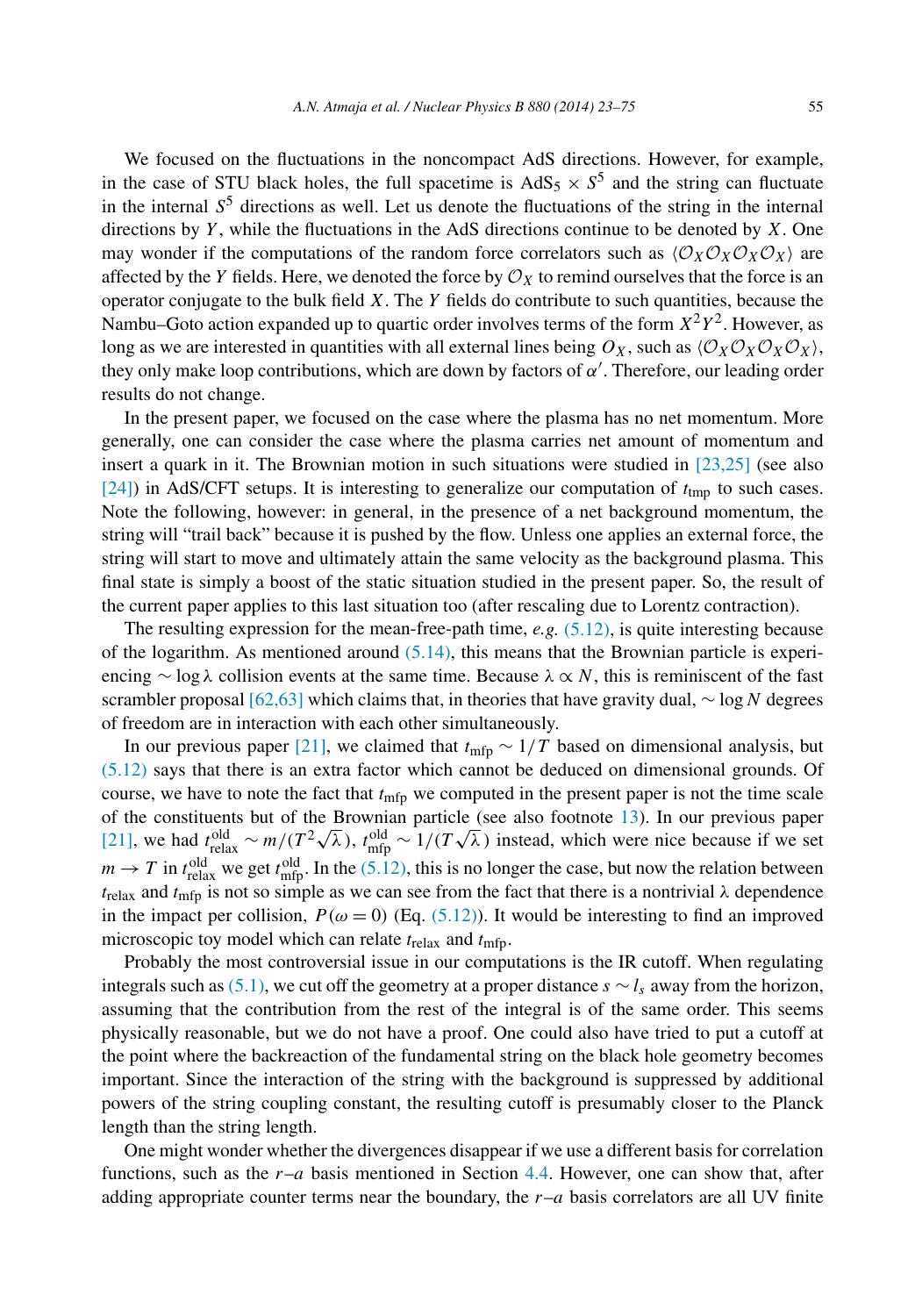We focused on the fluctuations in the noncompact AdS directions. However, for example, in the case of STU black holes, the full spacetime is $\mathrm{AdS}_5 \times S^5$ and the string can fluctuate in the internal $S^5$ directions as well. Let us denote the fluctuations of the string in the internal directions by $Y$, while the fluctuations in the AdS directions continue to be denoted by $X$. One may wonder if the computations of the random force correlators such as $\langle \mathcal{O}_X \mathcal{O}_X \mathcal{O}_X \mathcal{O}_X \rangle$ are affected by the $Y$ fields. Here, we denoted the force by $\mathcal{O}_X$ to remind ourselves that the force is an operator conjugate to the bulk field $X$. The $Y$ fields do contribute to such quantities, because the Nambu–Goto action expanded up to quartic order involves terms of the form $X^2Y^2$. However, as long as we are interested in quantities with all external lines being $O_X$, such as $\langle \mathcal{O}_X \mathcal{O}_X \mathcal{O}_X \mathcal{O}_X \rangle$, they only make loop contributions, which are down by factors of $\alpha'$. Therefore, our leading order results do not change.

In the present paper, we focused on the case where the plasma has no net momentum. More generally, one can consider the case where the plasma carries net amount of momentum and insert a quark in it. The Brownian motion in such situations were studied in [23,25] (see also [24]) in AdS/CFT setups. It is interesting to generalize our computation of $t_{\mathrm{tmp}}$ to such cases. Note the following, however: in general, in the presence of a net background momentum, the string will "trail back" because it is pushed by the flow. Unless one applies an external force, the string will start to move and ultimately attain the same velocity as the background plasma. This final state is simply a boost of the static situation studied in the present paper. So, the result of the current paper applies to this last situation too (after rescaling due to Lorentz contraction).

The resulting expression for the mean-free-path time, *e.g.* (5.12), is quite interesting because of the logarithm. As mentioned around (5.14), this means that the Brownian particle is experiencing $\sim \log\lambda$ collision events at the same time. Because $\lambda \propto N$, this is reminiscent of the fast scrambler proposal [62,63] which claims that, in theories that have gravity dual, $\sim \log N$ degrees of freedom are in interaction with each other simultaneously.

In our previous paper [21], we claimed that $t_{\mathrm{mfp}} \sim 1/T$ based on dimensional analysis, but (5.12) says that there is an extra factor which cannot be deduced on dimensional grounds. Of course, we have to note the fact that $t_{\mathrm{mfp}}$ we computed in the present paper is not the time scale of the constituents but of the Brownian particle (see also footnote 13). In our previous paper [21], we had $t_{\mathrm{relax}}^{\mathrm{old}} \sim m/(T^2\sqrt{\lambda})$, $t_{\mathrm{mfp}}^{\mathrm{old}} \sim 1/(T\sqrt{\lambda})$ instead, which were nice because if we set $m \to T$ in $t_{\mathrm{relax}}^{\mathrm{old}}$ we get $t_{\mathrm{mfp}}^{\mathrm{old}}$. In the (5.12), this is no longer the case, but now the relation between $t_{\mathrm{relax}}$ and $t_{\mathrm{mfp}}$ is not so simple as we can see from the fact that there is a nontrivial $\lambda$ dependence in the impact per collision, $P(\omega = 0)$ (Eq. (5.12)). It would be interesting to find an improved microscopic toy model which can relate $t_{\mathrm{relax}}$ and $t_{\mathrm{mfp}}$.

Probably the most controversial issue in our computations is the IR cutoff. When regulating integrals such as (5.1), we cut off the geometry at a proper distance $s \sim l_s$ away from the horizon, assuming that the contribution from the rest of the integral is of the same order. This seems physically reasonable, but we do not have a proof. One could also have tried to put a cutoff at the point where the backreaction of the fundamental string on the black hole geometry becomes important. Since the interaction of the string with the background is suppressed by additional powers of the string coupling constant, the resulting cutoff is presumably closer to the Planck length than the string length.

One might wonder whether the divergences disappear if we use a different basis for correlation functions, such as the $r$–$a$ basis mentioned in Section 4.4. However, one can show that, after adding appropriate counter terms near the boundary, the $r$–$a$ basis correlators are all UV finite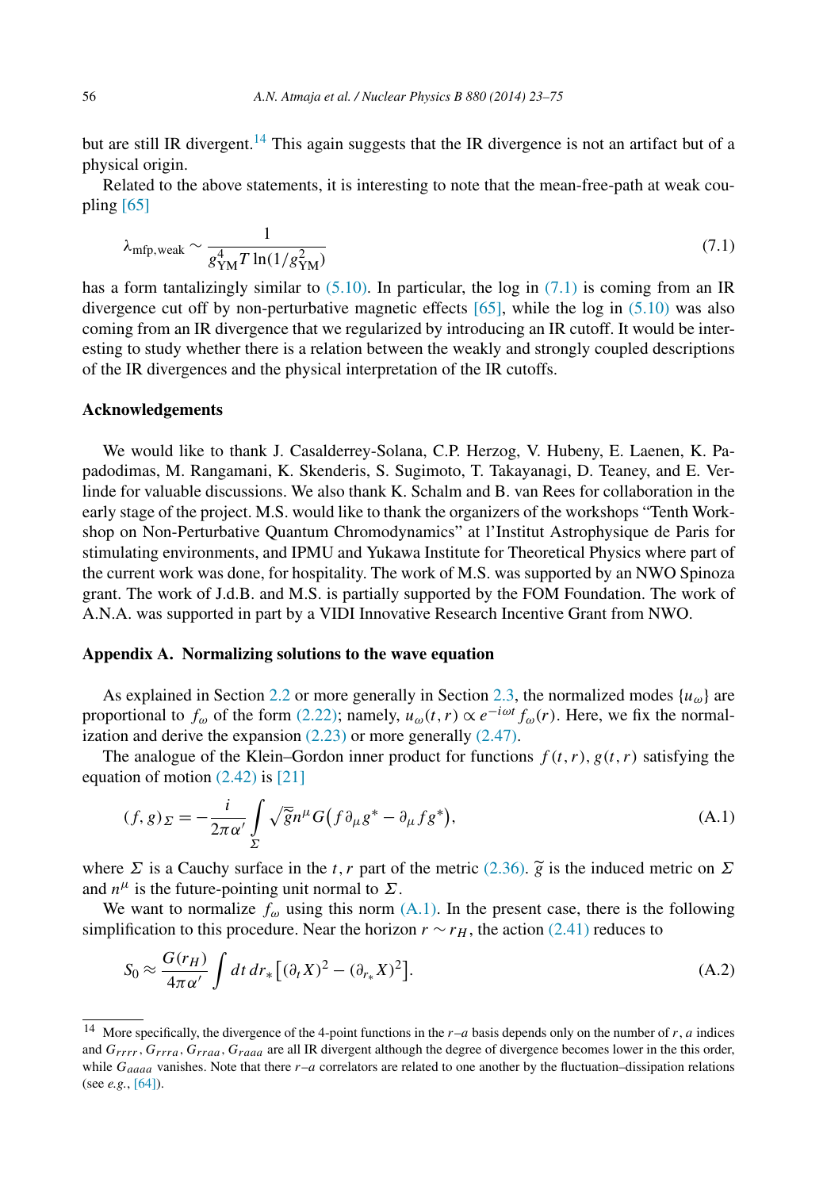but are still IR divergent.[14] This again suggests that the IR divergence is not an artifact but of a physical origin.

Related to the above statements, it is interesting to note that the mean-free-path at weak coupling [65]

$$\lambda_{\text{mfp,weak}} \sim \frac{1}{g_{\text{YM}}^4 T \ln(1/g_{\text{YM}}^2)} \tag{7.1}$$

has a form tantalizingly similar to (5.10). In particular, the log in (7.1) is coming from an IR divergence cut off by non-perturbative magnetic effects [65], while the log in (5.10) was also coming from an IR divergence that we regularized by introducing an IR cutoff. It would be interesting to study whether there is a relation between the weakly and strongly coupled descriptions of the IR divergences and the physical interpretation of the IR cutoffs.

## Acknowledgements

We would like to thank J. Casalderrey-Solana, C.P. Herzog, V. Hubeny, E. Laenen, K. Papadodimas, M. Rangamani, K. Skenderis, S. Sugimoto, T. Takayanagi, D. Teaney, and E. Verlinde for valuable discussions. We also thank K. Schalm and B. van Rees for collaboration in the early stage of the project. M.S. would like to thank the organizers of the workshops "Tenth Workshop on Non-Perturbative Quantum Chromodynamics" at l'Institut Astrophysique de Paris for stimulating environments, and IPMU and Yukawa Institute for Theoretical Physics where part of the current work was done, for hospitality. The work of M.S. was supported by an NWO Spinoza grant. The work of J.d.B. and M.S. is partially supported by the FOM Foundation. The work of A.N.A. was supported in part by a VIDI Innovative Research Incentive Grant from NWO.

## Appendix A. Normalizing solutions to the wave equation

As explained in Section 2.2 or more generally in Section 2.3, the normalized modes $\{u_\omega\}$ are proportional to $f_\omega$ of the form (2.22); namely, $u_\omega(t,r) \propto e^{-i\omega t} f_\omega(r)$. Here, we fix the normalization and derive the expansion (2.23) or more generally (2.47).

The analogue of the Klein–Gordon inner product for functions $f(t,r)$, $g(t,r)$ satisfying the equation of motion (2.42) is [21]

$$(f,g)_\Sigma = -\frac{i}{2\pi\alpha'} \int_\Sigma \sqrt{\tilde{g}}\, n^\mu G\big(f \partial_\mu g^* - \partial_\mu f g^*\big), \tag{A.1}$$

where $\Sigma$ is a Cauchy surface in the $t,r$ part of the metric (2.36). $\tilde{g}$ is the induced metric on $\Sigma$ and $n^\mu$ is the future-pointing unit normal to $\Sigma$.

We want to normalize $f_\omega$ using this norm (A.1). In the present case, there is the following simplification to this procedure. Near the horizon $r \sim r_H$, the action (2.41) reduces to

$$S_0 \approx \frac{G(r_H)}{4\pi\alpha'} \int dt\, dr_* \big[(\partial_t X)^2 - (\partial_{r_*} X)^2\big]. \tag{A.2}$$

---

[14] More specifically, the divergence of the 4-point functions in the $r$–$a$ basis depends only on the number of $r$, $a$ indices and $G_{rrrr}$, $G_{rrra}$, $G_{rraa}$, $G_{raaa}$ are all IR divergent although the degree of divergence becomes lower in the this order, while $G_{aaaa}$ vanishes. Note that there $r$–$a$ correlators are related to one another by the fluctuation–dissipation relations (see *e.g.*, [64]).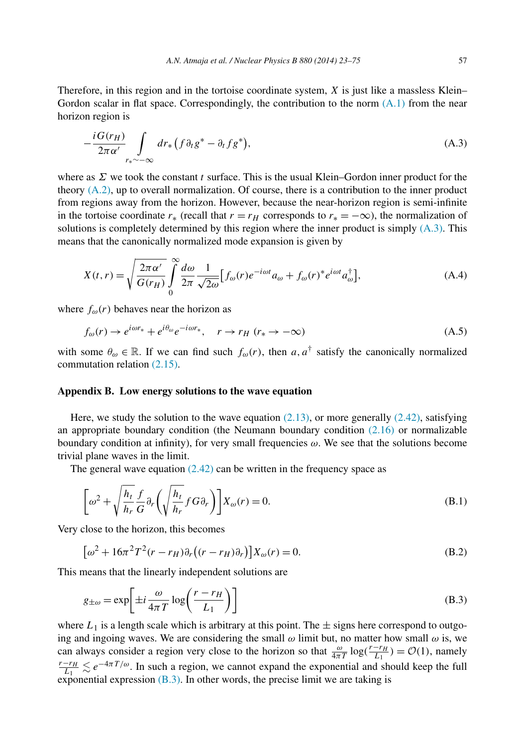Therefore, in this region and in the tortoise coordinate system, $X$ is just like a massless Klein–Gordon scalar in flat space. Correspondingly, the contribution to the norm (A.1) from the near horizon region is

$$-\frac{iG(r_H)}{2\pi\alpha'} \int_{r_* \sim -\infty} dr_* \left( f \partial_t g^* - \partial_t f g^* \right), \tag{A.3}$$

where as $\Sigma$ we took the constant $t$ surface. This is the usual Klein–Gordon inner product for the theory (A.2), up to overall normalization. Of course, there is a contribution to the inner product from regions away from the horizon. However, because the near-horizon region is semi-infinite in the tortoise coordinate $r_*$ (recall that $r = r_H$ corresponds to $r_* = -\infty$), the normalization of solutions is completely determined by this region where the inner product is simply (A.3). This means that the canonically normalized mode expansion is given by

$$X(t,r) = \sqrt{\frac{2\pi\alpha'}{G(r_H)}} \int_0^\infty \frac{d\omega}{2\pi} \frac{1}{\sqrt{2\omega}} \left[ f_\omega(r) e^{-i\omega t} a_\omega + f_\omega(r)^* e^{i\omega t} a_\omega^\dagger \right], \tag{A.4}$$

where $f_\omega(r)$ behaves near the horizon as

$$f_\omega(r) \to e^{i\omega r_*} + e^{i\theta_\omega} e^{-i\omega r_*}, \quad r \to r_H \ (r_* \to -\infty) \tag{A.5}$$

with some $\theta_\omega \in \mathbb{R}$. If we can find such $f_\omega(r)$, then $a, a^\dagger$ satisfy the canonically normalized commutation relation (2.15).

## Appendix B. Low energy solutions to the wave equation

Here, we study the solution to the wave equation (2.13), or more generally (2.42), satisfying an appropriate boundary condition (the Neumann boundary condition (2.16) or normalizable boundary condition at infinity), for very small frequencies $\omega$. We see that the solutions become trivial plane waves in the limit.

The general wave equation (2.42) can be written in the frequency space as

$$\left[ \omega^2 + \sqrt{\frac{h_t}{h_r}} \frac{f}{G} \partial_r \left( \sqrt{\frac{h_t}{h_r}} f G \partial_r \right) \right] X_\omega(r) = 0. \tag{B.1}$$

Very close to the horizon, this becomes

$$\left[ \omega^2 + 16\pi^2 T^2 (r - r_H) \partial_r \big( (r - r_H) \partial_r \big) \right] X_\omega(r) = 0. \tag{B.2}$$

This means that the linearly independent solutions are

$$g_{\pm\omega} = \exp\left[ \pm i \frac{\omega}{4\pi T} \log\left( \frac{r - r_H}{L_1} \right) \right] \tag{B.3}$$

where $L_1$ is a length scale which is arbitrary at this point. The $\pm$ signs here correspond to outgoing and ingoing waves. We are considering the small $\omega$ limit but, no matter how small $\omega$ is, we can always consider a region very close to the horizon so that $\frac{\omega}{4\pi T} \log(\frac{r - r_H}{L_1}) = \mathcal{O}(1)$, namely $\frac{r - r_H}{L_1} \lesssim e^{-4\pi T/\omega}$. In such a region, we cannot expand the exponential and should keep the full exponential expression (B.3). In other words, the precise limit we are taking is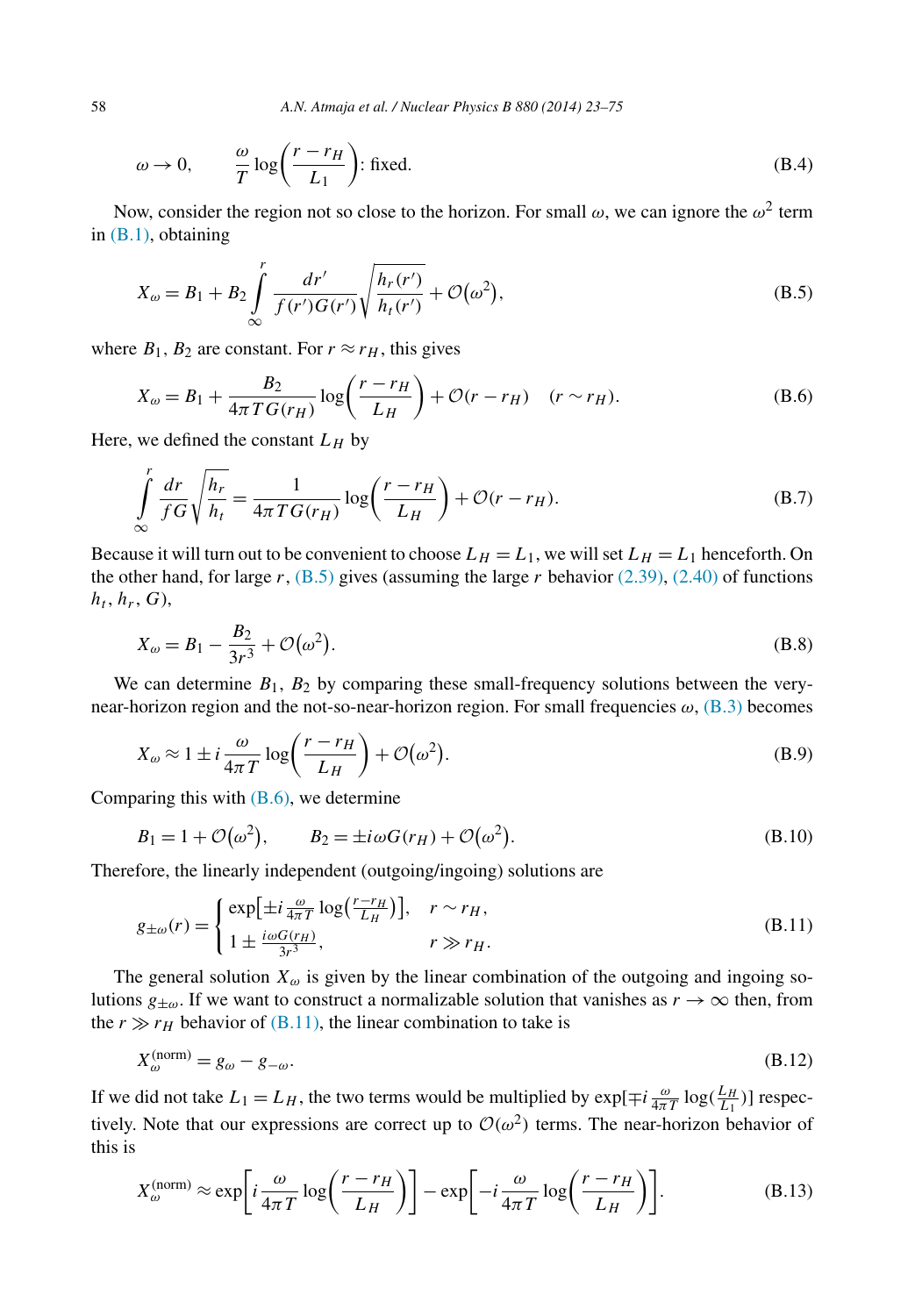$$\omega \to 0, \qquad \frac{\omega}{T}\log\left(\frac{r-r_H}{L_1}\right)\text{: fixed.} \tag{B.4}$$

Now, consider the region not so close to the horizon. For small $\omega$, we can ignore the $\omega^2$ term in (B.1), obtaining

$$X_\omega = B_1 + B_2 \int_\infty^r \frac{dr'}{f(r')G(r')}\sqrt{\frac{h_r(r')}{h_t(r')}} + \mathcal{O}(\omega^2), \tag{B.5}$$

where $B_1$, $B_2$ are constant. For $r \approx r_H$, this gives

$$X_\omega = B_1 + \frac{B_2}{4\pi T G(r_H)}\log\left(\frac{r-r_H}{L_H}\right) + \mathcal{O}(r-r_H) \quad (r \sim r_H). \tag{B.6}$$

Here, we defined the constant $L_H$ by

$$\int_\infty^r \frac{dr}{fG}\sqrt{\frac{h_r}{h_t}} = \frac{1}{4\pi T G(r_H)}\log\left(\frac{r-r_H}{L_H}\right) + \mathcal{O}(r-r_H). \tag{B.7}$$

Because it will turn out to be convenient to choose $L_H = L_1$, we will set $L_H = L_1$ henceforth. On the other hand, for large $r$, (B.5) gives (assuming the large $r$ behavior (2.39), (2.40) of functions $h_t$, $h_r$, $G$),

$$X_\omega = B_1 - \frac{B_2}{3r^3} + \mathcal{O}(\omega^2). \tag{B.8}$$

We can determine $B_1$, $B_2$ by comparing these small-frequency solutions between the very-near-horizon region and the not-so-near-horizon region. For small frequencies $\omega$, (B.3) becomes

$$X_\omega \approx 1 \pm i\frac{\omega}{4\pi T}\log\left(\frac{r-r_H}{L_H}\right) + \mathcal{O}(\omega^2). \tag{B.9}$$

Comparing this with (B.6), we determine

$$B_1 = 1 + \mathcal{O}(\omega^2), \qquad B_2 = \pm i\omega G(r_H) + \mathcal{O}(\omega^2). \tag{B.10}$$

Therefore, the linearly independent (outgoing/ingoing) solutions are

$$g_{\pm\omega}(r) = \begin{cases} \exp\left[\pm i\frac{\omega}{4\pi T}\log\left(\frac{r-r_H}{L_H}\right)\right], & r \sim r_H, \\ 1 \pm \frac{i\omega G(r_H)}{3r^3}, & r \gg r_H. \end{cases} \tag{B.11}$$

The general solution $X_\omega$ is given by the linear combination of the outgoing and ingoing solutions $g_{\pm\omega}$. If we want to construct a normalizable solution that vanishes as $r \to \infty$ then, from the $r \gg r_H$ behavior of (B.11), the linear combination to take is

$$X_\omega^{(\text{norm})} = g_\omega - g_{-\omega}. \tag{B.12}$$

If we did not take $L_1 = L_H$, the two terms would be multiplied by $\exp[\mp i\frac{\omega}{4\pi T}\log(\frac{L_H}{L_1})]$ respectively. Note that our expressions are correct up to $\mathcal{O}(\omega^2)$ terms. The near-horizon behavior of this is

$$X_\omega^{(\text{norm})} \approx \exp\left[i\frac{\omega}{4\pi T}\log\left(\frac{r-r_H}{L_H}\right)\right] - \exp\left[-i\frac{\omega}{4\pi T}\log\left(\frac{r-r_H}{L_H}\right)\right]. \tag{B.13}$$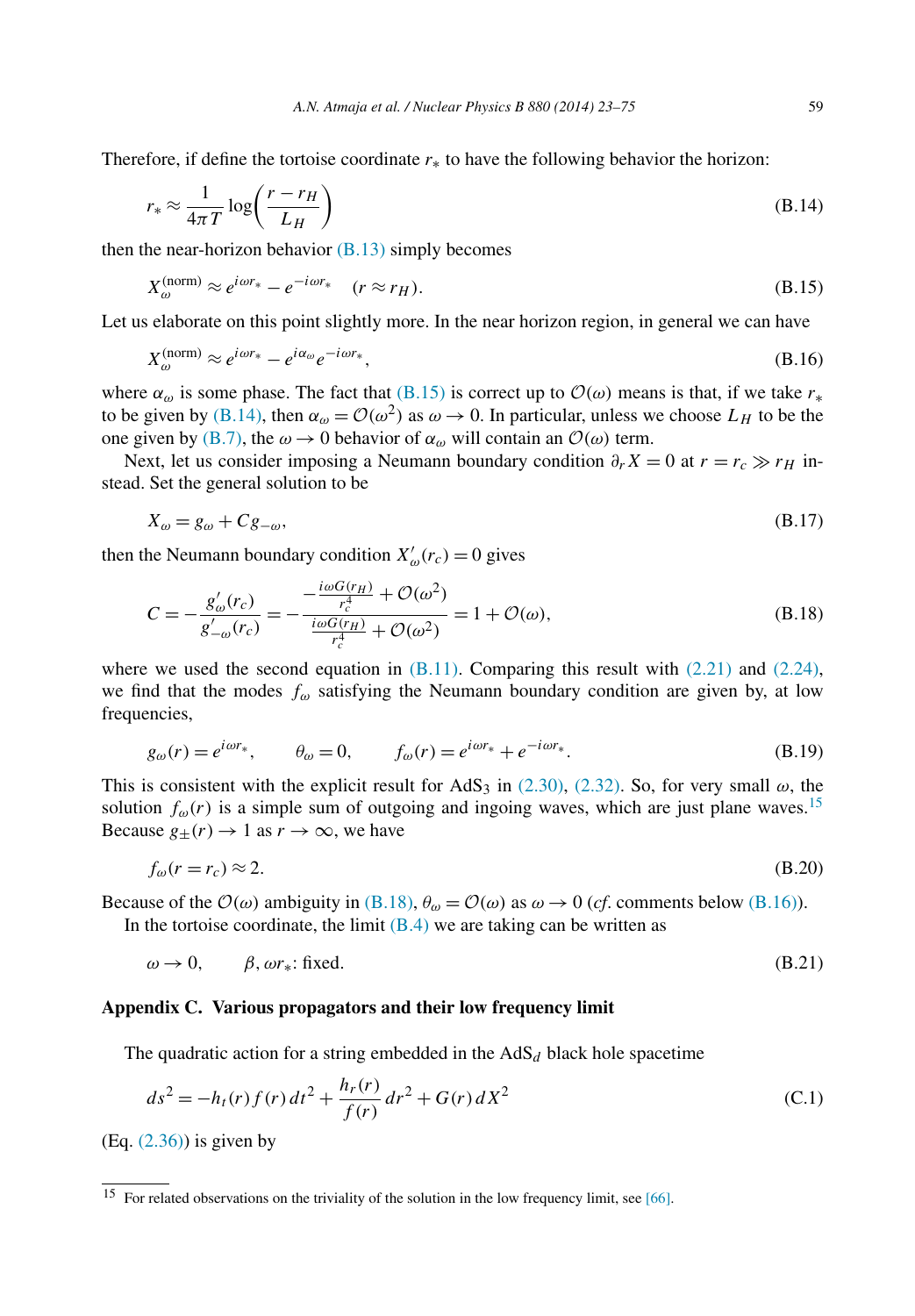Therefore, if define the tortoise coordinate $r_*$ to have the following behavior the horizon:

$$r_* \approx \frac{1}{4\pi T} \log\left(\frac{r - r_H}{L_H}\right) \tag{B.14}$$

then the near-horizon behavior (B.13) simply becomes

$$X_\omega^{(\text{norm})} \approx e^{i\omega r_*} - e^{-i\omega r_*} \quad (r \approx r_H). \tag{B.15}$$

Let us elaborate on this point slightly more. In the near horizon region, in general we can have

$$X_\omega^{(\text{norm})} \approx e^{i\omega r_*} - e^{i\alpha_\omega} e^{-i\omega r_*}, \tag{B.16}$$

where $\alpha_\omega$ is some phase. The fact that (B.15) is correct up to $\mathcal{O}(\omega)$ means is that, if we take $r_*$ to be given by (B.14), then $\alpha_\omega = \mathcal{O}(\omega^2)$ as $\omega \to 0$. In particular, unless we choose $L_H$ to be the one given by (B.7), the $\omega \to 0$ behavior of $\alpha_\omega$ will contain an $\mathcal{O}(\omega)$ term.

Next, let us consider imposing a Neumann boundary condition $\partial_r X = 0$ at $r = r_c \gg r_H$ instead. Set the general solution to be

$$X_\omega = g_\omega + C g_{-\omega}, \tag{B.17}$$

then the Neumann boundary condition $X'_\omega(r_c) = 0$ gives

$$C = -\frac{g'_\omega(r_c)}{g'_{-\omega}(r_c)} = -\frac{-\frac{i\omega G(r_H)}{r_c^4} + \mathcal{O}(\omega^2)}{\frac{i\omega G(r_H)}{r_c^4} + \mathcal{O}(\omega^2)} = 1 + \mathcal{O}(\omega), \tag{B.18}$$

where we used the second equation in (B.11). Comparing this result with (2.21) and (2.24), we find that the modes $f_\omega$ satisfying the Neumann boundary condition are given by, at low frequencies,

$$g_\omega(r) = e^{i\omega r_*}, \qquad \theta_\omega = 0, \qquad f_\omega(r) = e^{i\omega r_*} + e^{-i\omega r_*}. \tag{B.19}$$

This is consistent with the explicit result for $AdS_3$ in (2.30), (2.32). So, for very small $\omega$, the solution $f_\omega(r)$ is a simple sum of outgoing and ingoing waves, which are just plane waves.[15] Because $g_\pm(r) \to 1$ as $r \to \infty$, we have

$$f_\omega(r = r_c) \approx 2. \tag{B.20}$$

Because of the $\mathcal{O}(\omega)$ ambiguity in (B.18), $\theta_\omega = \mathcal{O}(\omega)$ as $\omega \to 0$ (*cf.* comments below (B.16)).

In the tortoise coordinate, the limit (B.4) we are taking can be written as

$$\omega \to 0, \qquad \beta, \omega r_*\text{: fixed.} \tag{B.21}$$

## Appendix C. Various propagators and their low frequency limit

The quadratic action for a string embedded in the $AdS_d$ black hole spacetime

$$ds^2 = -h_t(r) f(r)\, dt^2 + \frac{h_r(r)}{f(r)}\, dr^2 + G(r)\, dX^2 \tag{C.1}$$

(Eq. (2.36)) is given by

[15] For related observations on the triviality of the solution in the low frequency limit, see [66].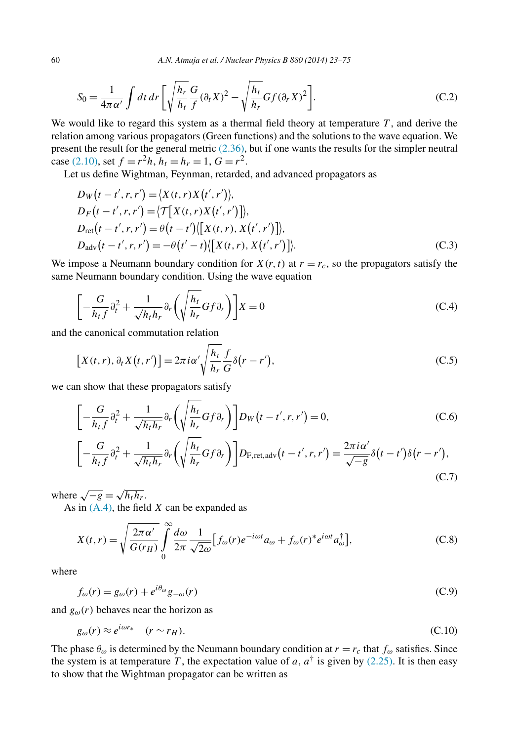$$S_0 = \frac{1}{4\pi\alpha'} \int dt\, dr \left[ \sqrt{\frac{h_r}{h_t}} \frac{G}{f} (\partial_t X)^2 - \sqrt{\frac{h_t}{h_r}} G f (\partial_r X)^2 \right]. \tag{C.2}$$

We would like to regard this system as a thermal field theory at temperature $T$, and derive the relation among various propagators (Green functions) and the solutions to the wave equation. We present the result for the general metric (2.36), but if one wants the results for the simpler neutral case (2.10), set $f = r^2 h$, $h_t = h_r = 1$, $G = r^2$.

Let us define Wightman, Feynman, retarded, and advanced propagators as

$$\begin{aligned}
D_W(t-t', r, r') &= \langle X(t,r) X(t',r') \rangle, \\
D_F(t-t', r, r') &= \langle \mathcal{T}[X(t,r) X(t',r')] \rangle, \\
D_{\text{ret}}(t-t', r, r') &= \theta(t-t') \langle [X(t,r), X(t',r')] \rangle, \\
D_{\text{adv}}(t-t', r, r') &= -\theta(t'-t) \langle [X(t,r), X(t',r')] \rangle.
\end{aligned} \tag{C.3}$$

We impose a Neumann boundary condition for $X(r,t)$ at $r = r_c$, so the propagators satisfy the same Neumann boundary condition. Using the wave equation

$$\left[ -\frac{G}{h_t f} \partial_t^2 + \frac{1}{\sqrt{h_t h_r}} \partial_r \left( \sqrt{\frac{h_t}{h_r}} G f \partial_r \right) \right] X = 0 \tag{C.4}$$

and the canonical commutation relation

$$[X(t,r), \partial_t X(t,r')] = 2\pi i \alpha' \sqrt{\frac{h_t}{h_r}} \frac{f}{G} \delta(r-r'), \tag{C.5}$$

we can show that these propagators satisfy

$$\left[ -\frac{G}{h_t f} \partial_t^2 + \frac{1}{\sqrt{h_t h_r}} \partial_r \left( \sqrt{\frac{h_t}{h_r}} G f \partial_r \right) \right] D_W(t-t', r, r') = 0, \tag{C.6}$$

$$\left[ -\frac{G}{h_t f} \partial_t^2 + \frac{1}{\sqrt{h_t h_r}} \partial_r \left( \sqrt{\frac{h_t}{h_r}} G f \partial_r \right) \right] D_{\text{F,ret,adv}}(t-t', r, r') = \frac{2\pi i \alpha'}{\sqrt{-g}} \delta(t-t') \delta(r-r'), \tag{C.7}$$

where $\sqrt{-g} = \sqrt{h_t h_r}$.

As in (A.4), the field $X$ can be expanded as

$$X(t,r) = \sqrt{\frac{2\pi\alpha'}{G(r_H)}} \int_0^\infty \frac{d\omega}{2\pi} \frac{1}{\sqrt{2\omega}} \left[ f_\omega(r) e^{-i\omega t} a_\omega + f_\omega(r)^* e^{i\omega t} a_\omega^\dagger \right], \tag{C.8}$$

where

$$f_\omega(r) = g_\omega(r) + e^{i\theta_\omega} g_{-\omega}(r) \tag{C.9}$$

and $g_\omega(r)$ behaves near the horizon as

$$g_\omega(r) \approx e^{i\omega r_*} \quad (r \sim r_H). \tag{C.10}$$

The phase $\theta_\omega$ is determined by the Neumann boundary condition at $r = r_c$ that $f_\omega$ satisfies. Since the system is at temperature $T$, the expectation value of $a$, $a^\dagger$ is given by (2.25). It is then easy to show that the Wightman propagator can be written as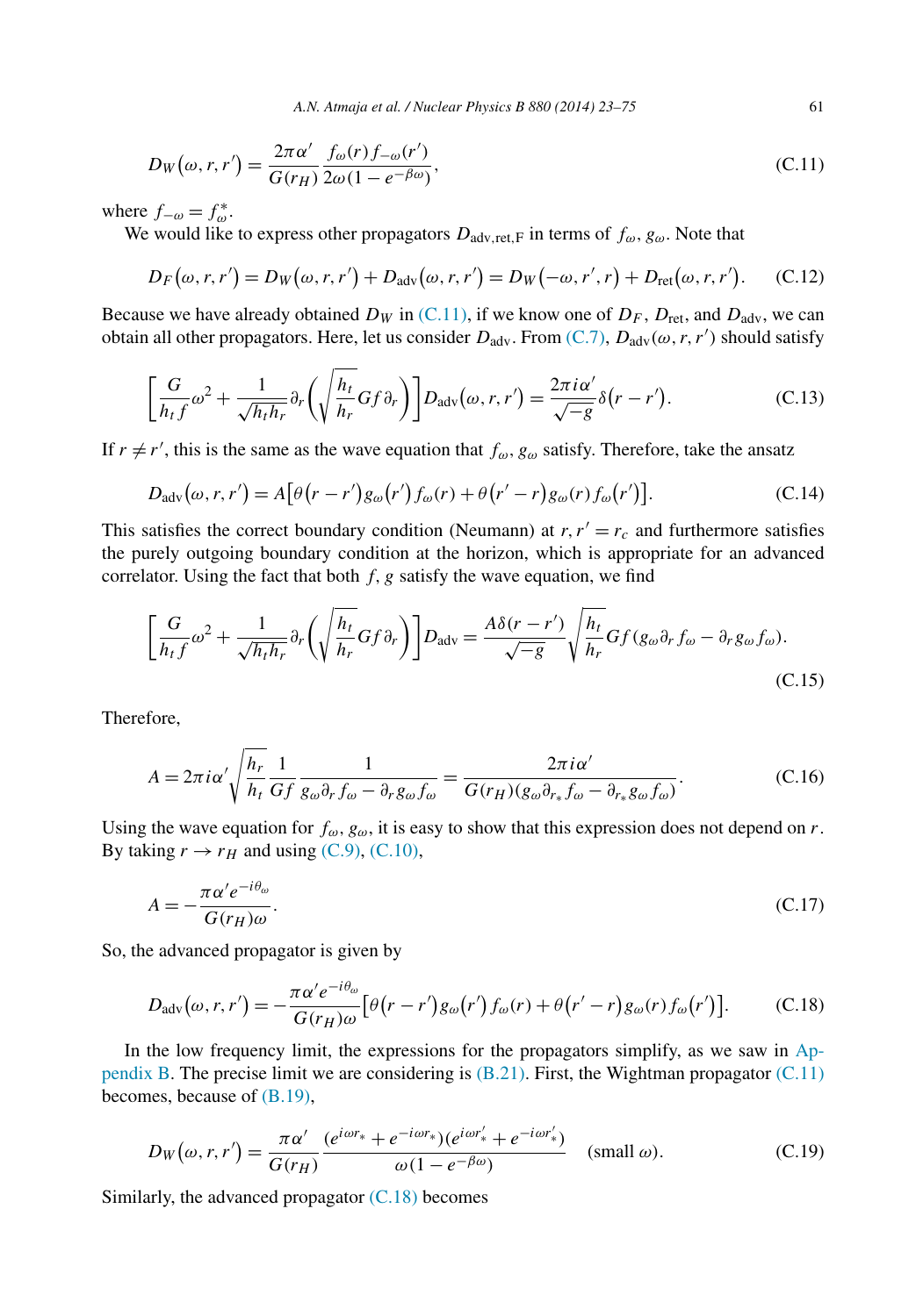$$D_W(\omega, r, r') = \frac{2\pi\alpha'}{G(r_H)} \frac{f_\omega(r) f_{-\omega}(r')}{2\omega(1 - e^{-\beta\omega})}, \tag{C.11}$$

where $f_{-\omega} = f_\omega^*$.

We would like to express other propagators $D_{\text{adv,ret,F}}$ in terms of $f_\omega$, $g_\omega$. Note that

$$D_F(\omega, r, r') = D_W(\omega, r, r') + D_{\text{adv}}(\omega, r, r') = D_W(-\omega, r', r) + D_{\text{ret}}(\omega, r, r'). \tag{C.12}$$

Because we have already obtained $D_W$ in (C.11), if we know one of $D_F$, $D_{\text{ret}}$, and $D_{\text{adv}}$, we can obtain all other propagators. Here, let us consider $D_{\text{adv}}$. From (C.7), $D_{\text{adv}}(\omega, r, r')$ should satisfy

$$\left[\frac{G}{h_t f}\omega^2 + \frac{1}{\sqrt{h_t h_r}}\partial_r\left(\sqrt{\frac{h_t}{h_r}} G f \partial_r\right)\right] D_{\text{adv}}(\omega, r, r') = \frac{2\pi i\alpha'}{\sqrt{-g}}\delta(r - r'). \tag{C.13}$$

If $r \neq r'$, this is the same as the wave equation that $f_\omega$, $g_\omega$ satisfy. Therefore, take the ansatz

$$D_{\text{adv}}(\omega, r, r') = A\left[\theta(r - r') g_\omega(r') f_\omega(r) + \theta(r' - r) g_\omega(r) f_\omega(r')\right]. \tag{C.14}$$

This satisfies the correct boundary condition (Neumann) at $r, r' = r_c$ and furthermore satisfies the purely outgoing boundary condition at the horizon, which is appropriate for an advanced correlator. Using the fact that both $f$, $g$ satisfy the wave equation, we find

$$\left[\frac{G}{h_t f}\omega^2 + \frac{1}{\sqrt{h_t h_r}}\partial_r\left(\sqrt{\frac{h_t}{h_r}} G f \partial_r\right)\right] D_{\text{adv}} = \frac{A\delta(r - r')}{\sqrt{-g}}\sqrt{\frac{h_t}{h_r}} G f (g_\omega \partial_r f_\omega - \partial_r g_\omega f_\omega). \tag{C.15}$$

Therefore,

$$A = 2\pi i\alpha' \sqrt{\frac{h_r}{h_t}} \frac{1}{Gf} \frac{1}{g_\omega \partial_r f_\omega - \partial_r g_\omega f_\omega} = \frac{2\pi i\alpha'}{G(r_H)(g_\omega \partial_{r_*} f_\omega - \partial_{r_*} g_\omega f_\omega)}. \tag{C.16}$$

Using the wave equation for $f_\omega$, $g_\omega$, it is easy to show that this expression does not depend on $r$. By taking $r \to r_H$ and using (C.9), (C.10),

$$A = -\frac{\pi\alpha' e^{-i\theta_\omega}}{G(r_H)\omega}. \tag{C.17}$$

So, the advanced propagator is given by

$$D_{\text{adv}}(\omega, r, r') = -\frac{\pi\alpha' e^{-i\theta_\omega}}{G(r_H)\omega}\left[\theta(r - r') g_\omega(r') f_\omega(r) + \theta(r' - r) g_\omega(r) f_\omega(r')\right]. \tag{C.18}$$

In the low frequency limit, the expressions for the propagators simplify, as we saw in Appendix B. The precise limit we are considering is (B.21). First, the Wightman propagator (C.11) becomes, because of (B.19),

$$D_W(\omega, r, r') = \frac{\pi\alpha'}{G(r_H)} \frac{(e^{i\omega r_*} + e^{-i\omega r_*})(e^{i\omega r'_*} + e^{-i\omega r'_*})}{\omega(1 - e^{-\beta\omega})} \quad (\text{small } \omega). \tag{C.19}$$

Similarly, the advanced propagator (C.18) becomes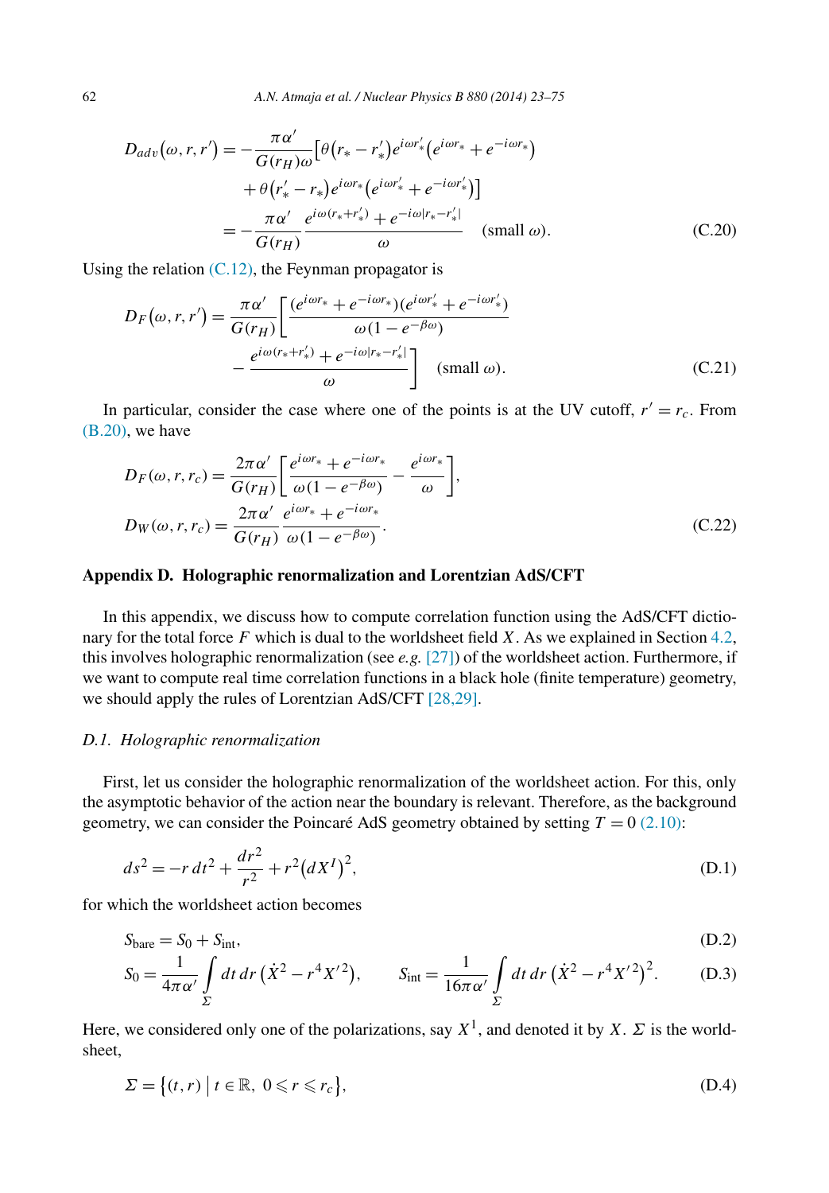$$D_{adv}(\omega, r, r') = -\frac{\pi\alpha'}{G(r_H)\omega}\left[\theta\left(r_* - r'_*\right)e^{i\omega r'_*}\left(e^{i\omega r_*} + e^{-i\omega r_*}\right) + \theta\left(r'_* - r_*\right)e^{i\omega r_*}\left(e^{i\omega r'_*} + e^{-i\omega r'_*}\right)\right]$$

$$= -\frac{\pi\alpha'}{G(r_H)} \frac{e^{i\omega(r_* + r'_*)} + e^{-i\omega|r_* - r'_*|}}{\omega} \quad \text{(small } \omega\text{)}. \tag{C.20}$$

Using the relation (C.12), the Feynman propagator is

$$D_F(\omega, r, r') = \frac{\pi\alpha'}{G(r_H)}\left[\frac{(e^{i\omega r_*} + e^{-i\omega r_*})(e^{i\omega r'_*} + e^{-i\omega r'_*})}{\omega(1 - e^{-\beta\omega})} - \frac{e^{i\omega(r_* + r'_*)} + e^{-i\omega|r_* - r'_*|}}{\omega}\right] \quad \text{(small } \omega\text{)}. \tag{C.21}$$

In particular, consider the case where one of the points is at the UV cutoff, $r' = r_c$. From (B.20), we have

$$D_F(\omega, r, r_c) = \frac{2\pi\alpha'}{G(r_H)}\left[\frac{e^{i\omega r_*} + e^{-i\omega r_*}}{\omega(1 - e^{-\beta\omega})} - \frac{e^{i\omega r_*}}{\omega}\right],$$

$$D_W(\omega, r, r_c) = \frac{2\pi\alpha'}{G(r_H)} \frac{e^{i\omega r_*} + e^{-i\omega r_*}}{\omega(1 - e^{-\beta\omega})}. \tag{C.22}$$

## Appendix D. Holographic renormalization and Lorentzian AdS/CFT

In this appendix, we discuss how to compute correlation function using the AdS/CFT dictionary for the total force $F$ which is dual to the worldsheet field $X$. As we explained in Section 4.2, this involves holographic renormalization (see *e.g.* [27]) of the worldsheet action. Furthermore, if we want to compute real time correlation functions in a black hole (finite temperature) geometry, we should apply the rules of Lorentzian AdS/CFT [28,29].

### D.1. Holographic renormalization

First, let us consider the holographic renormalization of the worldsheet action. For this, only the asymptotic behavior of the action near the boundary is relevant. Therefore, as the background geometry, we can consider the Poincaré AdS geometry obtained by setting $T = 0$ (2.10):

$$ds^2 = -r\,dt^2 + \frac{dr^2}{r^2} + r^2\left(dX^I\right)^2, \tag{D.1}$$

for which the worldsheet action becomes

$$S_{\text{bare}} = S_0 + S_{\text{int}}, \tag{D.2}$$

$$S_0 = \frac{1}{4\pi\alpha'}\int_\Sigma dt\,dr\left(\dot{X}^2 - r^4 X'^2\right), \qquad S_{\text{int}} = \frac{1}{16\pi\alpha'}\int_\Sigma dt\,dr\left(\dot{X}^2 - r^4 X'^2\right)^2. \tag{D.3}$$

Here, we considered only one of the polarizations, say $X^1$, and denoted it by $X$. $\Sigma$ is the worldsheet,

$$\Sigma = \left\{(t, r) \,\middle|\, t \in \mathbb{R},\ 0 \leqslant r \leqslant r_c\right\}, \tag{D.4}$$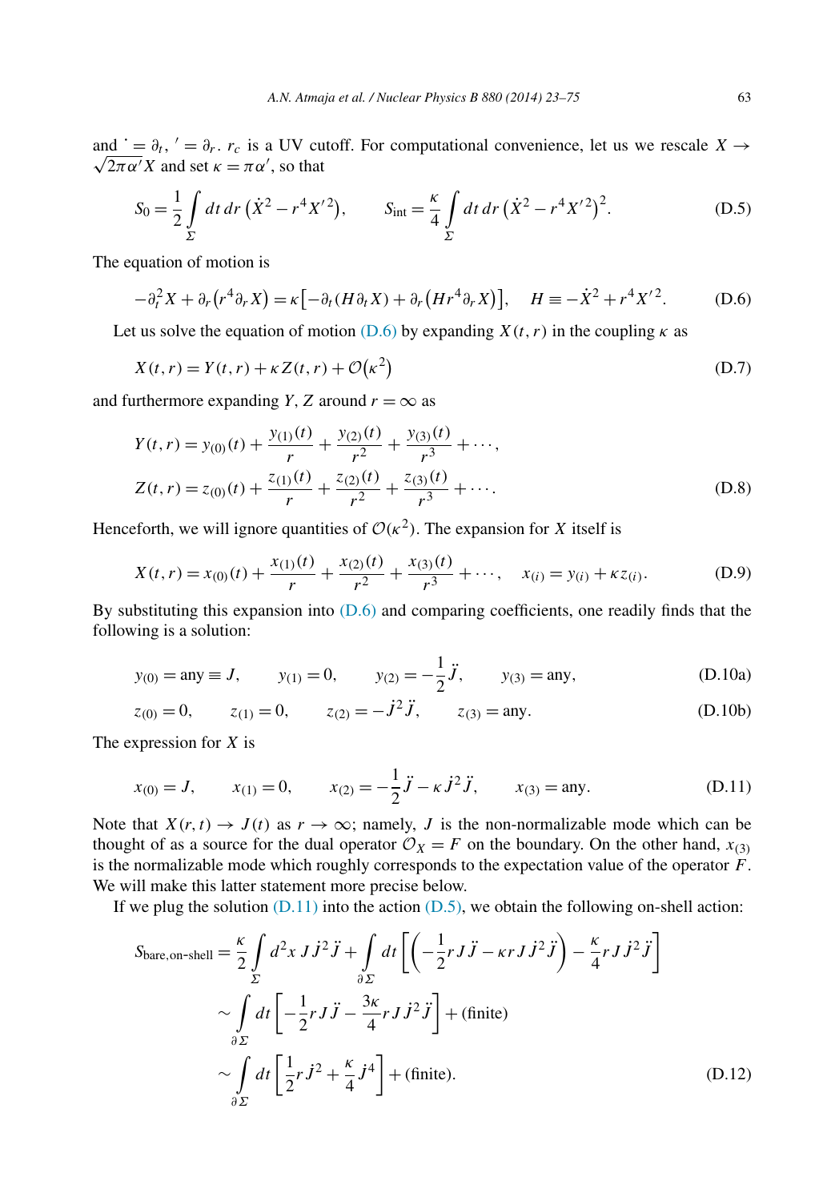and $\dot{} = \partial_t$, $' = \partial_r$. $r_c$ is a UV cutoff. For computational convenience, let us we rescale $X \to \sqrt{2\pi\alpha'}X$ and set $\kappa = \pi\alpha'$, so that

$$S_0 = \frac{1}{2}\int_\Sigma dt\,dr\,\big(\dot{X}^2 - r^4 X'^2\big), \qquad S_{\text{int}} = \frac{\kappa}{4}\int_\Sigma dt\,dr\,\big(\dot{X}^2 - r^4 X'^2\big)^2. \tag{D.5}$$

The equation of motion is

$$-\partial_t^2 X + \partial_r\big(r^4\partial_r X\big) = \kappa\big[-\partial_t(H\partial_t X) + \partial_r\big(Hr^4\partial_r X\big)\big], \quad H \equiv -\dot{X}^2 + r^4 X'^2. \tag{D.6}$$

Let us solve the equation of motion (D.6) by expanding $X(t,r)$ in the coupling $\kappa$ as

$$X(t,r) = Y(t,r) + \kappa Z(t,r) + \mathcal{O}\big(\kappa^2\big) \tag{D.7}$$

and furthermore expanding $Y$, $Z$ around $r = \infty$ as

$$\begin{aligned}
Y(t,r) &= y_{(0)}(t) + \frac{y_{(1)}(t)}{r} + \frac{y_{(2)}(t)}{r^2} + \frac{y_{(3)}(t)}{r^3} + \cdots, \\
Z(t,r) &= z_{(0)}(t) + \frac{z_{(1)}(t)}{r} + \frac{z_{(2)}(t)}{r^2} + \frac{z_{(3)}(t)}{r^3} + \cdots.
\end{aligned} \tag{D.8}$$

Henceforth, we will ignore quantities of $\mathcal{O}(\kappa^2)$. The expansion for $X$ itself is

$$X(t,r) = x_{(0)}(t) + \frac{x_{(1)}(t)}{r} + \frac{x_{(2)}(t)}{r^2} + \frac{x_{(3)}(t)}{r^3} + \cdots, \qquad x_{(i)} = y_{(i)} + \kappa z_{(i)}. \tag{D.9}$$

By substituting this expansion into (D.6) and comparing coefficients, one readily finds that the following is a solution:

$$y_{(0)} = \text{any} \equiv J, \qquad y_{(1)} = 0, \qquad y_{(2)} = -\frac{1}{2}\ddot{J}, \qquad y_{(3)} = \text{any}, \tag{D.10a}$$

$$z_{(0)} = 0, \qquad z_{(1)} = 0, \qquad z_{(2)} = -\dot{J}^2\ddot{J}, \qquad z_{(3)} = \text{any}. \tag{D.10b}$$

The expression for $X$ is

$$x_{(0)} = J, \qquad x_{(1)} = 0, \qquad x_{(2)} = -\frac{1}{2}\ddot{J} - \kappa\dot{J}^2\ddot{J}, \qquad x_{(3)} = \text{any}. \tag{D.11}$$

Note that $X(r,t) \to J(t)$ as $r \to \infty$; namely, $J$ is the non-normalizable mode which can be thought of as a source for the dual operator $\mathcal{O}_X = F$ on the boundary. On the other hand, $x_{(3)}$ is the normalizable mode which roughly corresponds to the expectation value of the operator $F$. We will make this latter statement more precise below.

If we plug the solution (D.11) into the action (D.5), we obtain the following on-shell action:

$$\begin{aligned}
S_{\text{bare,on-shell}} &= \frac{\kappa}{2}\int_\Sigma d^2x\, J\dot{J}^2\ddot{J} + \int_{\partial\Sigma} dt\left[\left(-\frac{1}{2}rJ\ddot{J} - \kappa rJ\dot{J}^2\ddot{J}\right) - \frac{\kappa}{4}rJ\dot{J}^2\ddot{J}\right] \\
&\sim \int_{\partial\Sigma} dt\left[-\frac{1}{2}rJ\ddot{J} - \frac{3\kappa}{4}rJ\dot{J}^2\ddot{J}\right] + (\text{finite}) \\
&\sim \int_{\partial\Sigma} dt\left[\frac{1}{2}r\dot{J}^2 + \frac{\kappa}{4}\dot{J}^4\right] + (\text{finite}).
\end{aligned} \tag{D.12}$$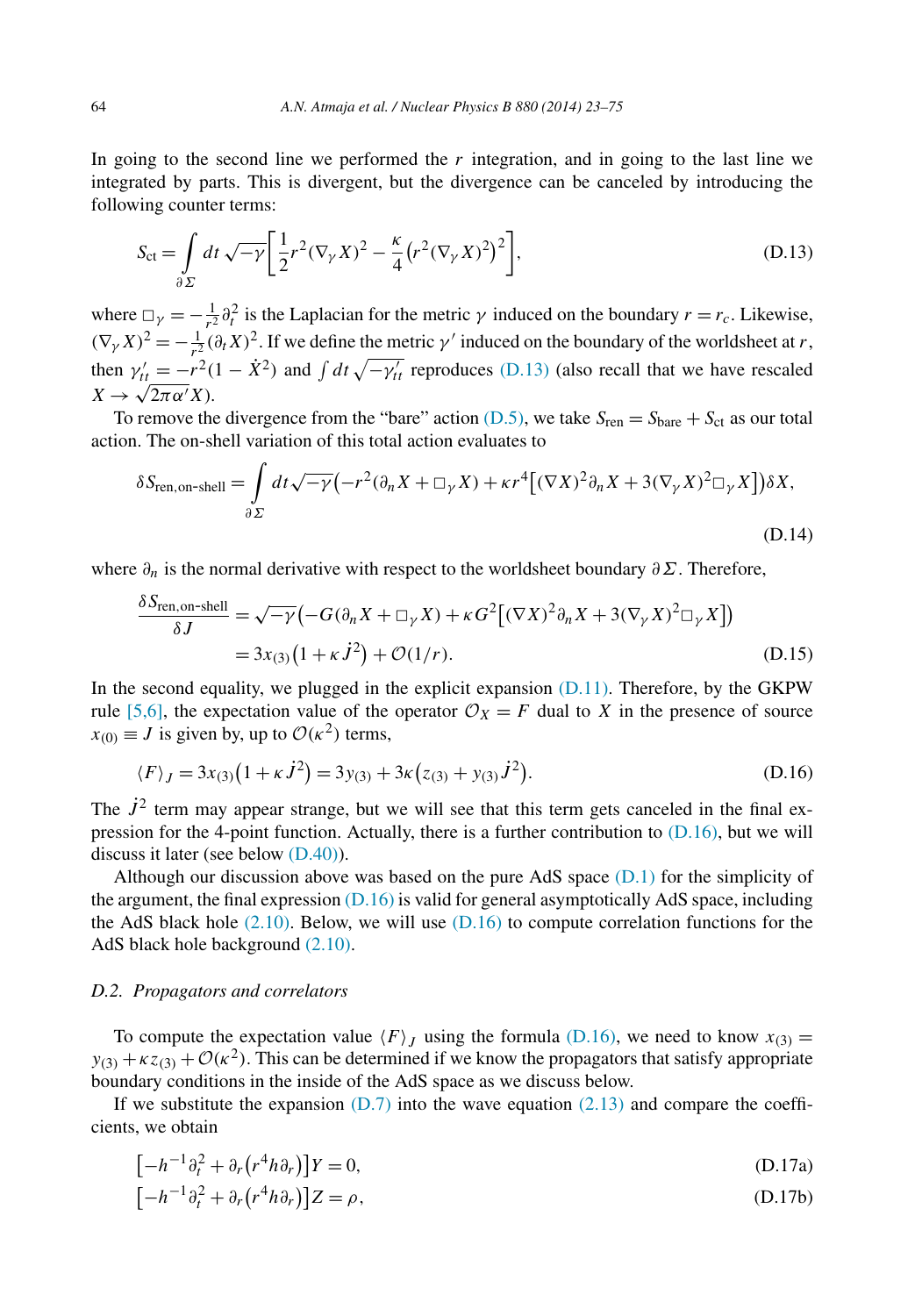In going to the second line we performed the $r$ integration, and in going to the last line we integrated by parts. This is divergent, but the divergence can be canceled by introducing the following counter terms:

$$S_{\rm ct} = \int_{\partial\Sigma} dt\, \sqrt{-\gamma}\left[\frac{1}{2}r^2(\nabla_\gamma X)^2 - \frac{\kappa}{4}\left(r^2(\nabla_\gamma X)^2\right)^2\right], \tag{D.13}$$

where $\Box_\gamma = -\frac{1}{r^2}\partial_t^2$ is the Laplacian for the metric $\gamma$ induced on the boundary $r = r_c$. Likewise, $(\nabla_\gamma X)^2 = -\frac{1}{r^2}(\partial_t X)^2$. If we define the metric $\gamma'$ induced on the boundary of the worldsheet at $r$, then $\gamma'_{tt} = -r^2(1-\dot{X}^2)$ and $\int dt\,\sqrt{-\gamma'_{tt}}$ reproduces (D.13) (also recall that we have rescaled $X \to \sqrt{2\pi\alpha'}X$).

To remove the divergence from the "bare" action (D.5), we take $S_{\rm ren} = S_{\rm bare} + S_{\rm ct}$ as our total action. The on-shell variation of this total action evaluates to

$$\delta S_{\text{ren,on-shell}} = \int_{\partial\Sigma} dt\sqrt{-\gamma}\left(-r^2(\partial_n X + \Box_\gamma X) + \kappa r^4\left[(\nabla X)^2\partial_n X + 3(\nabla_\gamma X)^2\Box_\gamma X\right]\right)\delta X, \tag{D.14}$$

where $\partial_n$ is the normal derivative with respect to the worldsheet boundary $\partial\Sigma$. Therefore,

$$\begin{aligned}\frac{\delta S_{\text{ren,on-shell}}}{\delta J} &= \sqrt{-\gamma}\left(-G(\partial_n X + \Box_\gamma X) + \kappa G^2\left[(\nabla X)^2\partial_n X + 3(\nabla_\gamma X)^2\Box_\gamma X\right]\right)\\ &= 3x_{(3)}\left(1+\kappa \dot{J}^2\right) + \mathcal{O}(1/r).\end{aligned} \tag{D.15}$$

In the second equality, we plugged in the explicit expansion (D.11). Therefore, by the GKPW rule [5,6], the expectation value of the operator $\mathcal{O}_X = F$ dual to $X$ in the presence of source $x_{(0)} \equiv J$ is given by, up to $\mathcal{O}(\kappa^2)$ terms,

$$\langle F\rangle_J = 3x_{(3)}\left(1+\kappa\dot{J}^2\right) = 3y_{(3)} + 3\kappa\left(z_{(3)} + y_{(3)}\dot{J}^2\right). \tag{D.16}$$

The $\dot{J}^2$ term may appear strange, but we will see that this term gets canceled in the final expression for the 4-point function. Actually, there is a further contribution to (D.16), but we will discuss it later (see below (D.40)).

Although our discussion above was based on the pure AdS space (D.1) for the simplicity of the argument, the final expression (D.16) is valid for general asymptotically AdS space, including the AdS black hole (2.10). Below, we will use (D.16) to compute correlation functions for the AdS black hole background (2.10).

### D.2. Propagators and correlators

To compute the expectation value $\langle F\rangle_J$ using the formula (D.16), we need to know $x_{(3)} = y_{(3)} + \kappa z_{(3)} + \mathcal{O}(\kappa^2)$. This can be determined if we know the propagators that satisfy appropriate boundary conditions in the inside of the AdS space as we discuss below.

If we substitute the expansion (D.7) into the wave equation (2.13) and compare the coefficients, we obtain

$$\left[-h^{-1}\partial_t^2 + \partial_r\left(r^4 h\partial_r\right)\right]Y = 0, \tag{D.17a}$$

$$\left[-h^{-1}\partial_t^2 + \partial_r\left(r^4 h\partial_r\right)\right]Z = \rho, \tag{D.17b}$$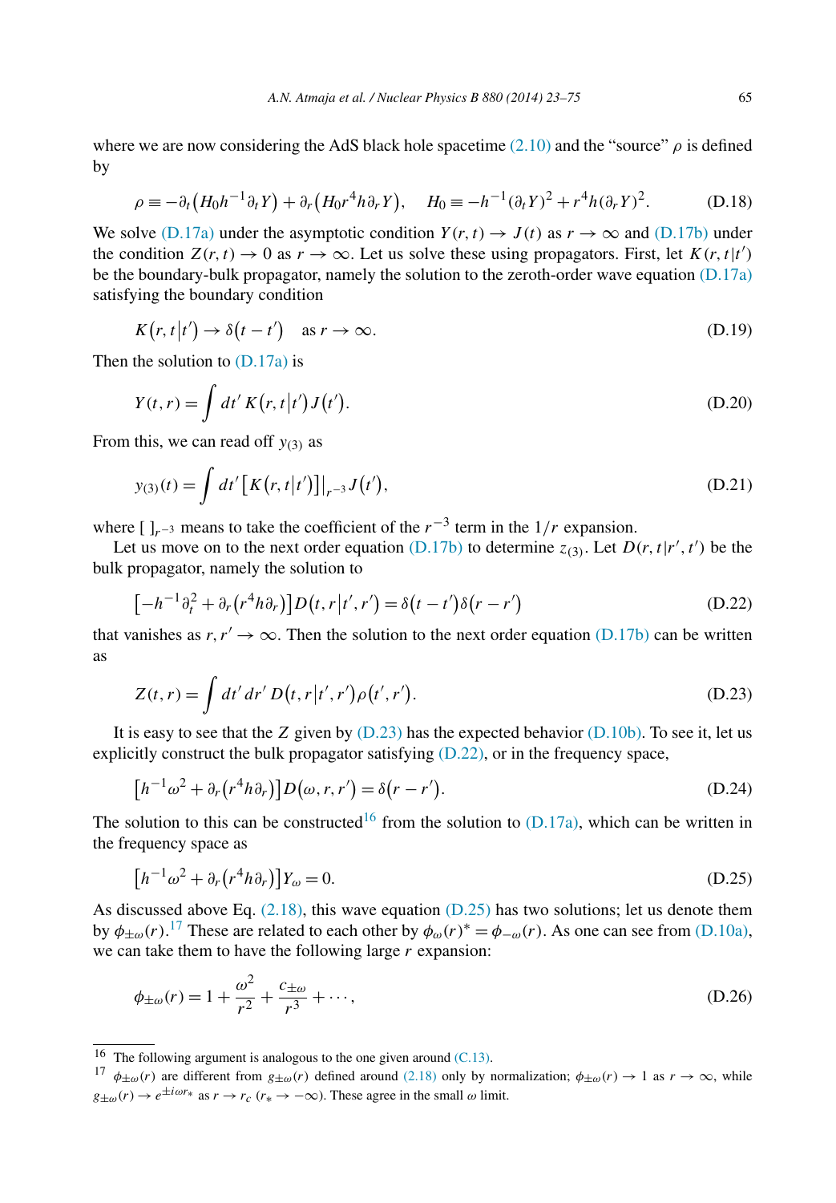where we are now considering the AdS black hole spacetime (2.10) and the "source" $\rho$ is defined by

$$\rho \equiv -\partial_t\left(H_0 h^{-1}\partial_t Y\right) + \partial_r\left(H_0 r^4 h \partial_r Y\right), \quad H_0 \equiv -h^{-1}(\partial_t Y)^2 + r^4 h(\partial_r Y)^2. \tag{D.18}$$

We solve (D.17a) under the asymptotic condition $Y(r,t) \to J(t)$ as $r \to \infty$ and (D.17b) under the condition $Z(r,t) \to 0$ as $r \to \infty$. Let us solve these using propagators. First, let $K(r,t|t')$ be the boundary-bulk propagator, namely the solution to the zeroth-order wave equation (D.17a) satisfying the boundary condition

$$K\left(r,t\middle|t'\right) \to \delta\left(t-t'\right) \quad \text{as } r \to \infty. \tag{D.19}$$

Then the solution to (D.17a) is

$$Y(t,r) = \int dt'\, K\left(r,t\middle|t'\right) J\left(t'\right). \tag{D.20}$$

From this, we can read off $y_{(3)}$ as

$$y_{(3)}(t) = \int dt' \left[K\left(r,t\middle|t'\right)\right]\Big|_{r^{-3}} J\left(t'\right), \tag{D.21}$$

where $[\ ]_{r^{-3}}$ means to take the coefficient of the $r^{-3}$ term in the $1/r$ expansion.

Let us move on to the next order equation (D.17b) to determine $z_{(3)}$. Let $D(r,t|r',t')$ be the bulk propagator, namely the solution to

$$\left[-h^{-1}\partial_t^2 + \partial_r\left(r^4 h \partial_r\right)\right] D\left(t,r\middle|t',r'\right) = \delta\left(t-t'\right)\delta\left(r-r'\right) \tag{D.22}$$

that vanishes as $r, r' \to \infty$. Then the solution to the next order equation (D.17b) can be written as

$$Z(t,r) = \int dt'\, dr'\, D\left(t,r\middle|t',r'\right)\rho\left(t',r'\right). \tag{D.23}$$

It is easy to see that the $Z$ given by (D.23) has the expected behavior (D.10b). To see it, let us explicitly construct the bulk propagator satisfying (D.22), or in the frequency space,

$$\left[h^{-1}\omega^2 + \partial_r\left(r^4 h \partial_r\right)\right] D\left(\omega,r,r'\right) = \delta\left(r-r'\right). \tag{D.24}$$

The solution to this can be constructed[16] from the solution to (D.17a), which can be written in the frequency space as

$$\left[h^{-1}\omega^2 + \partial_r\left(r^4 h \partial_r\right)\right] Y_\omega = 0. \tag{D.25}$$

As discussed above Eq. (2.18), this wave equation (D.25) has two solutions; let us denote them by $\phi_{\pm\omega}(r)$.[17] These are related to each other by $\phi_\omega(r)^* = \phi_{-\omega}(r)$. As one can see from (D.10a), we can take them to have the following large $r$ expansion:

$$\phi_{\pm\omega}(r) = 1 + \frac{\omega^2}{r^2} + \frac{c_{\pm\omega}}{r^3} + \cdots, \tag{D.26}$$

---

[16] The following argument is analogous to the one given around (C.13).

[17] $\phi_{\pm\omega}(r)$ are different from $g_{\pm\omega}(r)$ defined around (2.18) only by normalization; $\phi_{\pm\omega}(r) \to 1$ as $r \to \infty$, while $g_{\pm\omega}(r) \to e^{\pm i\omega r_*}$ as $r \to r_c$ ($r_* \to -\infty$). These agree in the small $\omega$ limit.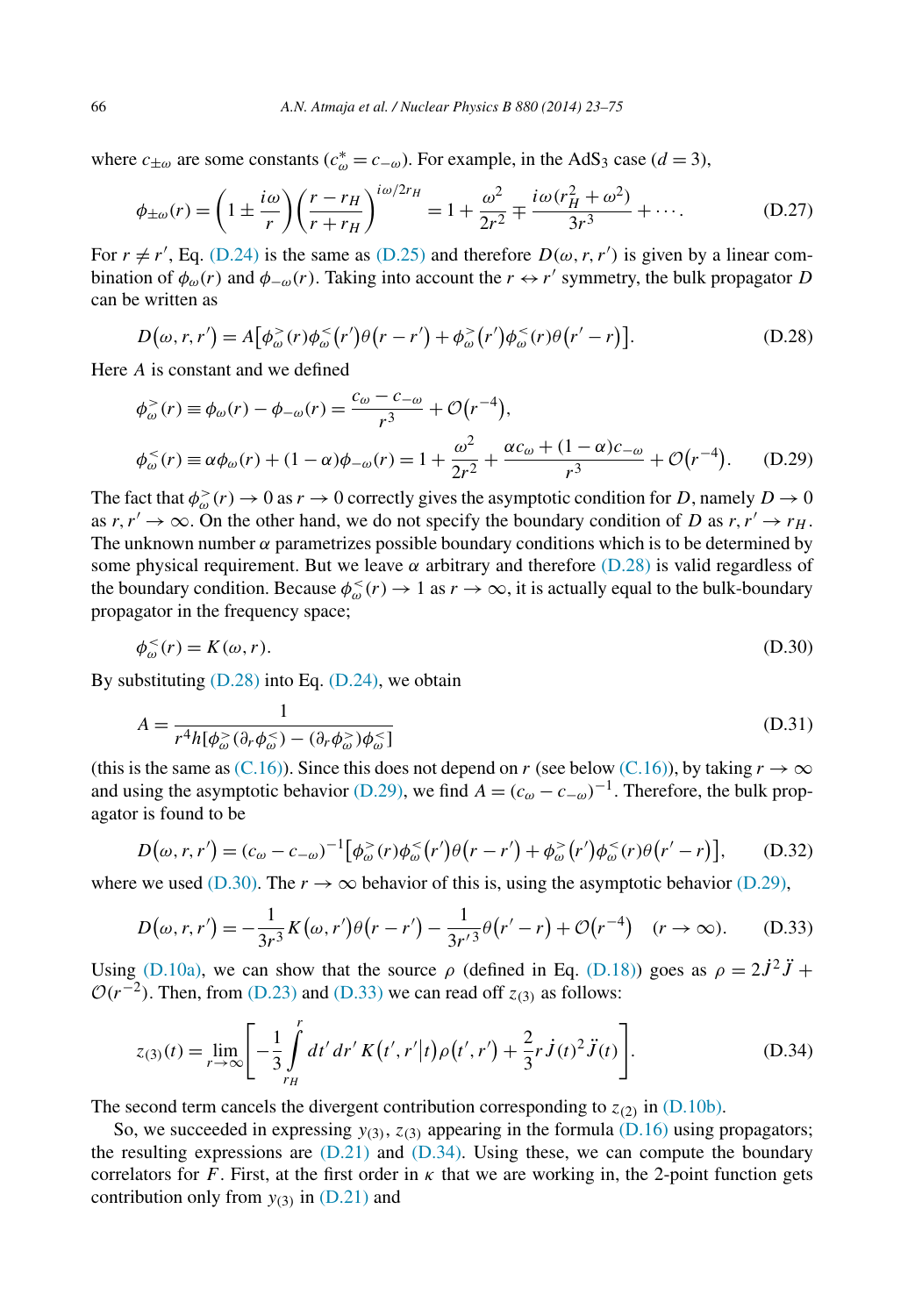where $c_{\pm\omega}$ are some constants ($c^*_\omega = c_{-\omega}$). For example, in the AdS$_3$ case ($d = 3$),

$$\phi_{\pm\omega}(r) = \left(1 \pm \frac{i\omega}{r}\right)\left(\frac{r - r_H}{r + r_H}\right)^{i\omega/2r_H} = 1 + \frac{\omega^2}{2r^2} \mp \frac{i\omega(r_H^2 + \omega^2)}{3r^3} + \cdots. \tag{D.27}$$

For $r \neq r'$, Eq. (D.24) is the same as (D.25) and therefore $D(\omega, r, r')$ is given by a linear combination of $\phi_\omega(r)$ and $\phi_{-\omega}(r)$. Taking into account the $r \leftrightarrow r'$ symmetry, the bulk propagator $D$ can be written as

$$D(\omega, r, r') = A\big[\phi^>_\omega(r)\phi^<_\omega(r')\theta(r - r') + \phi^>_\omega(r')\phi^<_\omega(r)\theta(r' - r)\big]. \tag{D.28}$$

Here $A$ is constant and we defined

$$\begin{aligned}
\phi^>_\omega(r) &\equiv \phi_\omega(r) - \phi_{-\omega}(r) = \frac{c_\omega - c_{-\omega}}{r^3} + \mathcal{O}(r^{-4}), \\
\phi^<_\omega(r) &\equiv \alpha\phi_\omega(r) + (1 - \alpha)\phi_{-\omega}(r) = 1 + \frac{\omega^2}{2r^2} + \frac{\alpha c_\omega + (1 - \alpha)c_{-\omega}}{r^3} + \mathcal{O}(r^{-4}).
\end{aligned} \tag{D.29}$$

The fact that $\phi^>_\omega(r) \to 0$ as $r \to 0$ correctly gives the asymptotic condition for $D$, namely $D \to 0$ as $r, r' \to \infty$. On the other hand, we do not specify the boundary condition of $D$ as $r, r' \to r_H$. The unknown number $\alpha$ parametrizes possible boundary conditions which is to be determined by some physical requirement. But we leave $\alpha$ arbitrary and therefore (D.28) is valid regardless of the boundary condition. Because $\phi^<_\omega(r) \to 1$ as $r \to \infty$, it is actually equal to the bulk-boundary propagator in the frequency space;

$$\phi^<_\omega(r) = K(\omega, r). \tag{D.30}$$

By substituting (D.28) into Eq. (D.24), we obtain

$$A = \frac{1}{r^4 h[\phi^>_\omega(\partial_r\phi^<_\omega) - (\partial_r\phi^>_\omega)\phi^<_\omega]} \tag{D.31}$$

(this is the same as (C.16)). Since this does not depend on $r$ (see below (C.16)), by taking $r \to \infty$ and using the asymptotic behavior (D.29), we find $A = (c_\omega - c_{-\omega})^{-1}$. Therefore, the bulk propagator is found to be

$$D(\omega, r, r') = (c_\omega - c_{-\omega})^{-1}\big[\phi^>_\omega(r)\phi^<_\omega(r')\theta(r - r') + \phi^>_\omega(r')\phi^<_\omega(r)\theta(r' - r)\big], \tag{D.32}$$

where we used (D.30). The $r \to \infty$ behavior of this is, using the asymptotic behavior (D.29),

$$D(\omega, r, r') = -\frac{1}{3r^3}K(\omega, r')\theta(r - r') - \frac{1}{3r'^3}\theta(r' - r) + \mathcal{O}(r^{-4}) \quad (r \to \infty). \tag{D.33}$$

Using (D.10a), we can show that the source $\rho$ (defined in Eq. (D.18)) goes as $\rho = 2\dot{J}^2\ddot{J} + \mathcal{O}(r^{-2})$. Then, from (D.23) and (D.33) we can read off $z_{(3)}$ as follows:

$$z_{(3)}(t) = \lim_{r\to\infty}\left[-\frac{1}{3}\int_{r_H}^{r} dt'\,dr'\,K(t', r'|t)\rho(t', r') + \frac{2}{3}r\dot{J}(t)^2\ddot{J}(t)\right]. \tag{D.34}$$

The second term cancels the divergent contribution corresponding to $z_{(2)}$ in (D.10b).

So, we succeeded in expressing $y_{(3)}$, $z_{(3)}$ appearing in the formula (D.16) using propagators; the resulting expressions are (D.21) and (D.34). Using these, we can compute the boundary correlators for $F$. First, at the first order in $\kappa$ that we are working in, the 2-point function gets contribution only from $y_{(3)}$ in (D.21) and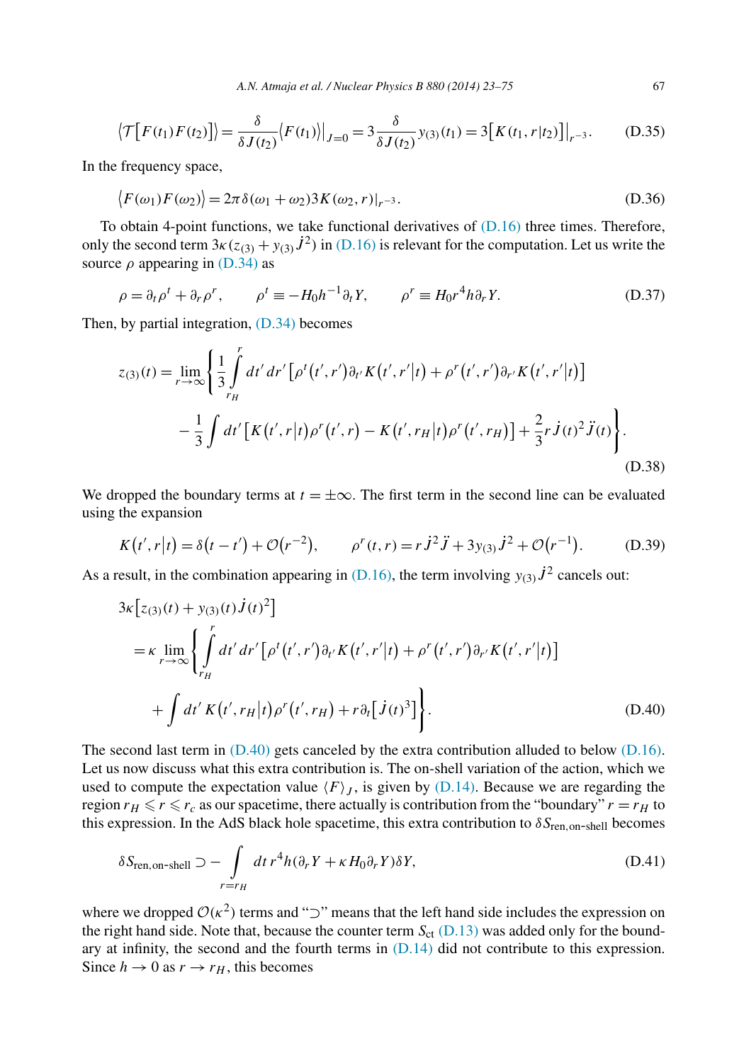$$\left\langle \mathcal{T}\left[F(t_1)F(t_2)\right]\right\rangle = \frac{\delta}{\delta J(t_2)}\left\langle F(t_1)\right\rangle\Big|_{J=0} = 3\frac{\delta}{\delta J(t_2)} y_{(3)}(t_1) = 3\left[K(t_1, r|t_2)\right]\Big|_{r^{-3}}. \tag{D.35}$$

In the frequency space,

$$\left\langle F(\omega_1)F(\omega_2)\right\rangle = 2\pi\delta(\omega_1+\omega_2)3K(\omega_2, r)|_{r^{-3}}. \tag{D.36}$$

To obtain 4-point functions, we take functional derivatives of (D.16) three times. Therefore, only the second term $3\kappa(z_{(3)} + y_{(3)}\dot{J}^2)$ in (D.16) is relevant for the computation. Let us write the source $\rho$ appearing in (D.34) as

$$\rho = \partial_t \rho^t + \partial_r \rho^r, \qquad \rho^t \equiv -H_0 h^{-1}\partial_t Y, \qquad \rho^r \equiv H_0 r^4 h \partial_r Y. \tag{D.37}$$

Then, by partial integration, (D.34) becomes

$$\begin{aligned} z_{(3)}(t) = \lim_{r\to\infty}\Bigg\{ &\frac{1}{3}\int\limits_{r_H}^{r} dt'\,dr'\left[\rho^t(t', r')\partial_{t'}K(t', r'|t) + \rho^r(t', r')\partial_{r'}K(t', r'|t)\right] \\ &- \frac{1}{3}\int dt'\left[K(t', r|t)\rho^r(t', r) - K(t', r_H|t)\rho^r(t', r_H)\right] + \frac{2}{3}r\dot{J}(t)^2\ddot{J}(t)\Bigg\}. \end{aligned} \tag{D.38}$$

We dropped the boundary terms at $t = \pm\infty$. The first term in the second line can be evaluated using the expansion

$$K(t', r|t) = \delta(t-t') + \mathcal{O}(r^{-2}), \qquad \rho^r(t, r) = r\dot{J}^2\ddot{J} + 3y_{(3)}\dot{J}^2 + \mathcal{O}(r^{-1}). \tag{D.39}$$

As a result, in the combination appearing in (D.16), the term involving $y_{(3)}\dot{J}^2$ cancels out:

$$\begin{aligned} &3\kappa\left[z_{(3)}(t) + y_{(3)}(t)\dot{J}(t)^2\right] \\ &= \kappa\lim_{r\to\infty}\Bigg\{\int\limits_{r_H}^{r} dt'\,dr'\left[\rho^t(t', r')\partial_{t'}K(t', r'|t) + \rho^r(t', r')\partial_{r'}K(t', r'|t)\right] \\ &\quad + \int dt'\,K(t', r_H|t)\rho^r(t', r_H) + r\partial_t\left[\dot{J}(t)^3\right]\Bigg\}. \end{aligned} \tag{D.40}$$

The second last term in (D.40) gets canceled by the extra contribution alluded to below (D.16). Let us now discuss what this extra contribution is. The on-shell variation of the action, which we used to compute the expectation value $\langle F\rangle_J$, is given by (D.14). Because we are regarding the region $r_H \leqslant r \leqslant r_c$ as our spacetime, there actually is contribution from the "boundary" $r = r_H$ to this expression. In the AdS black hole spacetime, this extra contribution to $\delta S_{\text{ren,on-shell}}$ becomes

$$\delta S_{\text{ren,on-shell}} \supset -\int\limits_{r=r_H} dt\,r^4 h(\partial_r Y + \kappa H_0 \partial_r Y)\delta Y, \tag{D.41}$$

where we dropped $\mathcal{O}(\kappa^2)$ terms and "$\supset$" means that the left hand side includes the expression on the right hand side. Note that, because the counter term $S_{\text{ct}}$ (D.13) was added only for the boundary at infinity, the second and the fourth terms in (D.14) did not contribute to this expression. Since $h \to 0$ as $r \to r_H$, this becomes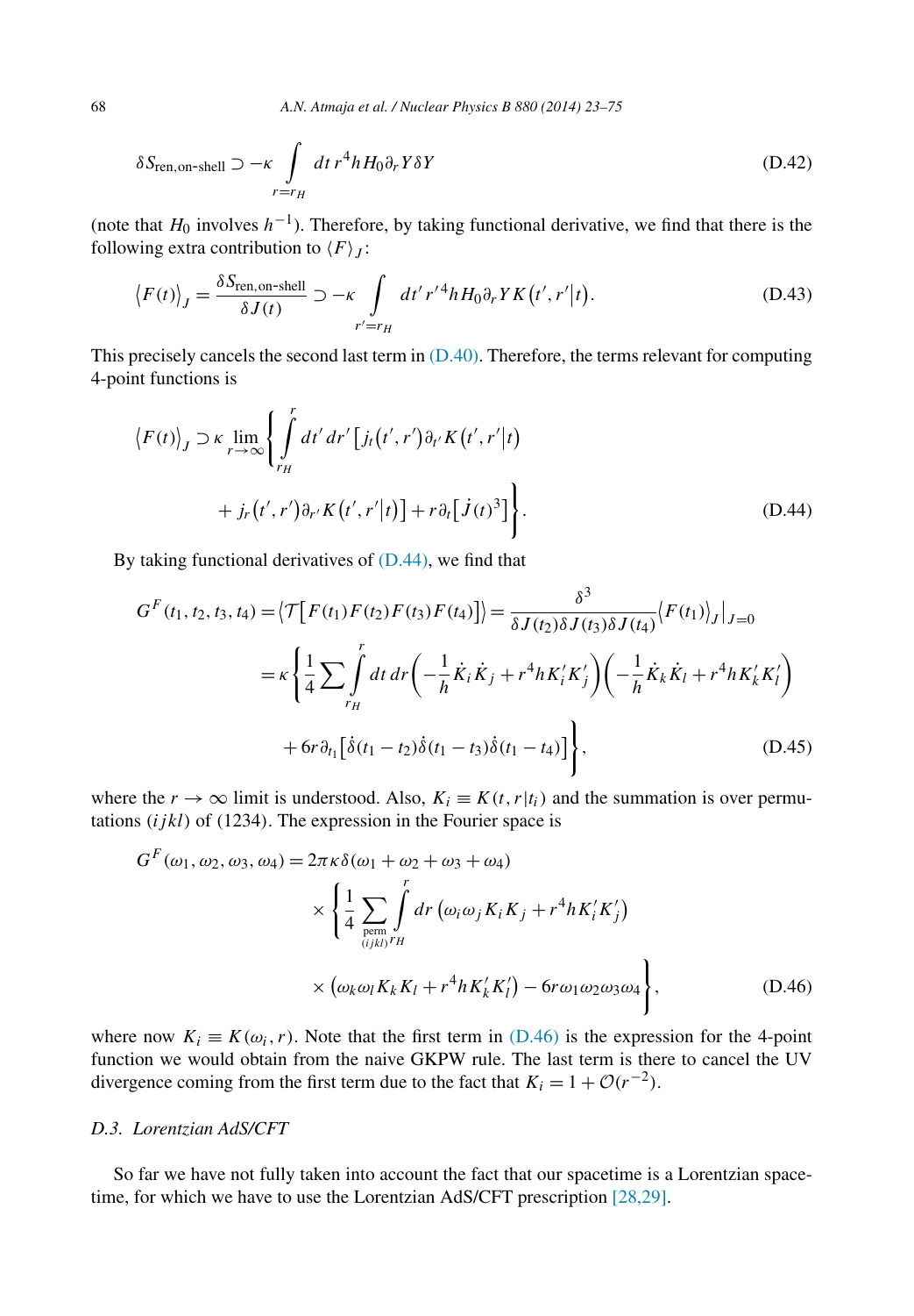$$\delta S_{\text{ren,on-shell}} \supset -\kappa \int_{r=r_H} dt\, r^4 h H_0 \partial_r Y \delta Y \tag{D.42}$$

(note that $H_0$ involves $h^{-1}$). Therefore, by taking functional derivative, we find that there is the following extra contribution to $\langle F \rangle_J$:

$$\langle F(t) \rangle_J = \frac{\delta S_{\text{ren,on-shell}}}{\delta J(t)} \supset -\kappa \int_{r'=r_H} dt'\, r'^4 h H_0 \partial_r Y K(t', r'|t). \tag{D.43}$$

This precisely cancels the second last term in (D.40). Therefore, the terms relevant for computing 4-point functions is

$$\langle F(t) \rangle_J \supset \kappa \lim_{r \to \infty} \left\{ \int_{r_H}^{r} dt'\, dr' \left[ j_t(t', r') \partial_{t'} K(t', r'|t) + j_r(t', r') \partial_{r'} K(t', r'|t) \right] + r \partial_t \left[ \dot{J}(t)^3 \right] \right\}. \tag{D.44}$$

By taking functional derivatives of (D.44), we find that

$$\begin{aligned}
G^F(t_1, t_2, t_3, t_4) &= \langle \mathcal{T}\left[ F(t_1) F(t_2) F(t_3) F(t_4) \right] \rangle = \frac{\delta^3}{\delta J(t_2) \delta J(t_3) \delta J(t_4)} \langle F(t_1) \rangle_J \big|_{J=0} \\
&= \kappa \left\{ \frac{1}{4} \sum \int_{r_H}^{r} dt\, dr \left( -\frac{1}{h} \dot{K}_i \dot{K}_j + r^4 h K_i' K_j' \right) \left( -\frac{1}{h} \dot{K}_k \dot{K}_l + r^4 h K_k' K_l' \right) \right. \\
&\quad \left. + 6r \partial_{t_1} \left[ \dot{\delta}(t_1 - t_2) \dot{\delta}(t_1 - t_3) \dot{\delta}(t_1 - t_4) \right] \right\},
\end{aligned} \tag{D.45}$$

where the $r \to \infty$ limit is understood. Also, $K_i \equiv K(t, r|t_i)$ and the summation is over permutations $(ijkl)$ of $(1234)$. The expression in the Fourier space is

$$\begin{aligned}
G^F(\omega_1, \omega_2, \omega_3, \omega_4) &= 2\pi\kappa \delta(\omega_1 + \omega_2 + \omega_3 + \omega_4) \\
&\quad \times \left\{ \frac{1}{4} \sum_{\substack{\text{perm} \\ (ijkl)}} \int_{r_H}^{r} dr \left( \omega_i \omega_j K_i K_j + r^4 h K_i' K_j' \right) \right. \\
&\quad \left. \times \left( \omega_k \omega_l K_k K_l + r^4 h K_k' K_l' \right) - 6r \omega_1 \omega_2 \omega_3 \omega_4 \right\},
\end{aligned} \tag{D.46}$$

where now $K_i \equiv K(\omega_i, r)$. Note that the first term in (D.46) is the expression for the 4-point function we would obtain from the naive GKPW rule. The last term is there to cancel the UV divergence coming from the first term due to the fact that $K_i = 1 + \mathcal{O}(r^{-2})$.

### D.3. Lorentzian AdS/CFT

So far we have not fully taken into account the fact that our spacetime is a Lorentzian spacetime, for which we have to use the Lorentzian AdS/CFT prescription [28,29].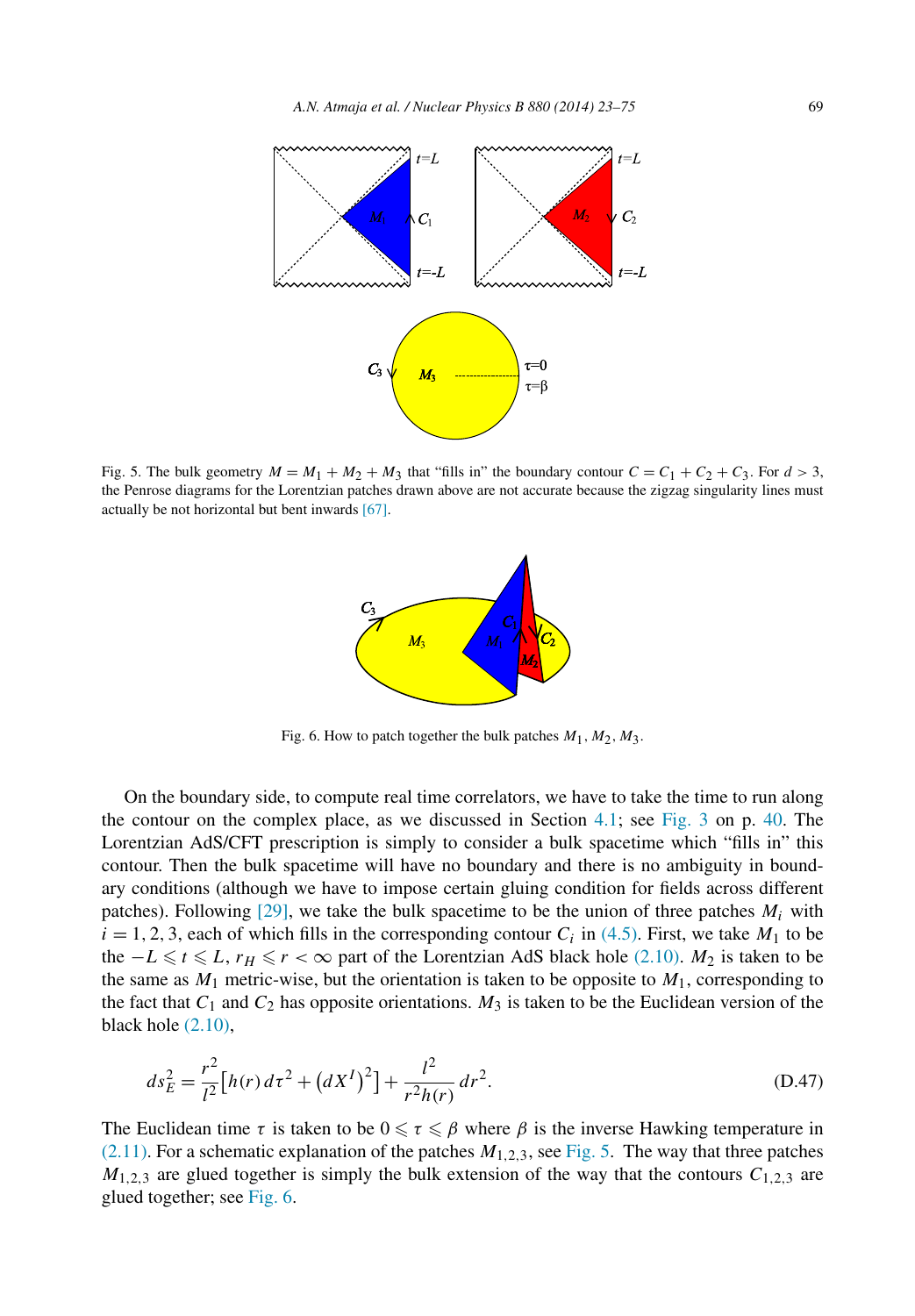Fig. 5. The bulk geometry $M = M_1 + M_2 + M_3$ that "fills in" the boundary contour $C = C_1 + C_2 + C_3$. For $d > 3$, the Penrose diagrams for the Lorentzian patches drawn above are not accurate because the zigzag singularity lines must actually be not horizontal but bent inwards [67].

Fig. 6. How to patch together the bulk patches $M_1, M_2, M_3$.

On the boundary side, to compute real time correlators, we have to take the time to run along the contour on the complex place, as we discussed in Section 4.1; see Fig. 3 on p. 40. The Lorentzian AdS/CFT prescription is simply to consider a bulk spacetime which "fills in" this contour. Then the bulk spacetime will have no boundary and there is no ambiguity in boundary conditions (although we have to impose certain gluing condition for fields across different patches). Following [29], we take the bulk spacetime to be the union of three patches $M_i$ with $i = 1, 2, 3$, each of which fills in the corresponding contour $C_i$ in (4.5). First, we take $M_1$ to be the $-L \leqslant t \leqslant L$, $r_H \leqslant r < \infty$ part of the Lorentzian AdS black hole (2.10). $M_2$ is taken to be the same as $M_1$ metric-wise, but the orientation is taken to be opposite to $M_1$, corresponding to the fact that $C_1$ and $C_2$ has opposite orientations. $M_3$ is taken to be the Euclidean version of the black hole (2.10),

$$ds_E^2 = \frac{r^2}{l^2}\left[h(r)\, d\tau^2 + \left(dX^I\right)^2\right] + \frac{l^2}{r^2 h(r)}\, dr^2. \tag{D.47}$$

The Euclidean time $\tau$ is taken to be $0 \leqslant \tau \leqslant \beta$ where $\beta$ is the inverse Hawking temperature in (2.11). For a schematic explanation of the patches $M_{1,2,3}$, see Fig. 5. The way that three patches $M_{1,2,3}$ are glued together is simply the bulk extension of the way that the contours $C_{1,2,3}$ are glued together; see Fig. 6.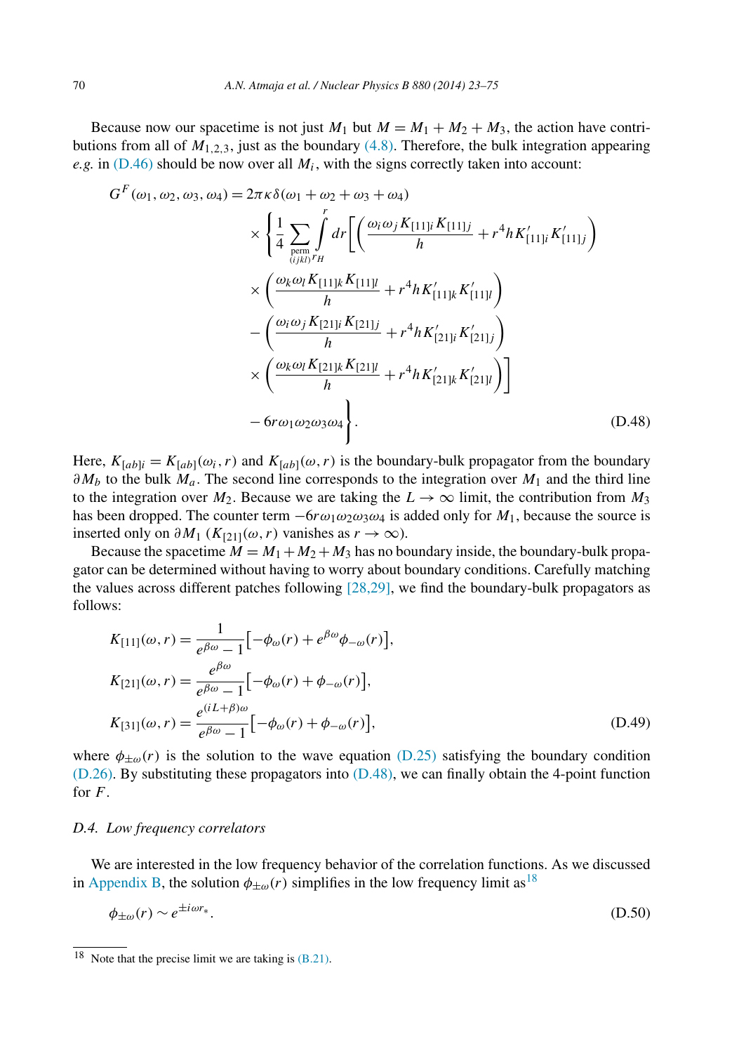Because now our spacetime is not just $M_1$ but $M = M_1 + M_2 + M_3$, the action have contributions from all of $M_{1,2,3}$, just as the boundary (4.8). Therefore, the bulk integration appearing *e.g.* in (D.46) should be now over all $M_i$, with the signs correctly taken into account:

$$
\begin{aligned}
G^F(\omega_1, \omega_2, \omega_3, \omega_4) = 2\pi\kappa\delta(\omega_1+\omega_2+\omega_3+\omega_4) \\
\times \Bigg\{ \frac{1}{4} \sum_{\substack{\text{perm} \\ (ijkl)}} \int_{r_H}^{r} dr \Bigg[ \left( \frac{\omega_i\omega_j K_{[11]i} K_{[11]j}}{h} + r^4 h K'_{[11]i} K'_{[11]j} \right) \\
\times \left( \frac{\omega_k\omega_l K_{[11]k} K_{[11]l}}{h} + r^4 h K'_{[11]k} K'_{[11]l} \right) \\
- \left( \frac{\omega_i\omega_j K_{[21]i} K_{[21]j}}{h} + r^4 h K'_{[21]i} K'_{[21]j} \right) \\
\times \left( \frac{\omega_k\omega_l K_{[21]k} K_{[21]l}}{h} + r^4 h K'_{[21]k} K'_{[21]l} \right) \Bigg] \\
- 6r\omega_1\omega_2\omega_3\omega_4 \Bigg\}.
\end{aligned}
\tag{D.48}
$$

Here, $K_{[ab]i} = K_{[ab]}(\omega_i, r)$ and $K_{[ab]}(\omega, r)$ is the boundary-bulk propagator from the boundary $\partial M_b$ to the bulk $M_a$. The second line corresponds to the integration over $M_1$ and the third line to the integration over $M_2$. Because we are taking the $L \to \infty$ limit, the contribution from $M_3$ has been dropped. The counter term $-6r\omega_1\omega_2\omega_3\omega_4$ is added only for $M_1$, because the source is inserted only on $\partial M_1$ ($K_{[21]}(\omega, r)$ vanishes as $r \to \infty$).

Because the spacetime $M = M_1 + M_2 + M_3$ has no boundary inside, the boundary-bulk propagator can be determined without having to worry about boundary conditions. Carefully matching the values across different patches following [28,29], we find the boundary-bulk propagators as follows:

$$
\begin{aligned}
K_{[11]}(\omega, r) &= \frac{1}{e^{\beta\omega} - 1}\left[-\phi_\omega(r) + e^{\beta\omega}\phi_{-\omega}(r)\right], \\
K_{[21]}(\omega, r) &= \frac{e^{\beta\omega}}{e^{\beta\omega} - 1}\left[-\phi_\omega(r) + \phi_{-\omega}(r)\right], \\
K_{[31]}(\omega, r) &= \frac{e^{(iL+\beta)\omega}}{e^{\beta\omega} - 1}\left[-\phi_\omega(r) + \phi_{-\omega}(r)\right],
\end{aligned}
\tag{D.49}
$$

where $\phi_{\pm\omega}(r)$ is the solution to the wave equation (D.25) satisfying the boundary condition (D.26). By substituting these propagators into (D.48), we can finally obtain the 4-point function for $F$.

### D.4. Low frequency correlators

We are interested in the low frequency behavior of the correlation functions. As we discussed in Appendix B, the solution $\phi_{\pm\omega}(r)$ simplifies in the low frequency limit as[18]

$$
\phi_{\pm\omega}(r) \sim e^{\pm i\omega r_*}.
\tag{D.50}
$$

[18] Note that the precise limit we are taking is (B.21).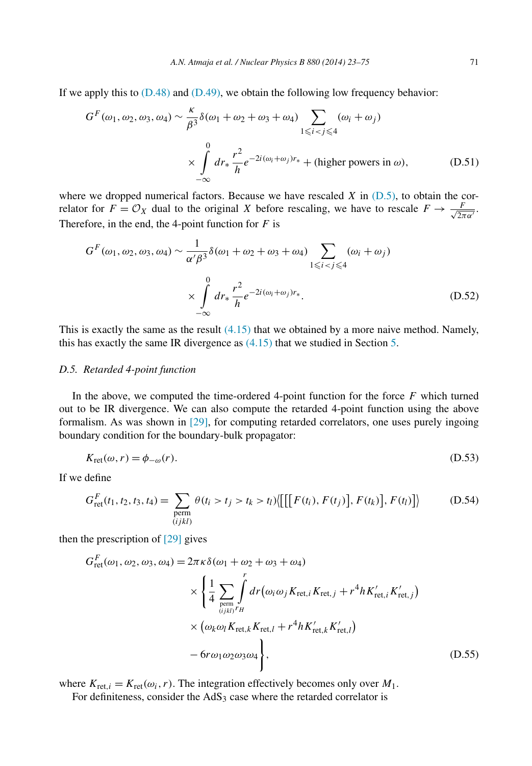If we apply this to (D.48) and (D.49), we obtain the following low frequency behavior:

$$G^F(\omega_1,\omega_2,\omega_3,\omega_4) \sim \frac{\kappa}{\beta^3}\delta(\omega_1+\omega_2+\omega_3+\omega_4)\sum_{1\leqslant i<j\leqslant 4}(\omega_i+\omega_j)$$
$$\times \int_{-\infty}^{0} dr_* \frac{r^2}{h} e^{-2i(\omega_i+\omega_j)r_*} + (\text{higher powers in } \omega), \tag{D.51}$$

where we dropped numerical factors. Because we have rescaled $X$ in (D.5), to obtain the correlator for $F = \mathcal{O}_X$ dual to the original $X$ before rescaling, we have to rescale $F \to \frac{F}{\sqrt{2\pi\alpha'}}$. Therefore, in the end, the 4-point function for $F$ is

$$G^F(\omega_1,\omega_2,\omega_3,\omega_4) \sim \frac{1}{\alpha'\beta^3}\delta(\omega_1+\omega_2+\omega_3+\omega_4)\sum_{1\leqslant i<j\leqslant 4}(\omega_i+\omega_j)$$
$$\times \int_{-\infty}^{0} dr_* \frac{r^2}{h} e^{-2i(\omega_i+\omega_j)r_*}. \tag{D.52}$$

This is exactly the same as the result (4.15) that we obtained by a more naive method. Namely, this has exactly the same IR divergence as (4.15) that we studied in Section 5.

### D.5. Retarded 4-point function

In the above, we computed the time-ordered 4-point function for the force $F$ which turned out to be IR divergence. We can also compute the retarded 4-point function using the above formalism. As was shown in [29], for computing retarded correlators, one uses purely ingoing boundary condition for the boundary-bulk propagator:

$$K_{\text{ret}}(\omega, r) = \phi_{-\omega}(r). \tag{D.53}$$

If we define

$$G^F_{\text{ret}}(t_1,t_2,t_3,t_4) = \sum_{\substack{\text{perm}\\(ijkl)}} \theta(t_i>t_j>t_k>t_l)\big\langle\big[\big[\big[F(t_i),F(t_j)\big],F(t_k)\big],F(t_l)\big]\big\rangle \tag{D.54}$$

then the prescription of [29] gives

$$G^F_{\text{ret}}(\omega_1,\omega_2,\omega_3,\omega_4) = 2\pi\kappa\,\delta(\omega_1+\omega_2+\omega_3+\omega_4)$$
$$\times\Bigg\{\frac{1}{4}\sum_{\substack{\text{perm}\\(ijkl)}}\int_{r_H}^{r} dr\big(\omega_i\omega_j K_{\text{ret},i}K_{\text{ret},j} + r^4 h K'_{\text{ret},i}K'_{\text{ret},j}\big)$$
$$\times\big(\omega_k\omega_l K_{\text{ret},k}K_{\text{ret},l} + r^4 h K'_{\text{ret},k}K'_{\text{ret},l}\big)$$
$$-6r\omega_1\omega_2\omega_3\omega_4\Bigg\}, \tag{D.55}$$

where $K_{\text{ret},i} = K_{\text{ret}}(\omega_i, r)$. The integration effectively becomes only over $M_1$.

For definiteness, consider the AdS$_3$ case where the retarded correlator is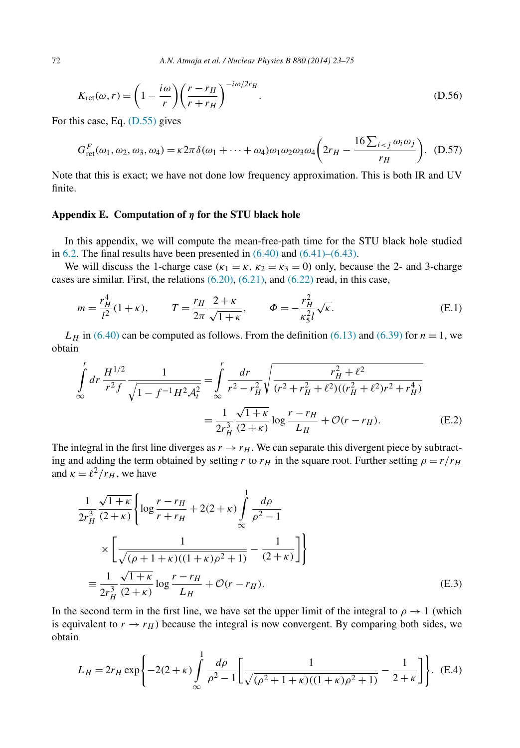$$K_{\text{ret}}(\omega, r) = \left(1 - \frac{i\omega}{r}\right)\left(\frac{r - r_H}{r + r_H}\right)^{-i\omega/2r_H}. \tag{D.56}$$

For this case, Eq. (D.55) gives

$$G^F_{\text{ret}}(\omega_1, \omega_2, \omega_3, \omega_4) = \kappa 2\pi \delta(\omega_1 + \cdots + \omega_4)\omega_1\omega_2\omega_3\omega_4\left(2r_H - \frac{16\sum_{i<j}\omega_i\omega_j}{r_H}\right). \tag{D.57}$$

Note that this is exact; we have not done low frequency approximation. This is both IR and UV finite.

## Appendix E. Computation of $\eta$ for the STU black hole

In this appendix, we will compute the mean-free-path time for the STU black hole studied in 6.2. The final results have been presented in (6.40) and (6.41)–(6.43).

We will discuss the 1-charge case ($\kappa_1 = \kappa$, $\kappa_2 = \kappa_3 = 0$) only, because the 2- and 3-charge cases are similar. First, the relations (6.20), (6.21), and (6.22) read, in this case,

$$m = \frac{r_H^4}{l^2}(1 + \kappa), \qquad T = \frac{r_H}{2\pi}\frac{2 + \kappa}{\sqrt{1 + \kappa}}, \qquad \Phi = -\frac{r_H^2}{\kappa_5^2 l}\sqrt{\kappa}. \tag{E.1}$$

$L_H$ in (6.40) can be computed as follows. From the definition (6.13) and (6.39) for $n = 1$, we obtain

$$\begin{aligned}
\int_\infty^r dr\, \frac{H^{1/2}}{r^2 f}\frac{1}{\sqrt{1 - f^{-1}H^2\mathcal{A}_t^2}} &= \int_\infty^r \frac{dr}{r^2 - r_H^2}\sqrt{\frac{r_H^2 + \ell^2}{(r^2 + r_H^2 + \ell^2)((r_H^2 + \ell^2)r^2 + r_H^4)}} \\
&= \frac{1}{2r_H^3}\frac{\sqrt{1 + \kappa}}{(2 + \kappa)}\log\frac{r - r_H}{L_H} + \mathcal{O}(r - r_H).
\end{aligned} \tag{E.2}$$

The integral in the first line diverges as $r \to r_H$. We can separate this divergent piece by subtracting and adding the term obtained by setting $r$ to $r_H$ in the square root. Further setting $\rho = r/r_H$ and $\kappa = \ell^2/r_H$, we have

$$\begin{aligned}
&\frac{1}{2r_H^3}\frac{\sqrt{1 + \kappa}}{(2 + \kappa)}\left\{\log\frac{r - r_H}{r + r_H} + 2(2 + \kappa)\int_\infty^1 \frac{d\rho}{\rho^2 - 1}\right. \\
&\qquad \left.\times\left[\frac{1}{\sqrt{(\rho + 1 + \kappa)((1 + \kappa)\rho^2 + 1)}} - \frac{1}{(2 + \kappa)}\right]\right\} \\
&\equiv \frac{1}{2r_H^3}\frac{\sqrt{1 + \kappa}}{(2 + \kappa)}\log\frac{r - r_H}{L_H} + \mathcal{O}(r - r_H).
\end{aligned} \tag{E.3}$$

In the second term in the first line, we have set the upper limit of the integral to $\rho \to 1$ (which is equivalent to $r \to r_H$) because the integral is now convergent. By comparing both sides, we obtain

$$L_H = 2r_H \exp\left\{-2(2 + \kappa)\int_\infty^1 \frac{d\rho}{\rho^2 - 1}\left[\frac{1}{\sqrt{(\rho^2 + 1 + \kappa)((1 + \kappa)\rho^2 + 1)}} - \frac{1}{2 + \kappa}\right]\right\}. \tag{E.4}$$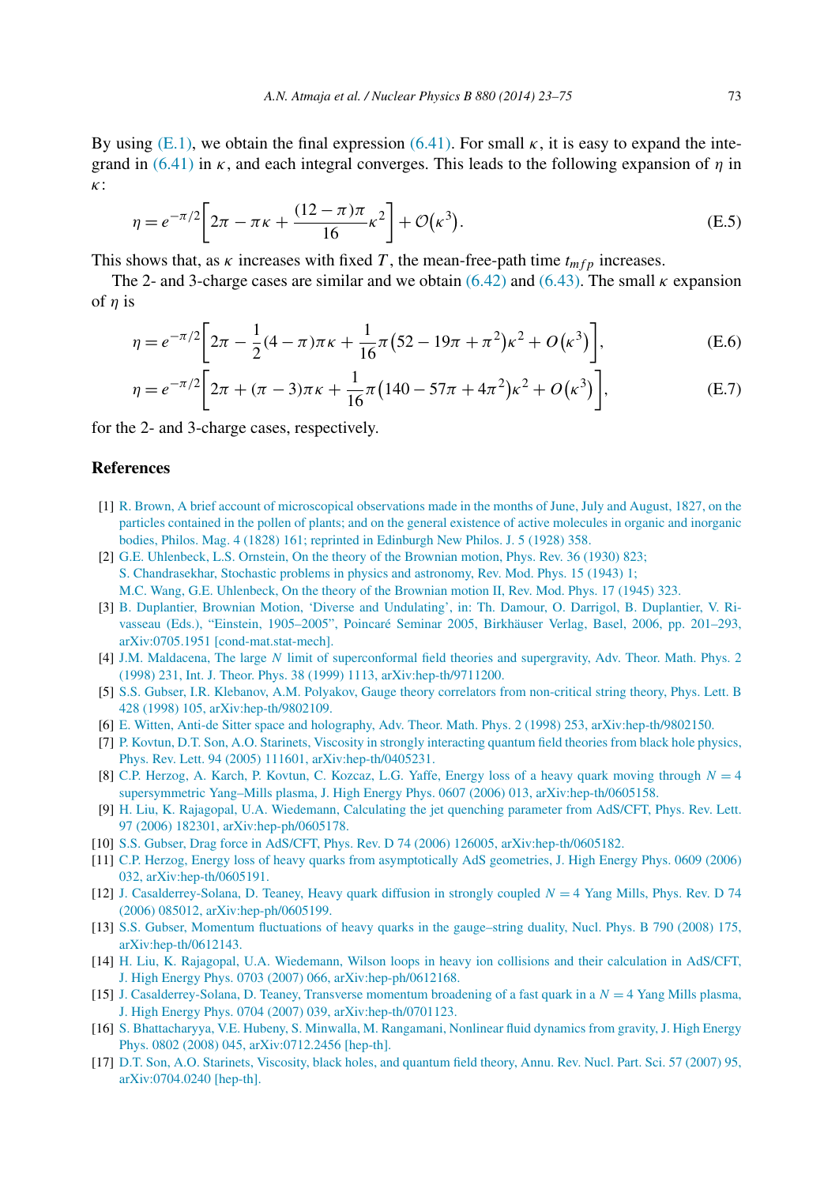By using (E.1), we obtain the final expression (6.41). For small $\kappa$, it is easy to expand the integrand in (6.41) in $\kappa$, and each integral converges. This leads to the following expansion of $\eta$ in $\kappa$:

$$\eta = e^{-\pi/2}\left[2\pi - \pi\kappa + \frac{(12-\pi)\pi}{16}\kappa^2\right] + \mathcal{O}\left(\kappa^3\right). \tag{E.5}$$

This shows that, as $\kappa$ increases with fixed $T$, the mean-free-path time $t_{mfp}$ increases.

The 2- and 3-charge cases are similar and we obtain (6.42) and (6.43). The small $\kappa$ expansion of $\eta$ is

$$\eta = e^{-\pi/2}\left[2\pi - \frac{1}{2}(4-\pi)\pi\kappa + \frac{1}{16}\pi\left(52 - 19\pi + \pi^2\right)\kappa^2 + O\left(\kappa^3\right)\right], \tag{E.6}$$

$$\eta = e^{-\pi/2}\left[2\pi + (\pi - 3)\pi\kappa + \frac{1}{16}\pi\left(140 - 57\pi + 4\pi^2\right)\kappa^2 + O\left(\kappa^3\right)\right], \tag{E.7}$$

for the 2- and 3-charge cases, respectively.

## References

[1] R. Brown, A brief account of microscopical observations made in the months of June, July and August, 1827, on the particles contained in the pollen of plants; and on the general existence of active molecules in organic and inorganic bodies, Philos. Mag. 4 (1828) 161; reprinted in Edinburgh New Philos. J. 5 (1928) 358.

[2] G.E. Uhlenbeck, L.S. Ornstein, On the theory of the Brownian motion, Phys. Rev. 36 (1930) 823; S. Chandrasekhar, Stochastic problems in physics and astronomy, Rev. Mod. Phys. 15 (1943) 1; M.C. Wang, G.E. Uhlenbeck, On the theory of the Brownian motion II, Rev. Mod. Phys. 17 (1945) 323.

[3] B. Duplantier, Brownian Motion, 'Diverse and Undulating', in: Th. Damour, O. Darrigol, B. Duplantier, V. Rivasseau (Eds.), "Einstein, 1905–2005", Poincaré Seminar 2005, Birkhäuser Verlag, Basel, 2006, pp. 201–293, arXiv:0705.1951 [cond-mat.stat-mech].

[4] J.M. Maldacena, The large $N$ limit of superconformal field theories and supergravity, Adv. Theor. Math. Phys. 2 (1998) 231, Int. J. Theor. Phys. 38 (1999) 1113, arXiv:hep-th/9711200.

[5] S.S. Gubser, I.R. Klebanov, A.M. Polyakov, Gauge theory correlators from non-critical string theory, Phys. Lett. B 428 (1998) 105, arXiv:hep-th/9802109.

[6] E. Witten, Anti-de Sitter space and holography, Adv. Theor. Math. Phys. 2 (1998) 253, arXiv:hep-th/9802150.

[7] P. Kovtun, D.T. Son, A.O. Starinets, Viscosity in strongly interacting quantum field theories from black hole physics, Phys. Rev. Lett. 94 (2005) 111601, arXiv:hep-th/0405231.

[8] C.P. Herzog, A. Karch, P. Kovtun, C. Kozcaz, L.G. Yaffe, Energy loss of a heavy quark moving through $N = 4$ supersymmetric Yang–Mills plasma, J. High Energy Phys. 0607 (2006) 013, arXiv:hep-th/0605158.

[9] H. Liu, K. Rajagopal, U.A. Wiedemann, Calculating the jet quenching parameter from AdS/CFT, Phys. Rev. Lett. 97 (2006) 182301, arXiv:hep-ph/0605178.

[10] S.S. Gubser, Drag force in AdS/CFT, Phys. Rev. D 74 (2006) 126005, arXiv:hep-th/0605182.

[11] C.P. Herzog, Energy loss of heavy quarks from asymptotically AdS geometries, J. High Energy Phys. 0609 (2006) 032, arXiv:hep-th/0605191.

[12] J. Casalderrey-Solana, D. Teaney, Heavy quark diffusion in strongly coupled $N = 4$ Yang Mills, Phys. Rev. D 74 (2006) 085012, arXiv:hep-ph/0605199.

[13] S.S. Gubser, Momentum fluctuations of heavy quarks in the gauge–string duality, Nucl. Phys. B 790 (2008) 175, arXiv:hep-th/0612143.

[14] H. Liu, K. Rajagopal, U.A. Wiedemann, Wilson loops in heavy ion collisions and their calculation in AdS/CFT, J. High Energy Phys. 0703 (2007) 066, arXiv:hep-ph/0612168.

[15] J. Casalderrey-Solana, D. Teaney, Transverse momentum broadening of a fast quark in a $N = 4$ Yang Mills plasma, J. High Energy Phys. 0704 (2007) 039, arXiv:hep-th/0701123.

[16] S. Bhattacharyya, V.E. Hubeny, S. Minwalla, M. Rangamani, Nonlinear fluid dynamics from gravity, J. High Energy Phys. 0802 (2008) 045, arXiv:0712.2456 [hep-th].

[17] D.T. Son, A.O. Starinets, Viscosity, black holes, and quantum field theory, Annu. Rev. Nucl. Part. Sci. 57 (2007) 95, arXiv:0704.0240 [hep-th].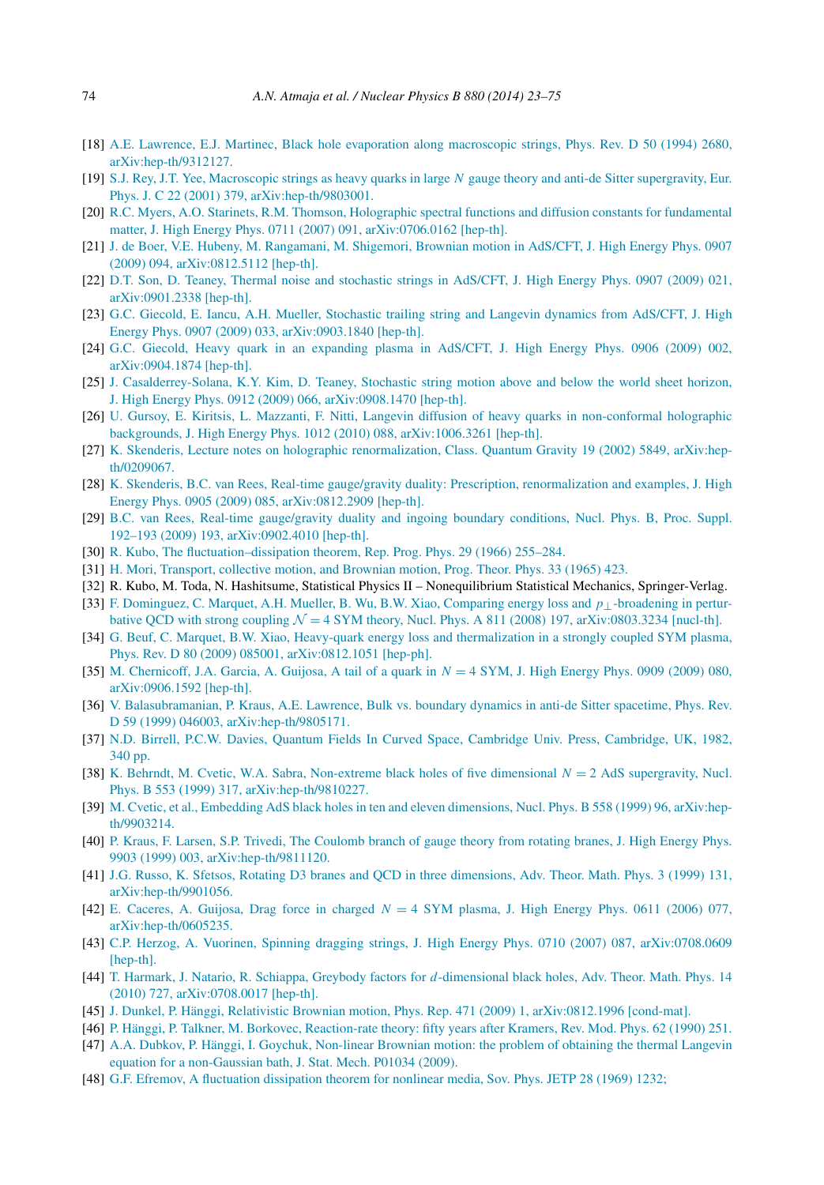[18] A.E. Lawrence, E.J. Martinec, Black hole evaporation along macroscopic strings, Phys. Rev. D 50 (1994) 2680, arXiv:hep-th/9312127.

[19] S.J. Rey, J.T. Yee, Macroscopic strings as heavy quarks in large $N$ gauge theory and anti-de Sitter supergravity, Eur. Phys. J. C 22 (2001) 379, arXiv:hep-th/9803001.

[20] R.C. Myers, A.O. Starinets, R.M. Thomson, Holographic spectral functions and diffusion constants for fundamental matter, J. High Energy Phys. 0711 (2007) 091, arXiv:0706.0162 [hep-th].

[21] J. de Boer, V.E. Hubeny, M. Rangamani, M. Shigemori, Brownian motion in AdS/CFT, J. High Energy Phys. 0907 (2009) 094, arXiv:0812.5112 [hep-th].

[22] D.T. Son, D. Teaney, Thermal noise and stochastic strings in AdS/CFT, J. High Energy Phys. 0907 (2009) 021, arXiv:0901.2338 [hep-th].

[23] G.C. Giecold, E. Iancu, A.H. Mueller, Stochastic trailing string and Langevin dynamics from AdS/CFT, J. High Energy Phys. 0907 (2009) 033, arXiv:0903.1840 [hep-th].

[24] G.C. Giecold, Heavy quark in an expanding plasma in AdS/CFT, J. High Energy Phys. 0906 (2009) 002, arXiv:0904.1874 [hep-th].

[25] J. Casalderrey-Solana, K.Y. Kim, D. Teaney, Stochastic string motion above and below the world sheet horizon, J. High Energy Phys. 0912 (2009) 066, arXiv:0908.1470 [hep-th].

[26] U. Gursoy, E. Kiritsis, L. Mazzanti, F. Nitti, Langevin diffusion of heavy quarks in non-conformal holographic backgrounds, J. High Energy Phys. 1012 (2010) 088, arXiv:1006.3261 [hep-th].

[27] K. Skenderis, Lecture notes on holographic renormalization, Class. Quantum Gravity 19 (2002) 5849, arXiv:hep-th/0209067.

[28] K. Skenderis, B.C. van Rees, Real-time gauge/gravity duality: Prescription, renormalization and examples, J. High Energy Phys. 0905 (2009) 085, arXiv:0812.2909 [hep-th].

[29] B.C. van Rees, Real-time gauge/gravity duality and ingoing boundary conditions, Nucl. Phys. B, Proc. Suppl. 192–193 (2009) 193, arXiv:0902.4010 [hep-th].

[30] R. Kubo, The fluctuation–dissipation theorem, Rep. Prog. Phys. 29 (1966) 255–284.

[31] H. Mori, Transport, collective motion, and Brownian motion, Prog. Theor. Phys. 33 (1965) 423.

[32] R. Kubo, M. Toda, N. Hashitsume, Statistical Physics II – Nonequilibrium Statistical Mechanics, Springer-Verlag.

[33] F. Dominguez, C. Marquet, A.H. Mueller, B. Wu, B.W. Xiao, Comparing energy loss and $p_\perp$-broadening in perturbative QCD with strong coupling $\mathcal{N}=4$ SYM theory, Nucl. Phys. A 811 (2008) 197, arXiv:0803.3234 [nucl-th].

[34] G. Beuf, C. Marquet, B.W. Xiao, Heavy-quark energy loss and thermalization in a strongly coupled SYM plasma, Phys. Rev. D 80 (2009) 085001, arXiv:0812.1051 [hep-ph].

[35] M. Chernicoff, J.A. Garcia, A. Guijosa, A tail of a quark in $N=4$ SYM, J. High Energy Phys. 0909 (2009) 080, arXiv:0906.1592 [hep-th].

[36] V. Balasubramanian, P. Kraus, A.E. Lawrence, Bulk vs. boundary dynamics in anti-de Sitter spacetime, Phys. Rev. D 59 (1999) 046003, arXiv:hep-th/9805171.

[37] N.D. Birrell, P.C.W. Davies, Quantum Fields In Curved Space, Cambridge Univ. Press, Cambridge, UK, 1982, 340 pp.

[38] K. Behrndt, M. Cvetic, W.A. Sabra, Non-extreme black holes of five dimensional $N=2$ AdS supergravity, Nucl. Phys. B 553 (1999) 317, arXiv:hep-th/9810227.

[39] M. Cvetic, et al., Embedding AdS black holes in ten and eleven dimensions, Nucl. Phys. B 558 (1999) 96, arXiv:hep-th/9903214.

[40] P. Kraus, F. Larsen, S.P. Trivedi, The Coulomb branch of gauge theory from rotating branes, J. High Energy Phys. 9903 (1999) 003, arXiv:hep-th/9811120.

[41] J.G. Russo, K. Sfetsos, Rotating D3 branes and QCD in three dimensions, Adv. Theor. Math. Phys. 3 (1999) 131, arXiv:hep-th/9901056.

[42] E. Caceres, A. Guijosa, Drag force in charged $N=4$ SYM plasma, J. High Energy Phys. 0611 (2006) 077, arXiv:hep-th/0605235.

[43] C.P. Herzog, A. Vuorinen, Spinning dragging strings, J. High Energy Phys. 0710 (2007) 087, arXiv:0708.0609 [hep-th].

[44] T. Harmark, J. Natario, R. Schiappa, Greybody factors for $d$-dimensional black holes, Adv. Theor. Math. Phys. 14 (2010) 727, arXiv:0708.0017 [hep-th].

[45] J. Dunkel, P. Hänggi, Relativistic Brownian motion, Phys. Rep. 471 (2009) 1, arXiv:0812.1996 [cond-mat].

[46] P. Hänggi, P. Talkner, M. Borkovec, Reaction-rate theory: fifty years after Kramers, Rev. Mod. Phys. 62 (1990) 251.

[47] A.A. Dubkov, P. Hänggi, I. Goychuk, Non-linear Brownian motion: the problem of obtaining the thermal Langevin equation for a non-Gaussian bath, J. Stat. Mech. P01034 (2009).

[48] G.F. Efremov, A fluctuation dissipation theorem for nonlinear media, Sov. Phys. JETP 28 (1969) 1232;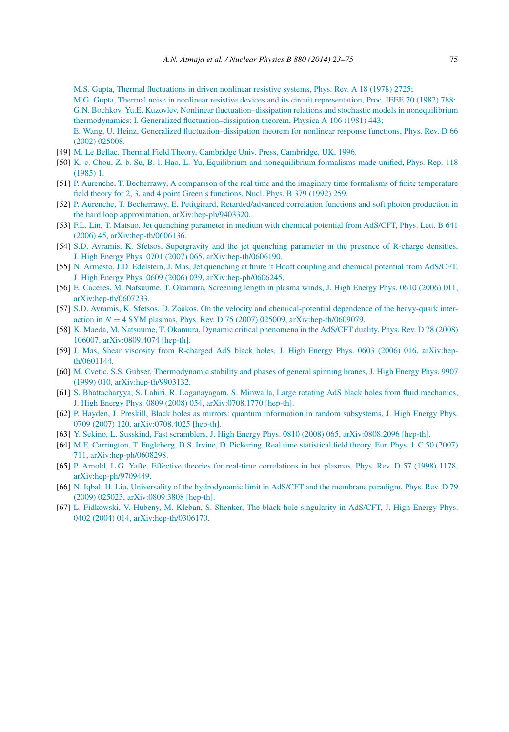M.S. Gupta, Thermal fluctuations in driven nonlinear resistive systems, Phys. Rev. A 18 (1978) 2725;
M.G. Gupta, Thermal noise in nonlinear resistive devices and its circuit representation, Proc. IEEE 70 (1982) 788;
G.N. Bochkov, Yu.E. Kuzovlev, Nonlinear fluctuation–dissipation relations and stochastic models in nonequilibrium thermodynamics: I. Generalized fluctuation–dissipation theorem, Physica A 106 (1981) 443;
E. Wang, U. Heinz, Generalized fluctuation–dissipation theorem for nonlinear response functions, Phys. Rev. D 66 (2002) 025008.

[49] M. Le Bellac, Thermal Field Theory, Cambridge Univ. Press, Cambridge, UK, 1996.

[50] K.-c. Chou, Z.-b. Su, B.-l. Hao, L. Yu, Equilibrium and nonequilibrium formalisms made unified, Phys. Rep. 118 (1985) 1.

[51] P. Aurenche, T. Becherrawy, A comparison of the real time and the imaginary time formalisms of finite temperature field theory for 2, 3, and 4 point Green's functions, Nucl. Phys. B 379 (1992) 259.

[52] P. Aurenche, T. Becherrawy, E. Petitgirard, Retarded/advanced correlation functions and soft photon production in the hard loop approximation, arXiv:hep-ph/9403320.

[53] F.L. Lin, T. Matsuo, Jet quenching parameter in medium with chemical potential from AdS/CFT, Phys. Lett. B 641 (2006) 45, arXiv:hep-th/0606136.

[54] S.D. Avramis, K. Sfetsos, Supergravity and the jet quenching parameter in the presence of R-charge densities, J. High Energy Phys. 0701 (2007) 065, arXiv:hep-th/0606190.

[55] N. Armesto, J.D. Edelstein, J. Mas, Jet quenching at finite 't Hooft coupling and chemical potential from AdS/CFT, J. High Energy Phys. 0609 (2006) 039, arXiv:hep-ph/0606245.

[56] E. Caceres, M. Natsuume, T. Okamura, Screening length in plasma winds, J. High Energy Phys. 0610 (2006) 011, arXiv:hep-th/0607233.

[57] S.D. Avramis, K. Sfetsos, D. Zoakos, On the velocity and chemical-potential dependence of the heavy-quark interaction in $N = 4$ SYM plasmas, Phys. Rev. D 75 (2007) 025009, arXiv:hep-th/0609079.

[58] K. Maeda, M. Natsuume, T. Okamura, Dynamic critical phenomena in the AdS/CFT duality, Phys. Rev. D 78 (2008) 106007, arXiv:0809.4074 [hep-th].

[59] J. Mas, Shear viscosity from R-charged AdS black holes, J. High Energy Phys. 0603 (2006) 016, arXiv:hep-th/0601144.

[60] M. Cvetic, S.S. Gubser, Thermodynamic stability and phases of general spinning branes, J. High Energy Phys. 9907 (1999) 010, arXiv:hep-th/9903132.

[61] S. Bhattacharyya, S. Lahiri, R. Loganayagam, S. Minwalla, Large rotating AdS black holes from fluid mechanics, J. High Energy Phys. 0809 (2008) 054, arXiv:0708.1770 [hep-th].

[62] P. Hayden, J. Preskill, Black holes as mirrors: quantum information in random subsystems, J. High Energy Phys. 0709 (2007) 120, arXiv:0708.4025 [hep-th].

[63] Y. Sekino, L. Susskind, Fast scramblers, J. High Energy Phys. 0810 (2008) 065, arXiv:0808.2096 [hep-th].

[64] M.E. Carrington, T. Fugleberg, D.S. Irvine, D. Pickering, Real time statistical field theory, Eur. Phys. J. C 50 (2007) 711, arXiv:hep-ph/0608298.

[65] P. Arnold, L.G. Yaffe, Effective theories for real-time correlations in hot plasmas, Phys. Rev. D 57 (1998) 1178, arXiv:hep-ph/9709449.

[66] N. Iqbal, H. Liu, Universality of the hydrodynamic limit in AdS/CFT and the membrane paradigm, Phys. Rev. D 79 (2009) 025023, arXiv:0809.3808 [hep-th].

[67] L. Fidkowski, V. Hubeny, M. Kleban, S. Shenker, The black hole singularity in AdS/CFT, J. High Energy Phys. 0402 (2004) 014, arXiv:hep-th/0306170.